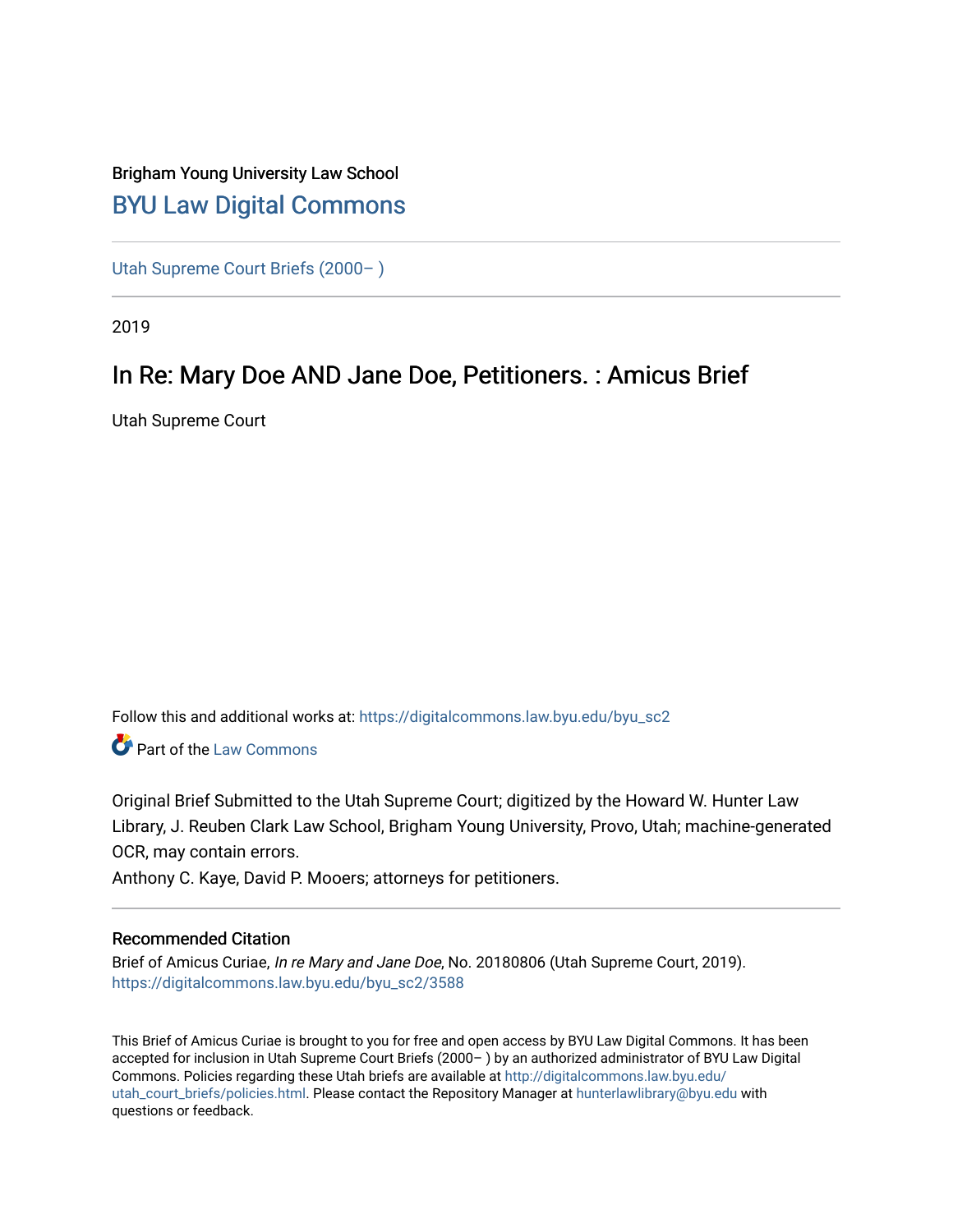Brigham Young University Law School

# BYU Law Digital Commons

Utah Supreme Court Briefs (2000– )

2019

## In Re: Mary Doe AND Jane Doe, Petitioners. : Amicus Brief

Utah Supreme Court

Follow this and additional works at: https://digitalcommons.law.byu.edu/byu_sc2

Part of the Law Commons

Original Brief Submitted to the Utah Supreme Court; digitized by the Howard W. Hunter Law Library, J. Reuben Clark Law School, Brigham Young University, Provo, Utah; machine-generated OCR, may contain errors.

Anthony C. Kaye, David P. Mooers; attorneys for petitioners.

### Recommended Citation

Brief of Amicus Curiae, *In re Mary and Jane Doe*, No. 20180806 (Utah Supreme Court, 2019).
https://digitalcommons.law.byu.edu/byu_sc2/3588

This Brief of Amicus Curiae is brought to you for free and open access by BYU Law Digital Commons. It has been accepted for inclusion in Utah Supreme Court Briefs (2000– ) by an authorized administrator of BYU Law Digital Commons. Policies regarding these Utah briefs are available at http://digitalcommons.law.byu.edu/utah_court_briefs/policies.html. Please contact the Repository Manager at hunterlawlibrary@byu.edu with questions or feedback.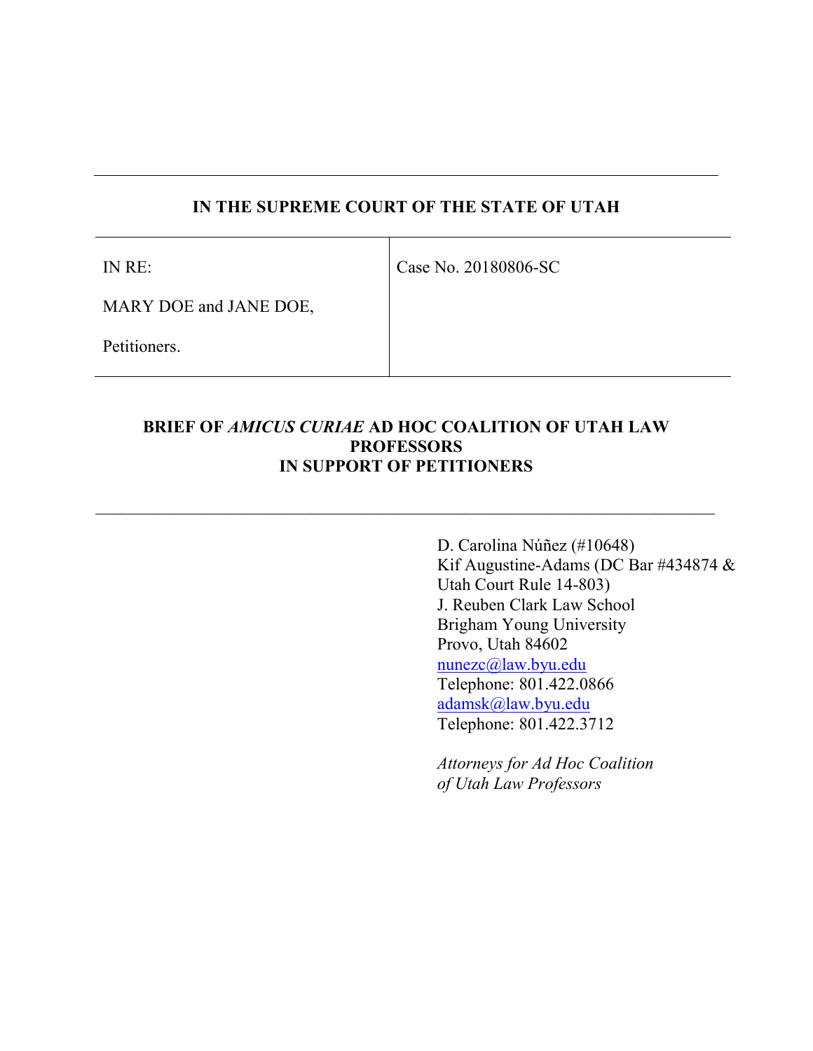**IN THE SUPREME COURT OF THE STATE OF UTAH**

| IN RE:<br><br>MARY DOE and JANE DOE,<br><br>Petitioners. | Case No. 20180806-SC |
|---|---|

**BRIEF OF *AMICUS CURIAE* AD HOC COALITION OF UTAH LAW PROFESSORS IN SUPPORT OF PETITIONERS**

---

D. Carolina Núñez (#10648)
Kif Augustine-Adams (DC Bar #434874 & Utah Court Rule 14-803)
J. Reuben Clark Law School
Brigham Young University
Provo, Utah 84602
nunezc@law.byu.edu
Telephone: 801.422.0866
adamsk@law.byu.edu
Telephone: 801.422.3712

*Attorneys for Ad Hoc Coalition of Utah Law Professors*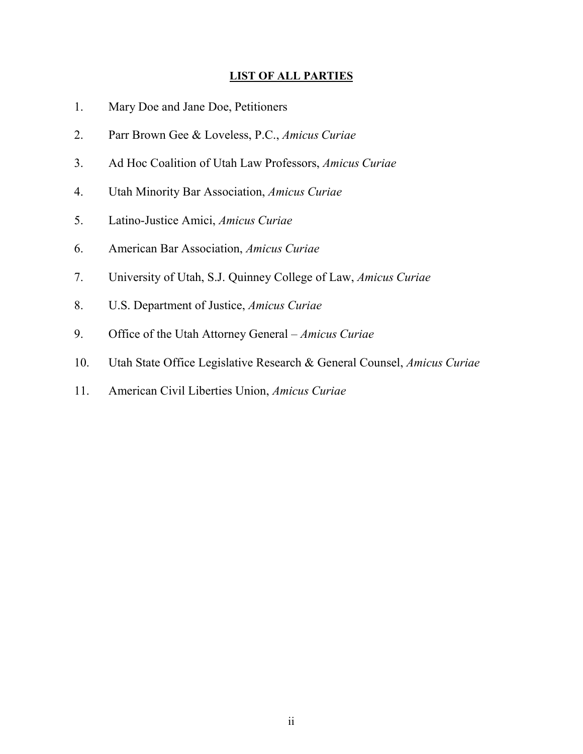**LIST OF ALL PARTIES**

1. Mary Doe and Jane Doe, Petitioners
2. Parr Brown Gee & Loveless, P.C., *Amicus Curiae*
3. Ad Hoc Coalition of Utah Law Professors, *Amicus Curiae*
4. Utah Minority Bar Association, *Amicus Curiae*
5. Latino-Justice Amici, *Amicus Curiae*
6. American Bar Association, *Amicus Curiae*
7. University of Utah, S.J. Quinney College of Law, *Amicus Curiae*
8. U.S. Department of Justice, *Amicus Curiae*
9. Office of the Utah Attorney General – *Amicus Curiae*
10. Utah State Office Legislative Research & General Counsel, *Amicus Curiae*
11. American Civil Liberties Union, *Amicus Curiae*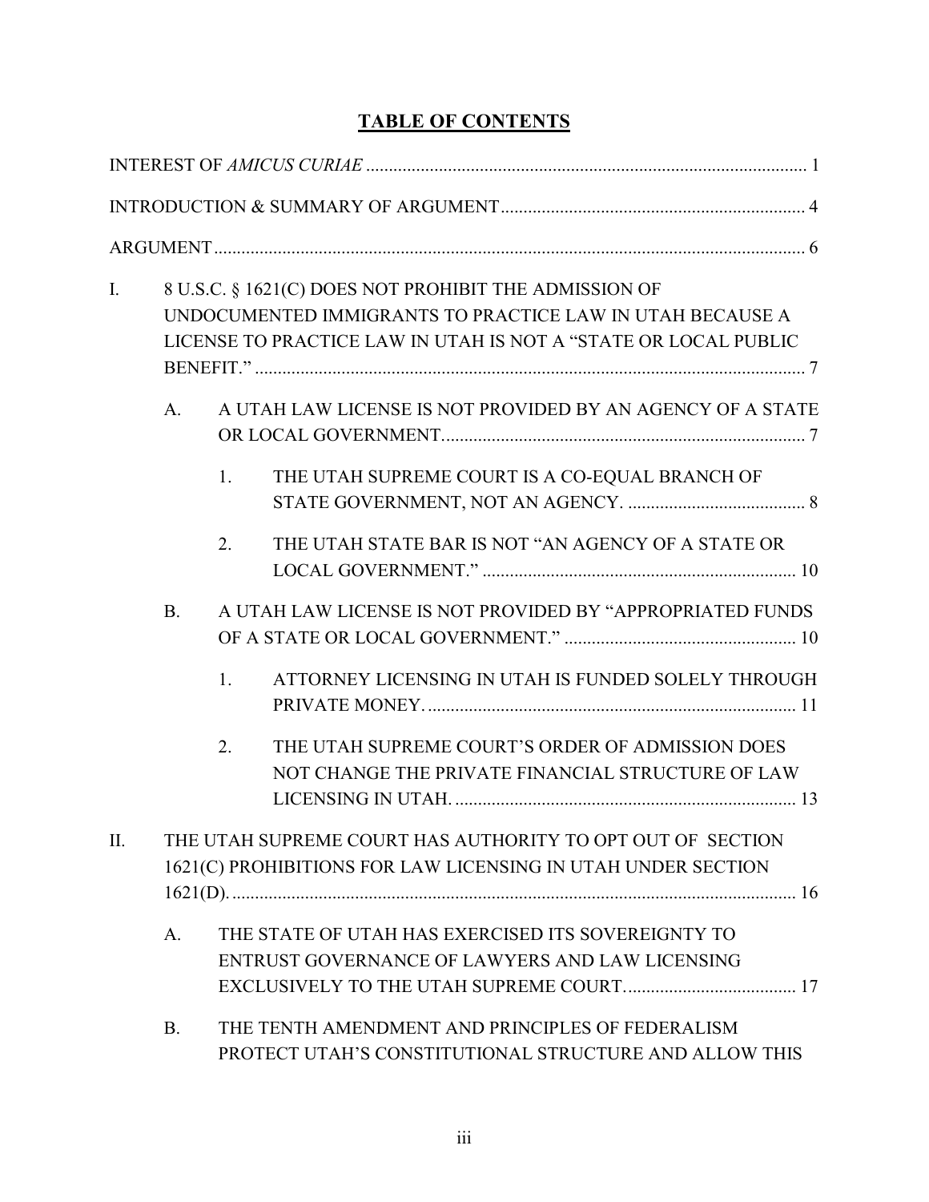# TABLE OF CONTENTS

INTEREST OF *AMICUS CURIAE* ..................................................................................................... 1

INTRODUCTION & SUMMARY OF ARGUMENT ..................................................................... 4

ARGUMENT ..................................................................................................................................... 6

I. 8 U.S.C. § 1621(C) DOES NOT PROHIBIT THE ADMISSION OF UNDOCUMENTED IMMIGRANTS TO PRACTICE LAW IN UTAH BECAUSE A LICENSE TO PRACTICE LAW IN UTAH IS NOT A "STATE OR LOCAL PUBLIC BENEFIT." ........................................................................................................ 7

   A. A UTAH LAW LICENSE IS NOT PROVIDED BY AN AGENCY OF A STATE OR LOCAL GOVERNMENT ................................................................................ 7

      1. THE UTAH SUPREME COURT IS A CO-EQUAL BRANCH OF STATE GOVERNMENT, NOT AN AGENCY. ....................................... 8

      2. THE UTAH STATE BAR IS NOT "AN AGENCY OF A STATE OR LOCAL GOVERNMENT." ..................................................................... 10

   B. A UTAH LAW LICENSE IS NOT PROVIDED BY "APPROPRIATED FUNDS OF A STATE OR LOCAL GOVERNMENT." ................................................... 10

      1. ATTORNEY LICENSING IN UTAH IS FUNDED SOLELY THROUGH PRIVATE MONEY. ................................................................................. 11

      2. THE UTAH SUPREME COURT'S ORDER OF ADMISSION DOES NOT CHANGE THE PRIVATE FINANCIAL STRUCTURE OF LAW LICENSING IN UTAH. ........................................................................... 13

II. THE UTAH SUPREME COURT HAS AUTHORITY TO OPT OUT OF SECTION 1621(C) PROHIBITIONS FOR LAW LICENSING IN UTAH UNDER SECTION 1621(D). ............................................................................................................ 16

   A. THE STATE OF UTAH HAS EXERCISED ITS SOVEREIGNTY TO ENTRUST GOVERNANCE OF LAWYERS AND LAW LICENSING EXCLUSIVELY TO THE UTAH SUPREME COURT. ..................................... 17

   B. THE TENTH AMENDMENT AND PRINCIPLES OF FEDERALISM PROTECT UTAH'S CONSTITUTIONAL STRUCTURE AND ALLOW THIS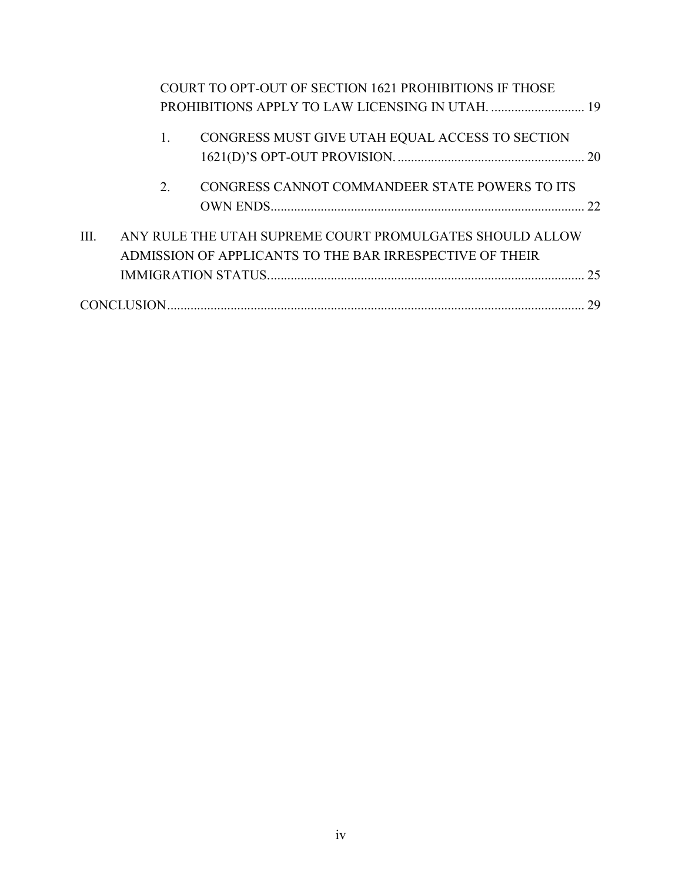COURT TO OPT-OUT OF SECTION 1621 PROHIBITIONS IF THOSE PROHIBITIONS APPLY TO LAW LICENSING IN UTAH. ............................ 19

1. CONGRESS MUST GIVE UTAH EQUAL ACCESS TO SECTION 1621(D)'S OPT-OUT PROVISION. ........................................................ 20

2. CONGRESS CANNOT COMMANDEER STATE POWERS TO ITS OWN ENDS.............................................................................................. 22

III. ANY RULE THE UTAH SUPREME COURT PROMULGATES SHOULD ALLOW ADMISSION OF APPLICANTS TO THE BAR IRRESPECTIVE OF THEIR IMMIGRATION STATUS................................................................................................ 25

CONCLUSION.............................................................................................................................. 29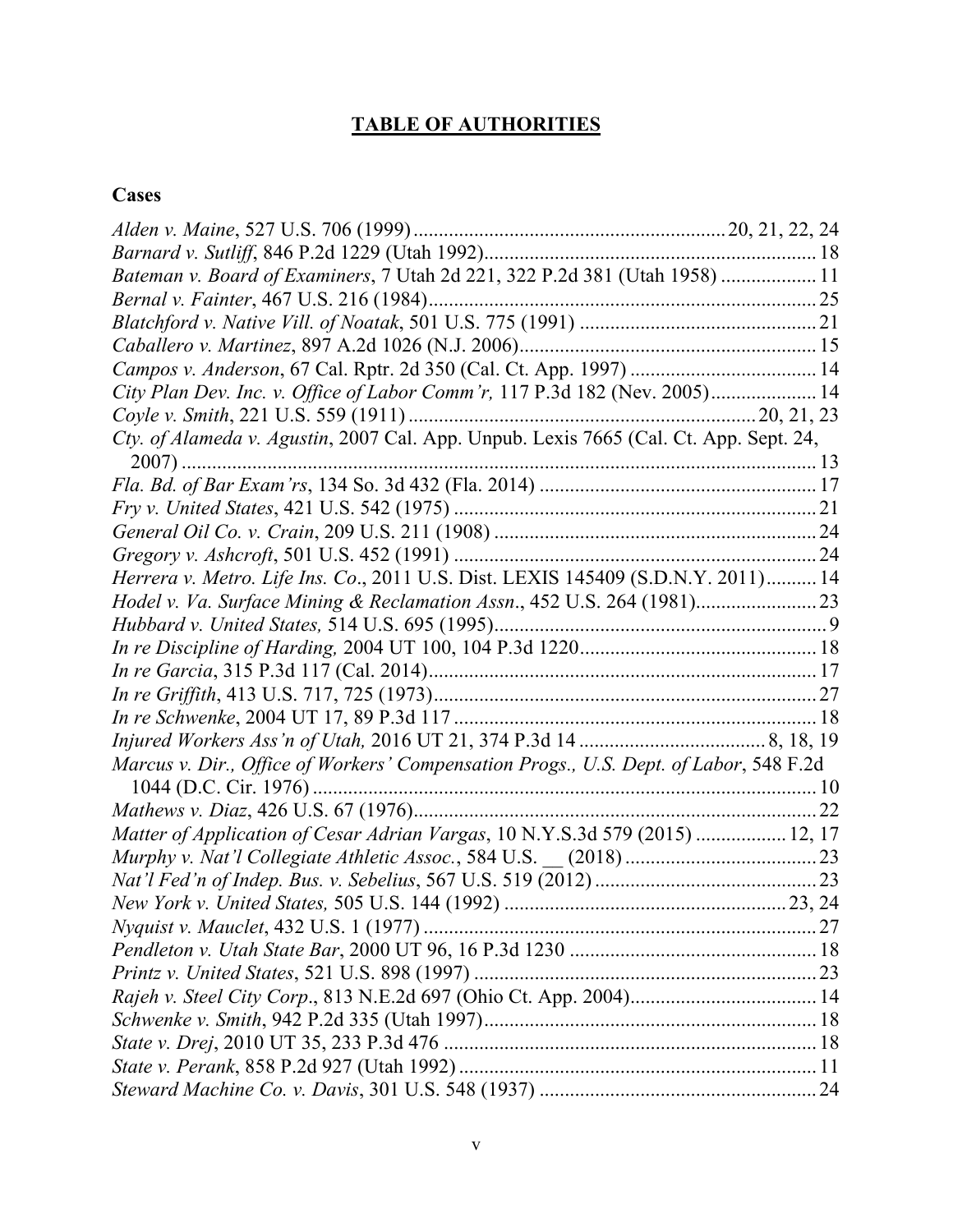# TABLE OF AUTHORITIES

## Cases

*Alden v. Maine*, 527 U.S. 706 (1999) .......... 20, 21, 22, 24
*Barnard v. Sutliff*, 846 P.2d 1229 (Utah 1992) .......... 18
*Bateman v. Board of Examiners*, 7 Utah 2d 221, 322 P.2d 381 (Utah 1958) .......... 11
*Bernal v. Fainter*, 467 U.S. 216 (1984) .......... 25
*Blatchford v. Native Vill. of Noatak*, 501 U.S. 775 (1991) .......... 21
*Caballero v. Martinez*, 897 A.2d 1026 (N.J. 2006) .......... 15
*Campos v. Anderson*, 67 Cal. Rptr. 2d 350 (Cal. Ct. App. 1997) .......... 14
*City Plan Dev. Inc. v. Office of Labor Comm'r,* 117 P.3d 182 (Nev. 2005) .......... 14
*Coyle v. Smith*, 221 U.S. 559 (1911) .......... 20, 21, 23
*Cty. of Alameda v. Agustin*, 2007 Cal. App. Unpub. Lexis 7665 (Cal. Ct. App. Sept. 24, 2007) .......... 13
*Fla. Bd. of Bar Exam'rs*, 134 So. 3d 432 (Fla. 2014) .......... 17
*Fry v. United States*, 421 U.S. 542 (1975) .......... 21
*General Oil Co. v. Crain*, 209 U.S. 211 (1908) .......... 24
*Gregory v. Ashcroft*, 501 U.S. 452 (1991) .......... 24
*Herrera v. Metro. Life Ins. Co*., 2011 U.S. Dist. LEXIS 145409 (S.D.N.Y. 2011) .......... 14
*Hodel v. Va. Surface Mining & Reclamation Assn*., 452 U.S. 264 (1981) .......... 23
*Hubbard v. United States,* 514 U.S. 695 (1995) .......... 9
*In re Discipline of Harding,* 2004 UT 100, 104 P.3d 1220 .......... 18
*In re Garcia*, 315 P.3d 117 (Cal. 2014) .......... 17
*In re Griffith*, 413 U.S. 717, 725 (1973) .......... 27
*In re Schwenke*, 2004 UT 17, 89 P.3d 117 .......... 18
*Injured Workers Ass'n of Utah,* 2016 UT 21, 374 P.3d 14 .......... 8, 18, 19
*Marcus v. Dir., Office of Workers' Compensation Progs., U.S. Dept. of Labor*, 548 F.2d 1044 (D.C. Cir. 1976) .......... 10
*Mathews v. Diaz*, 426 U.S. 67 (1976) .......... 22
*Matter of Application of Cesar Adrian Vargas*, 10 N.Y.S.3d 579 (2015) .......... 12, 17
*Murphy v. Nat'l Collegiate Athletic Assoc.*, 584 U.S. __ (2018) .......... 23
*Nat'l Fed'n of Indep. Bus. v. Sebelius*, 567 U.S. 519 (2012) .......... 23
*New York v. United States,* 505 U.S. 144 (1992) .......... 23, 24
*Nyquist v. Mauclet*, 432 U.S. 1 (1977) .......... 27
*Pendleton v. Utah State Bar*, 2000 UT 96, 16 P.3d 1230 .......... 18
*Printz v. United States*, 521 U.S. 898 (1997) .......... 23
*Rajeh v. Steel City Corp*., 813 N.E.2d 697 (Ohio Ct. App. 2004) .......... 14
*Schwenke v. Smith*, 942 P.2d 335 (Utah 1997) .......... 18
*State v. Drej*, 2010 UT 35, 233 P.3d 476 .......... 18
*State v. Perank*, 858 P.2d 927 (Utah 1992) .......... 11
*Steward Machine Co. v. Davis*, 301 U.S. 548 (1937) .......... 24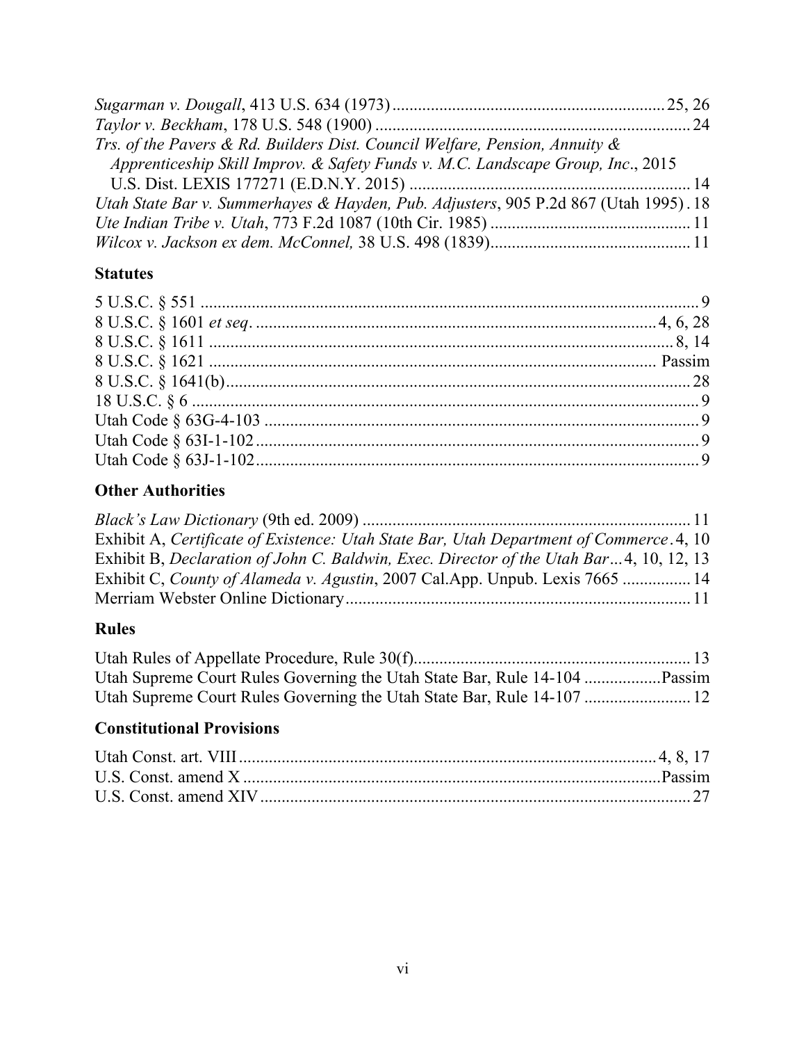*Sugarman v. Dougall*, 413 U.S. 634 (1973) ............................................................... 25, 26
*Taylor v. Beckham*, 178 U.S. 548 (1900) ......................................................................... 24
*Trs. of the Pavers & Rd. Builders Dist. Council Welfare, Pension, Annuity & Apprenticeship Skill Improv. & Safety Funds v. M.C. Landscape Group, Inc*., 2015 U.S. Dist. LEXIS 177271 (E.D.N.Y. 2015) ................................................................. 14
*Utah State Bar v. Summerhayes & Hayden, Pub. Adjusters*, 905 P.2d 867 (Utah 1995) . 18
*Ute Indian Tribe v. Utah*, 773 F.2d 1087 (10th Cir. 1985) ............................................... 11
*Wilcox v. Jackson ex dem. McConnel,* 38 U.S. 498 (1839)............................................... 11

**Statutes**

5 U.S.C. § 551 ..................................................................................................................... 9
8 U.S.C. § 1601 *et seq*. ............................................................................................. 4, 6, 28
8 U.S.C. § 1611 ............................................................................................................ 8, 14
8 U.S.C. § 1621 ....................................................................................................... Passim
8 U.S.C. § 1641(b)............................................................................................................. 28
18 U.S.C. § 6 ....................................................................................................................... 9
Utah Code § 63G-4-103 ...................................................................................................... 9
Utah Code § 63I-1-102 ........................................................................................................ 9
Utah Code § 63J-1-102........................................................................................................ 9

**Other Authorities**

*Black's Law Dictionary* (9th ed. 2009) ............................................................................ 11
Exhibit A, *Certificate of Existence: Utah State Bar, Utah Department of Commerce* . 4, 10
Exhibit B, *Declaration of John C. Baldwin, Exec. Director of the Utah Bar* ... 4, 10, 12, 13
Exhibit C, *County of Alameda v. Agustin*, 2007 Cal.App. Unpub. Lexis 7665 ................ 14
Merriam Webster Online Dictionary................................................................................. 11

**Rules**

Utah Rules of Appellate Procedure, Rule 30(f)................................................................. 13
Utah Supreme Court Rules Governing the Utah State Bar, Rule 14-104 ..................Passim
Utah Supreme Court Rules Governing the Utah State Bar, Rule 14-107 ......................... 12

**Constitutional Provisions**

Utah Const. art. VIII ................................................................................................. 4, 8, 17
U.S. Const. amend X .......................................................................................................Passim
U.S. Const. amend XIV ..................................................................................................... 27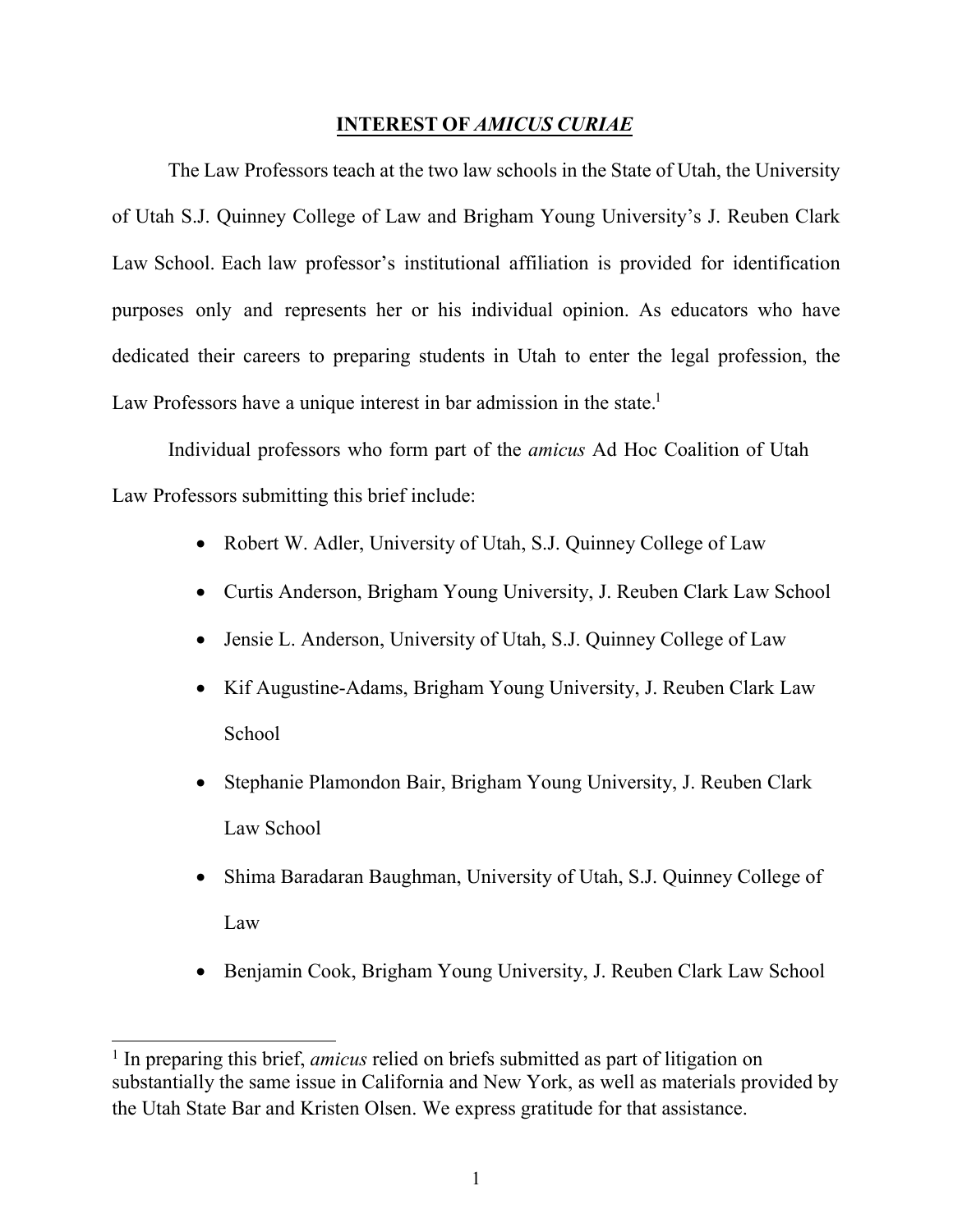## INTEREST OF *AMICUS CURIAE*

The Law Professors teach at the two law schools in the State of Utah, the University of Utah S.J. Quinney College of Law and Brigham Young University's J. Reuben Clark Law School. Each law professor's institutional affiliation is provided for identification purposes only and represents her or his individual opinion. As educators who have dedicated their careers to preparing students in Utah to enter the legal profession, the Law Professors have a unique interest in bar admission in the state.[1]

Individual professors who form part of the *amicus* Ad Hoc Coalition of Utah Law Professors submitting this brief include:

- Robert W. Adler, University of Utah, S.J. Quinney College of Law
- Curtis Anderson, Brigham Young University, J. Reuben Clark Law School
- Jensie L. Anderson, University of Utah, S.J. Quinney College of Law
- Kif Augustine-Adams, Brigham Young University, J. Reuben Clark Law School
- Stephanie Plamondon Bair, Brigham Young University, J. Reuben Clark Law School
- Shima Baradaran Baughman, University of Utah, S.J. Quinney College of Law
- Benjamin Cook, Brigham Young University, J. Reuben Clark Law School

[1] In preparing this brief, *amicus* relied on briefs submitted as part of litigation on substantially the same issue in California and New York, as well as materials provided by the Utah State Bar and Kristen Olsen. We express gratitude for that assistance.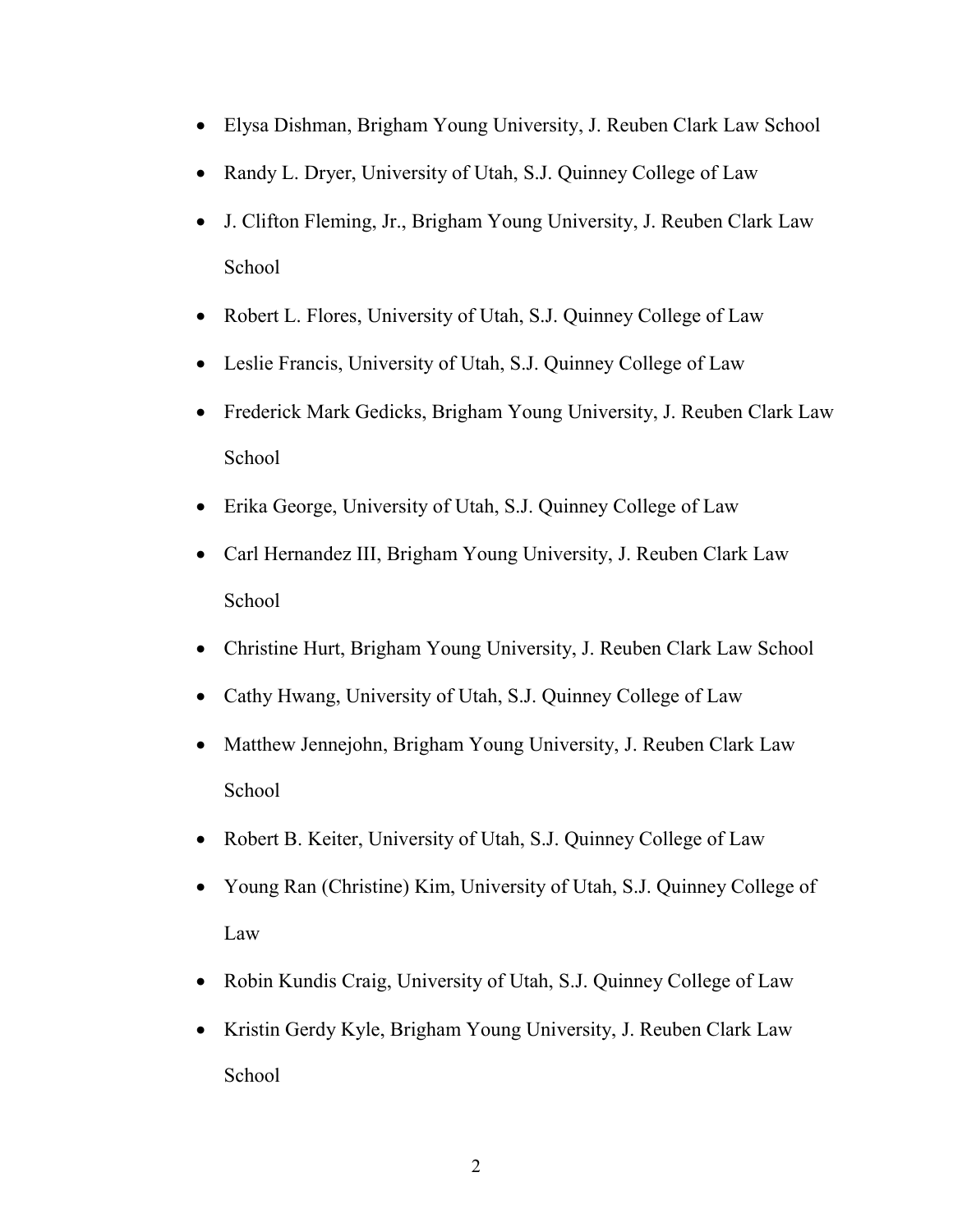- Elysa Dishman, Brigham Young University, J. Reuben Clark Law School
- Randy L. Dryer, University of Utah, S.J. Quinney College of Law
- J. Clifton Fleming, Jr., Brigham Young University, J. Reuben Clark Law School
- Robert L. Flores, University of Utah, S.J. Quinney College of Law
- Leslie Francis, University of Utah, S.J. Quinney College of Law
- Frederick Mark Gedicks, Brigham Young University, J. Reuben Clark Law School
- Erika George, University of Utah, S.J. Quinney College of Law
- Carl Hernandez III, Brigham Young University, J. Reuben Clark Law School
- Christine Hurt, Brigham Young University, J. Reuben Clark Law School
- Cathy Hwang, University of Utah, S.J. Quinney College of Law
- Matthew Jennejohn, Brigham Young University, J. Reuben Clark Law School
- Robert B. Keiter, University of Utah, S.J. Quinney College of Law
- Young Ran (Christine) Kim, University of Utah, S.J. Quinney College of Law
- Robin Kundis Craig, University of Utah, S.J. Quinney College of Law
- Kristin Gerdy Kyle, Brigham Young University, J. Reuben Clark Law School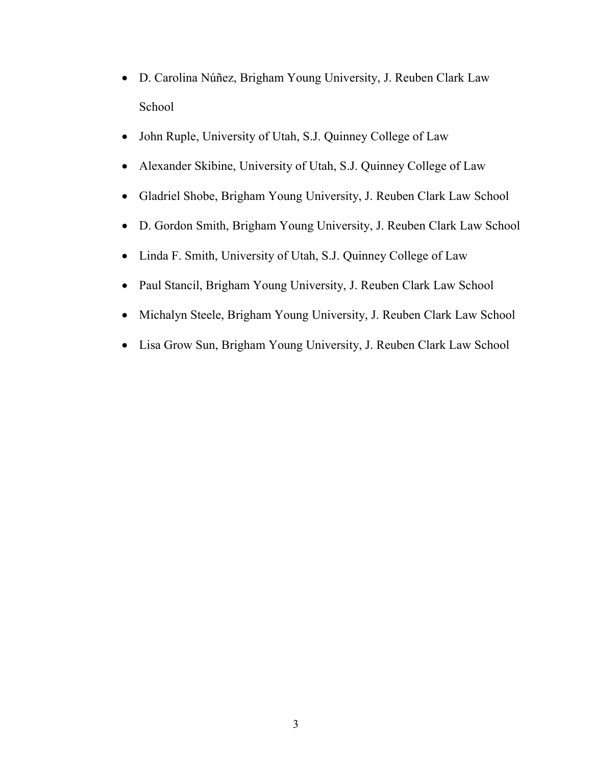- D. Carolina Núñez, Brigham Young University, J. Reuben Clark Law School
- John Ruple, University of Utah, S.J. Quinney College of Law
- Alexander Skibine, University of Utah, S.J. Quinney College of Law
- Gladriel Shobe, Brigham Young University, J. Reuben Clark Law School
- D. Gordon Smith, Brigham Young University, J. Reuben Clark Law School
- Linda F. Smith, University of Utah, S.J. Quinney College of Law
- Paul Stancil, Brigham Young University, J. Reuben Clark Law School
- Michalyn Steele, Brigham Young University, J. Reuben Clark Law School
- Lisa Grow Sun, Brigham Young University, J. Reuben Clark Law School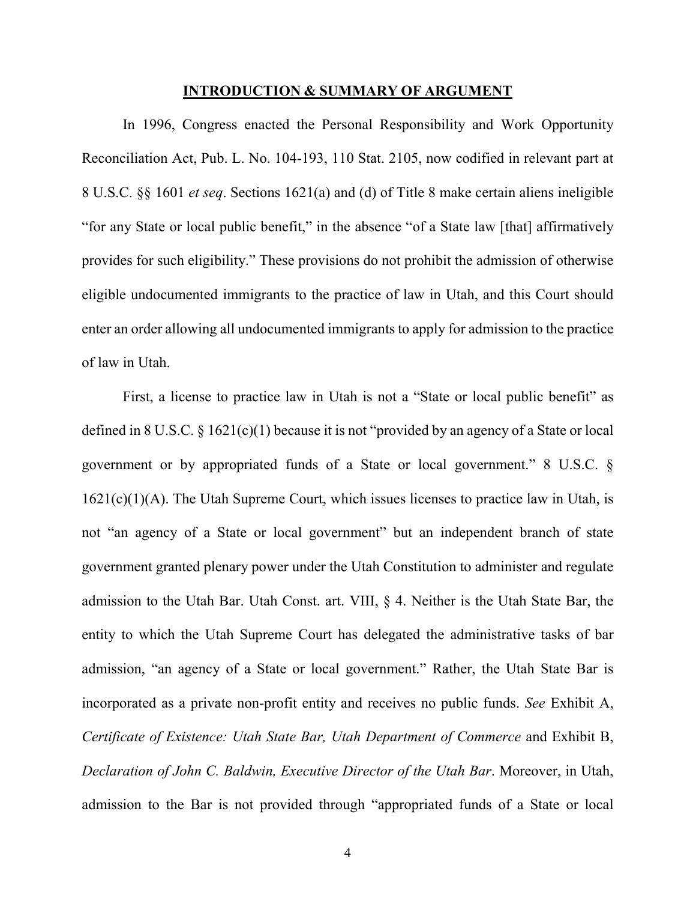## **INTRODUCTION & SUMMARY OF ARGUMENT**

In 1996, Congress enacted the Personal Responsibility and Work Opportunity Reconciliation Act, Pub. L. No. 104-193, 110 Stat. 2105, now codified in relevant part at 8 U.S.C. §§ 1601 *et seq*. Sections 1621(a) and (d) of Title 8 make certain aliens ineligible "for any State or local public benefit," in the absence "of a State law [that] affirmatively provides for such eligibility." These provisions do not prohibit the admission of otherwise eligible undocumented immigrants to the practice of law in Utah, and this Court should enter an order allowing all undocumented immigrants to apply for admission to the practice of law in Utah.

First, a license to practice law in Utah is not a "State or local public benefit" as defined in 8 U.S.C. § 1621(c)(1) because it is not "provided by an agency of a State or local government or by appropriated funds of a State or local government." 8 U.S.C. § 1621(c)(1)(A). The Utah Supreme Court, which issues licenses to practice law in Utah, is not "an agency of a State or local government" but an independent branch of state government granted plenary power under the Utah Constitution to administer and regulate admission to the Utah Bar. Utah Const. art. VIII, § 4. Neither is the Utah State Bar, the entity to which the Utah Supreme Court has delegated the administrative tasks of bar admission, "an agency of a State or local government." Rather, the Utah State Bar is incorporated as a private non-profit entity and receives no public funds. *See* Exhibit A, *Certificate of Existence: Utah State Bar, Utah Department of Commerce* and Exhibit B, *Declaration of John C. Baldwin, Executive Director of the Utah Bar*. Moreover, in Utah, admission to the Bar is not provided through "appropriated funds of a State or local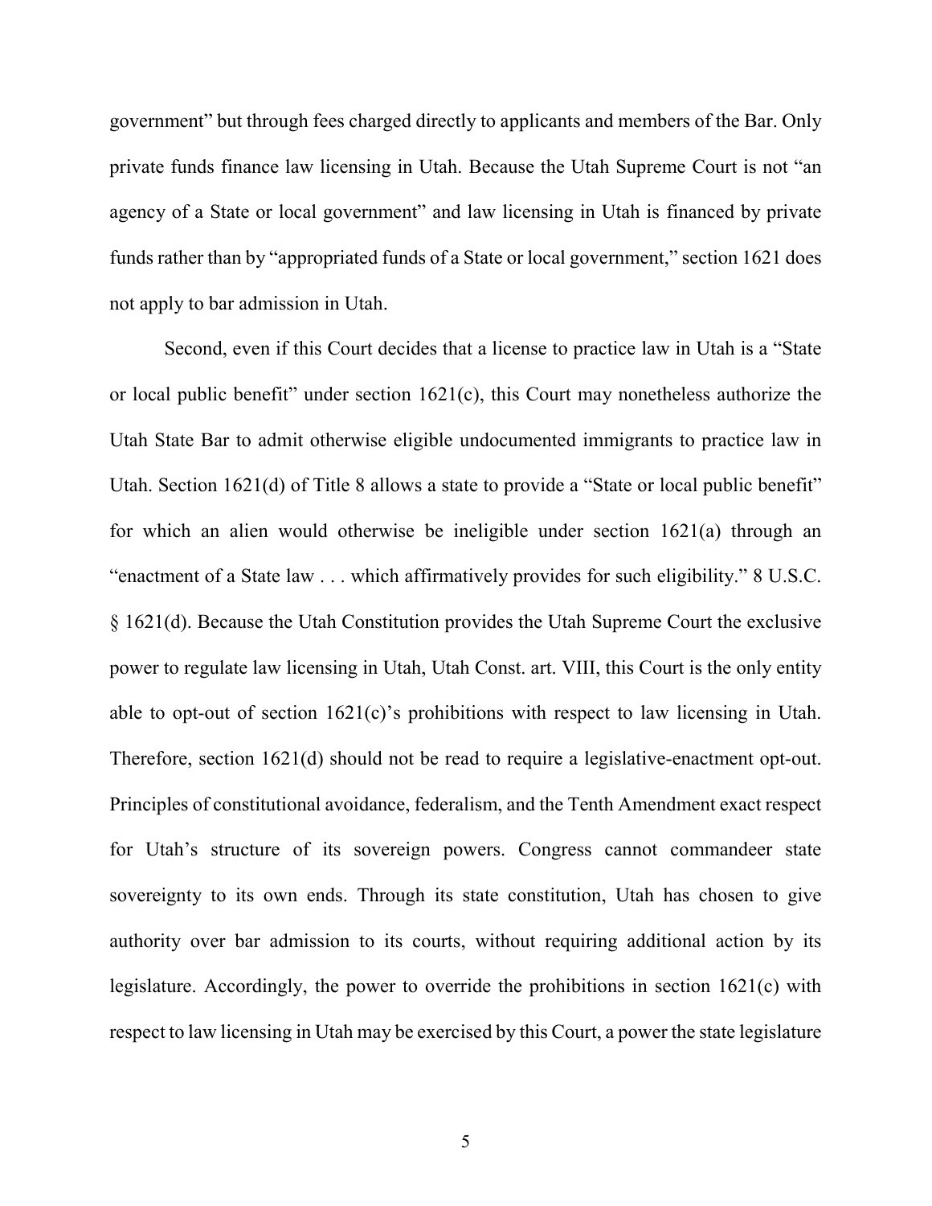government" but through fees charged directly to applicants and members of the Bar. Only private funds finance law licensing in Utah. Because the Utah Supreme Court is not "an agency of a State or local government" and law licensing in Utah is financed by private funds rather than by "appropriated funds of a State or local government," section 1621 does not apply to bar admission in Utah.

Second, even if this Court decides that a license to practice law in Utah is a "State or local public benefit" under section 1621(c), this Court may nonetheless authorize the Utah State Bar to admit otherwise eligible undocumented immigrants to practice law in Utah. Section 1621(d) of Title 8 allows a state to provide a "State or local public benefit" for which an alien would otherwise be ineligible under section 1621(a) through an "enactment of a State law . . . which affirmatively provides for such eligibility." 8 U.S.C. § 1621(d). Because the Utah Constitution provides the Utah Supreme Court the exclusive power to regulate law licensing in Utah, Utah Const. art. VIII, this Court is the only entity able to opt-out of section 1621(c)'s prohibitions with respect to law licensing in Utah. Therefore, section 1621(d) should not be read to require a legislative-enactment opt-out. Principles of constitutional avoidance, federalism, and the Tenth Amendment exact respect for Utah's structure of its sovereign powers. Congress cannot commandeer state sovereignty to its own ends. Through its state constitution, Utah has chosen to give authority over bar admission to its courts, without requiring additional action by its legislature. Accordingly, the power to override the prohibitions in section 1621(c) with respect to law licensing in Utah may be exercised by this Court, a power the state legislature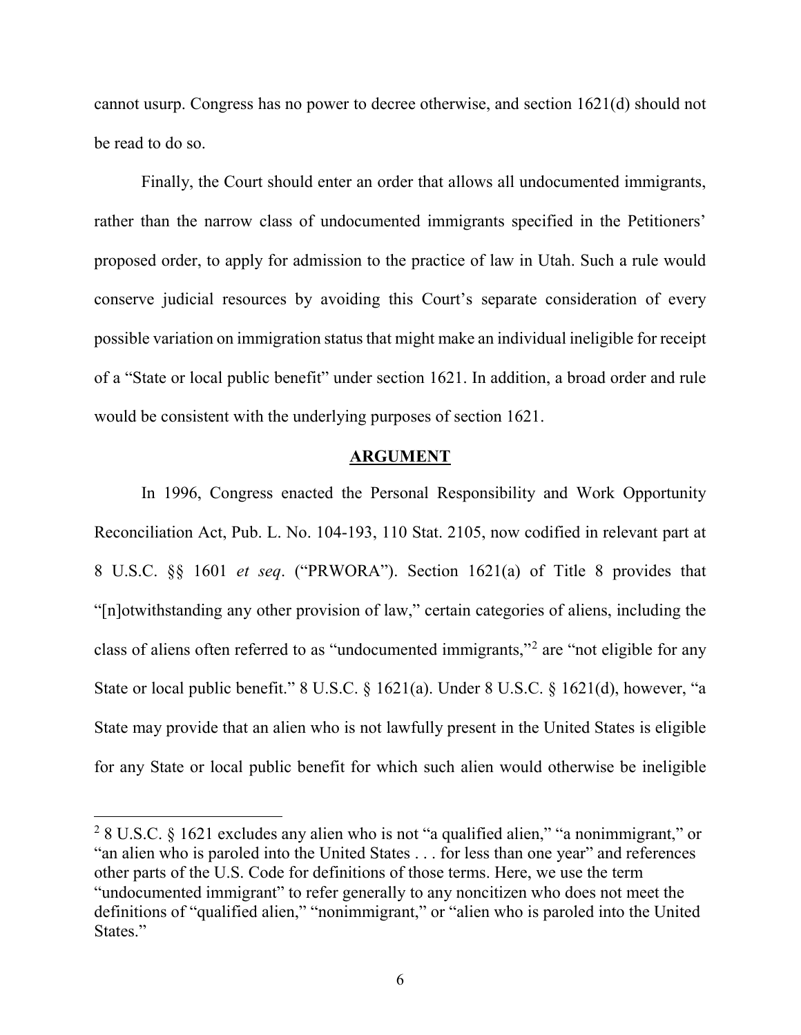cannot usurp. Congress has no power to decree otherwise, and section 1621(d) should not be read to do so.

Finally, the Court should enter an order that allows all undocumented immigrants, rather than the narrow class of undocumented immigrants specified in the Petitioners' proposed order, to apply for admission to the practice of law in Utah. Such a rule would conserve judicial resources by avoiding this Court's separate consideration of every possible variation on immigration status that might make an individual ineligible for receipt of a "State or local public benefit" under section 1621. In addition, a broad order and rule would be consistent with the underlying purposes of section 1621.

## ARGUMENT

In 1996, Congress enacted the Personal Responsibility and Work Opportunity Reconciliation Act, Pub. L. No. 104-193, 110 Stat. 2105, now codified in relevant part at 8 U.S.C. §§ 1601 *et seq*. ("PRWORA"). Section 1621(a) of Title 8 provides that "[n]otwithstanding any other provision of law," certain categories of aliens, including the class of aliens often referred to as "undocumented immigrants,"[2] are "not eligible for any State or local public benefit." 8 U.S.C. § 1621(a). Under 8 U.S.C. § 1621(d), however, "a State may provide that an alien who is not lawfully present in the United States is eligible for any State or local public benefit for which such alien would otherwise be ineligible

[2] 8 U.S.C. § 1621 excludes any alien who is not "a qualified alien," "a nonimmigrant," or "an alien who is paroled into the United States . . . for less than one year" and references other parts of the U.S. Code for definitions of those terms. Here, we use the term "undocumented immigrant" to refer generally to any noncitizen who does not meet the definitions of "qualified alien," "nonimmigrant," or "alien who is paroled into the United States."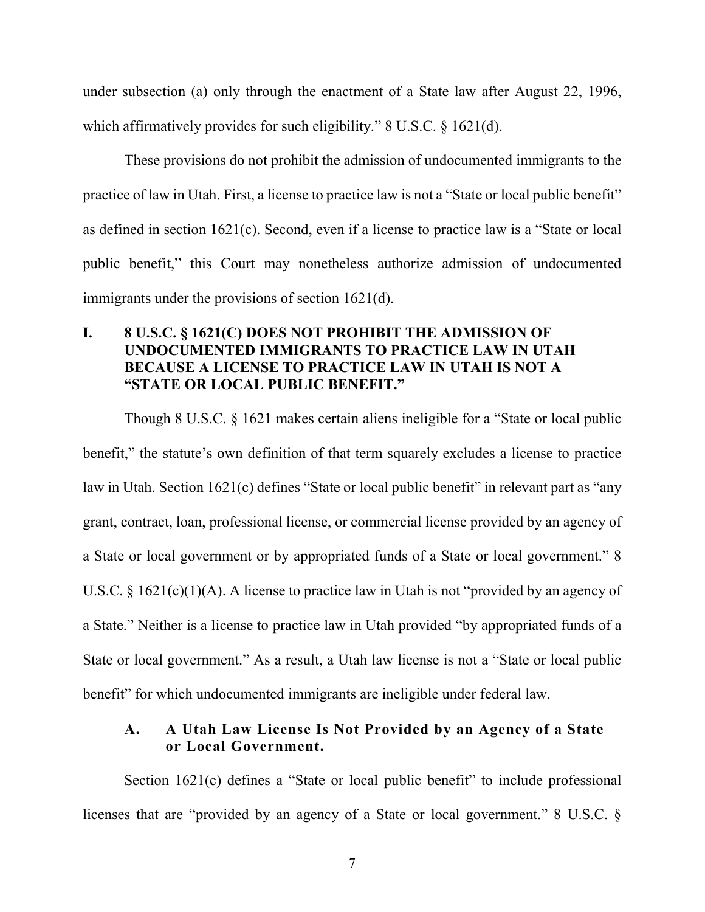under subsection (a) only through the enactment of a State law after August 22, 1996, which affirmatively provides for such eligibility." 8 U.S.C. § 1621(d).

These provisions do not prohibit the admission of undocumented immigrants to the practice of law in Utah. First, a license to practice law is not a "State or local public benefit" as defined in section 1621(c). Second, even if a license to practice law is a "State or local public benefit," this Court may nonetheless authorize admission of undocumented immigrants under the provisions of section 1621(d).

## I. 8 U.S.C. § 1621(C) DOES NOT PROHIBIT THE ADMISSION OF UNDOCUMENTED IMMIGRANTS TO PRACTICE LAW IN UTAH BECAUSE A LICENSE TO PRACTICE LAW IN UTAH IS NOT A "STATE OR LOCAL PUBLIC BENEFIT."

Though 8 U.S.C. § 1621 makes certain aliens ineligible for a "State or local public benefit," the statute's own definition of that term squarely excludes a license to practice law in Utah. Section 1621(c) defines "State or local public benefit" in relevant part as "any grant, contract, loan, professional license, or commercial license provided by an agency of a State or local government or by appropriated funds of a State or local government." 8 U.S.C. § 1621(c)(1)(A). A license to practice law in Utah is not "provided by an agency of a State." Neither is a license to practice law in Utah provided "by appropriated funds of a State or local government." As a result, a Utah law license is not a "State or local public benefit" for which undocumented immigrants are ineligible under federal law.

### A. A Utah Law License Is Not Provided by an Agency of a State or Local Government.

Section 1621(c) defines a "State or local public benefit" to include professional licenses that are "provided by an agency of a State or local government." 8 U.S.C. §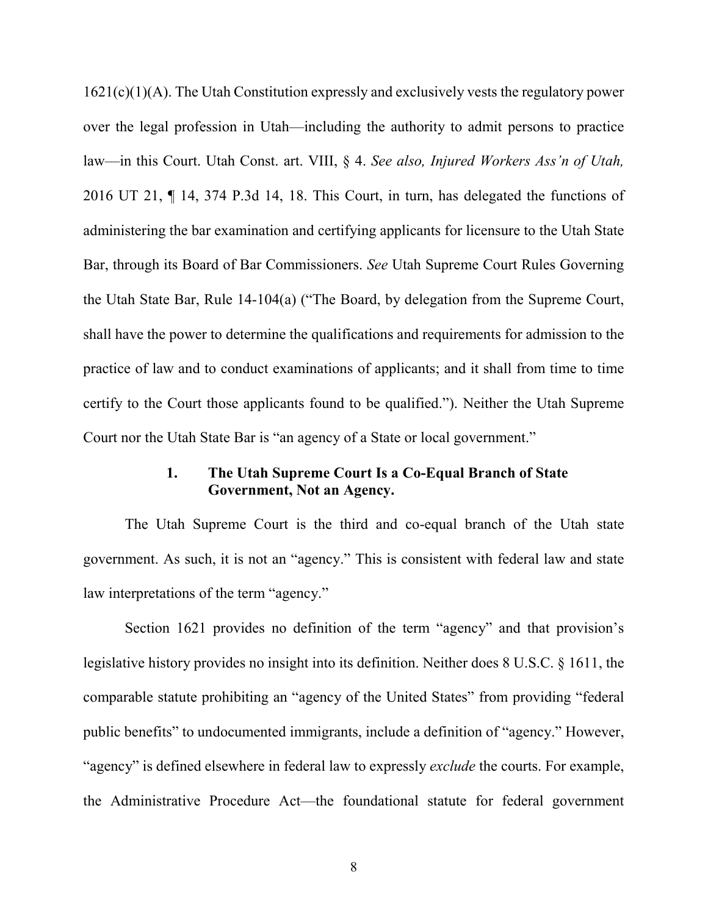1621(c)(1)(A). The Utah Constitution expressly and exclusively vests the regulatory power over the legal profession in Utah—including the authority to admit persons to practice law—in this Court. Utah Const. art. VIII, § 4. *See also, Injured Workers Ass'n of Utah,* 2016 UT 21, ¶ 14, 374 P.3d 14, 18. This Court, in turn, has delegated the functions of administering the bar examination and certifying applicants for licensure to the Utah State Bar, through its Board of Bar Commissioners. *See* Utah Supreme Court Rules Governing the Utah State Bar, Rule 14-104(a) ("The Board, by delegation from the Supreme Court, shall have the power to determine the qualifications and requirements for admission to the practice of law and to conduct examinations of applicants; and it shall from time to time certify to the Court those applicants found to be qualified."). Neither the Utah Supreme Court nor the Utah State Bar is "an agency of a State or local government."

### 1. The Utah Supreme Court Is a Co-Equal Branch of State Government, Not an Agency.

The Utah Supreme Court is the third and co-equal branch of the Utah state government. As such, it is not an "agency." This is consistent with federal law and state law interpretations of the term "agency."

Section 1621 provides no definition of the term "agency" and that provision's legislative history provides no insight into its definition. Neither does 8 U.S.C. § 1611, the comparable statute prohibiting an "agency of the United States" from providing "federal public benefits" to undocumented immigrants, include a definition of "agency." However, "agency" is defined elsewhere in federal law to expressly *exclude* the courts. For example, the Administrative Procedure Act—the foundational statute for federal government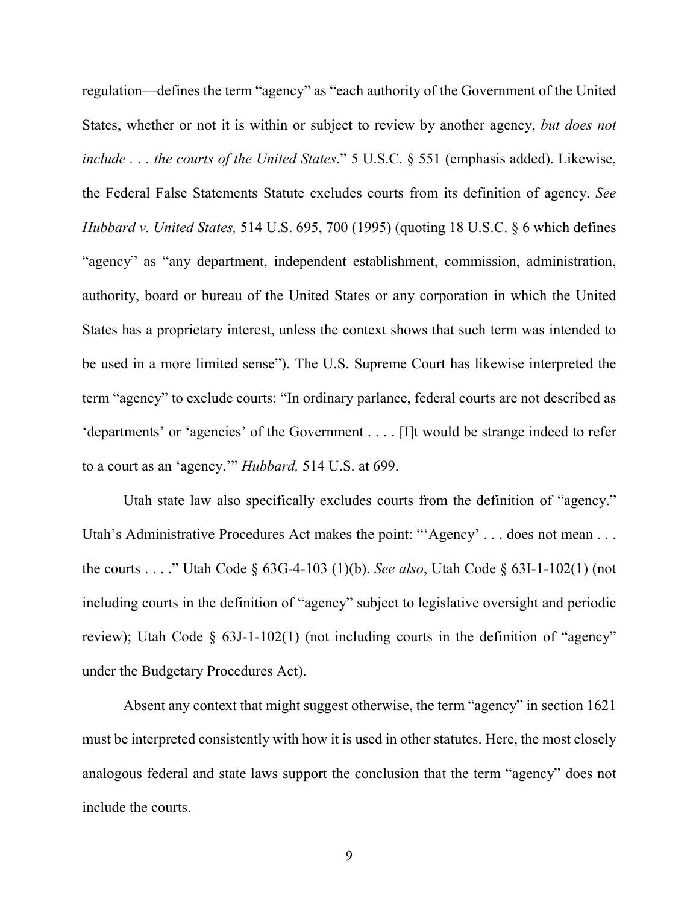regulation—defines the term "agency" as "each authority of the Government of the United States, whether or not it is within or subject to review by another agency, *but does not include . . . the courts of the United States*." 5 U.S.C. § 551 (emphasis added). Likewise, the Federal False Statements Statute excludes courts from its definition of agency. *See Hubbard v. United States,* 514 U.S. 695, 700 (1995) (quoting 18 U.S.C. § 6 which defines "agency" as "any department, independent establishment, commission, administration, authority, board or bureau of the United States or any corporation in which the United States has a proprietary interest, unless the context shows that such term was intended to be used in a more limited sense"). The U.S. Supreme Court has likewise interpreted the term "agency" to exclude courts: "In ordinary parlance, federal courts are not described as 'departments' or 'agencies' of the Government . . . . [I]t would be strange indeed to refer to a court as an 'agency.'" *Hubbard,* 514 U.S. at 699.

Utah state law also specifically excludes courts from the definition of "agency." Utah's Administrative Procedures Act makes the point: "'Agency' . . . does not mean . . . the courts . . . ." Utah Code § 63G-4-103 (1)(b). *See also*, Utah Code § 63I-1-102(1) (not including courts in the definition of "agency" subject to legislative oversight and periodic review); Utah Code § 63J-1-102(1) (not including courts in the definition of "agency" under the Budgetary Procedures Act).

Absent any context that might suggest otherwise, the term "agency" in section 1621 must be interpreted consistently with how it is used in other statutes. Here, the most closely analogous federal and state laws support the conclusion that the term "agency" does not include the courts.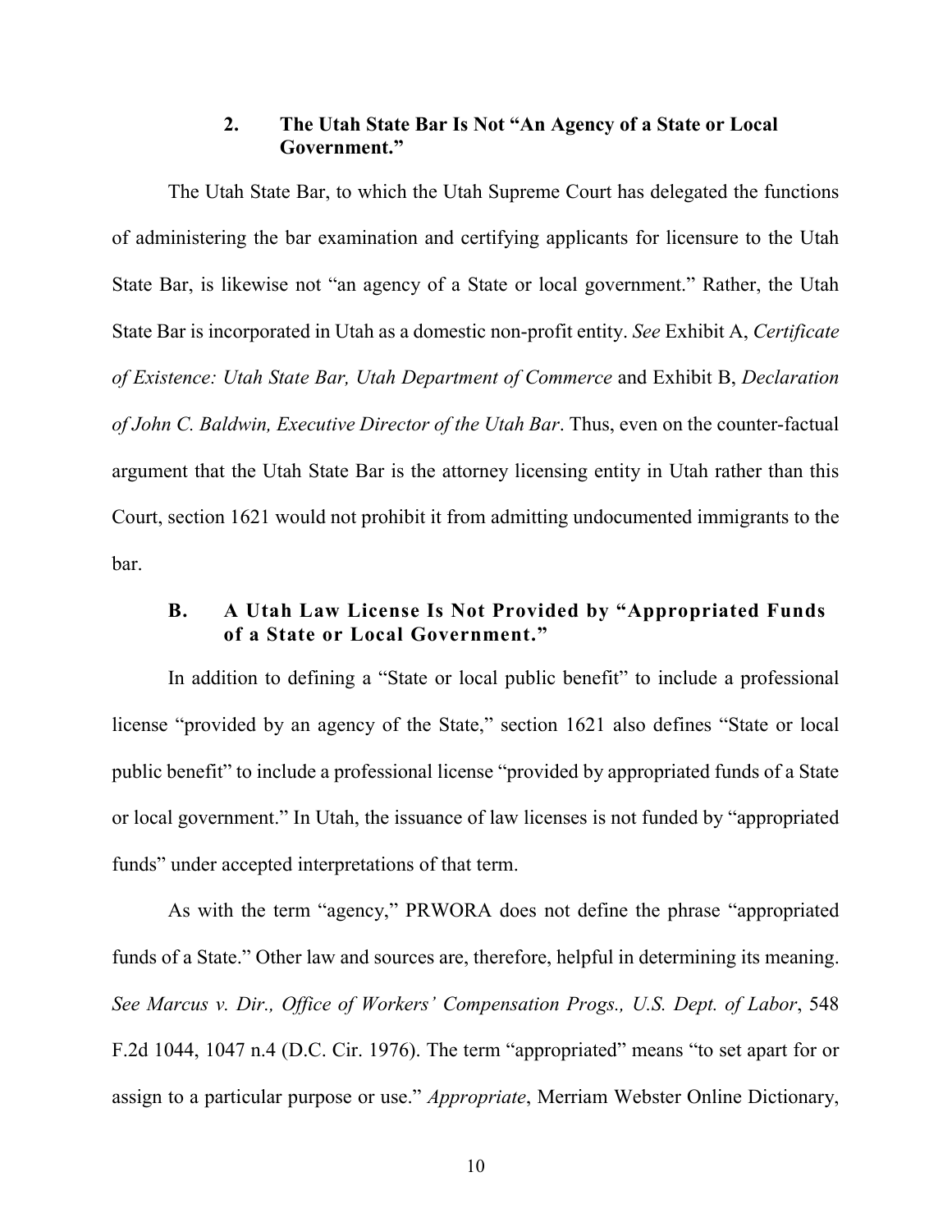### 2. The Utah State Bar Is Not "An Agency of a State or Local Government."

The Utah State Bar, to which the Utah Supreme Court has delegated the functions of administering the bar examination and certifying applicants for licensure to the Utah State Bar, is likewise not "an agency of a State or local government." Rather, the Utah State Bar is incorporated in Utah as a domestic non-profit entity. *See* Exhibit A, *Certificate of Existence: Utah State Bar, Utah Department of Commerce* and Exhibit B, *Declaration of John C. Baldwin, Executive Director of the Utah Bar*. Thus, even on the counter-factual argument that the Utah State Bar is the attorney licensing entity in Utah rather than this Court, section 1621 would not prohibit it from admitting undocumented immigrants to the bar.

## B. A Utah Law License Is Not Provided by "Appropriated Funds of a State or Local Government."

In addition to defining a "State or local public benefit" to include a professional license "provided by an agency of the State," section 1621 also defines "State or local public benefit" to include a professional license "provided by appropriated funds of a State or local government." In Utah, the issuance of law licenses is not funded by "appropriated funds" under accepted interpretations of that term.

As with the term "agency," PRWORA does not define the phrase "appropriated funds of a State." Other law and sources are, therefore, helpful in determining its meaning. *See Marcus v. Dir., Office of Workers' Compensation Progs., U.S. Dept. of Labor*, 548 F.2d 1044, 1047 n.4 (D.C. Cir. 1976). The term "appropriated" means "to set apart for or assign to a particular purpose or use." *Appropriate*, Merriam Webster Online Dictionary,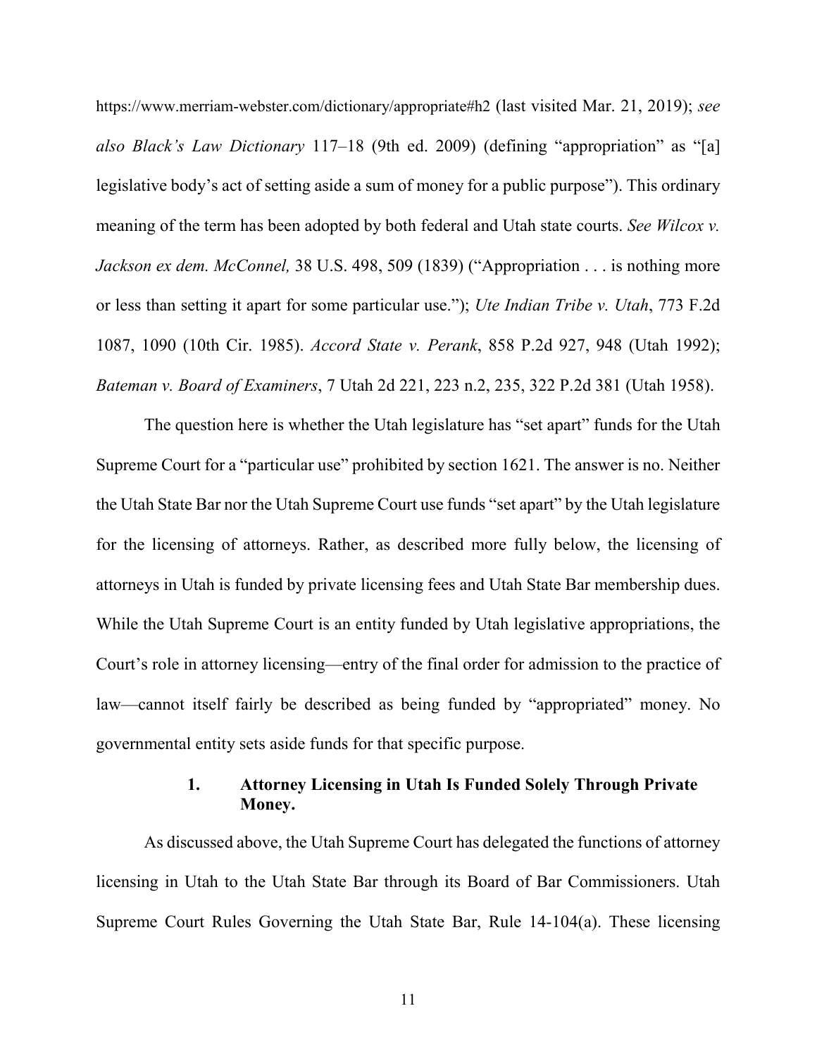https://www.merriam-webster.com/dictionary/appropriate#h2 (last visited Mar. 21, 2019); *see also Black's Law Dictionary* 117–18 (9th ed. 2009) (defining "appropriation" as "[a] legislative body's act of setting aside a sum of money for a public purpose"). This ordinary meaning of the term has been adopted by both federal and Utah state courts. *See Wilcox v. Jackson ex dem. McConnel,* 38 U.S. 498, 509 (1839) ("Appropriation . . . is nothing more or less than setting it apart for some particular use."); *Ute Indian Tribe v. Utah*, 773 F.2d 1087, 1090 (10th Cir. 1985). *Accord State v. Perank*, 858 P.2d 927, 948 (Utah 1992); *Bateman v. Board of Examiners*, 7 Utah 2d 221, 223 n.2, 235, 322 P.2d 381 (Utah 1958).

The question here is whether the Utah legislature has "set apart" funds for the Utah Supreme Court for a "particular use" prohibited by section 1621. The answer is no. Neither the Utah State Bar nor the Utah Supreme Court use funds "set apart" by the Utah legislature for the licensing of attorneys. Rather, as described more fully below, the licensing of attorneys in Utah is funded by private licensing fees and Utah State Bar membership dues. While the Utah Supreme Court is an entity funded by Utah legislative appropriations, the Court's role in attorney licensing—entry of the final order for admission to the practice of law—cannot itself fairly be described as being funded by "appropriated" money. No governmental entity sets aside funds for that specific purpose.

### 1. Attorney Licensing in Utah Is Funded Solely Through Private Money.

As discussed above, the Utah Supreme Court has delegated the functions of attorney licensing in Utah to the Utah State Bar through its Board of Bar Commissioners. Utah Supreme Court Rules Governing the Utah State Bar, Rule 14-104(a). These licensing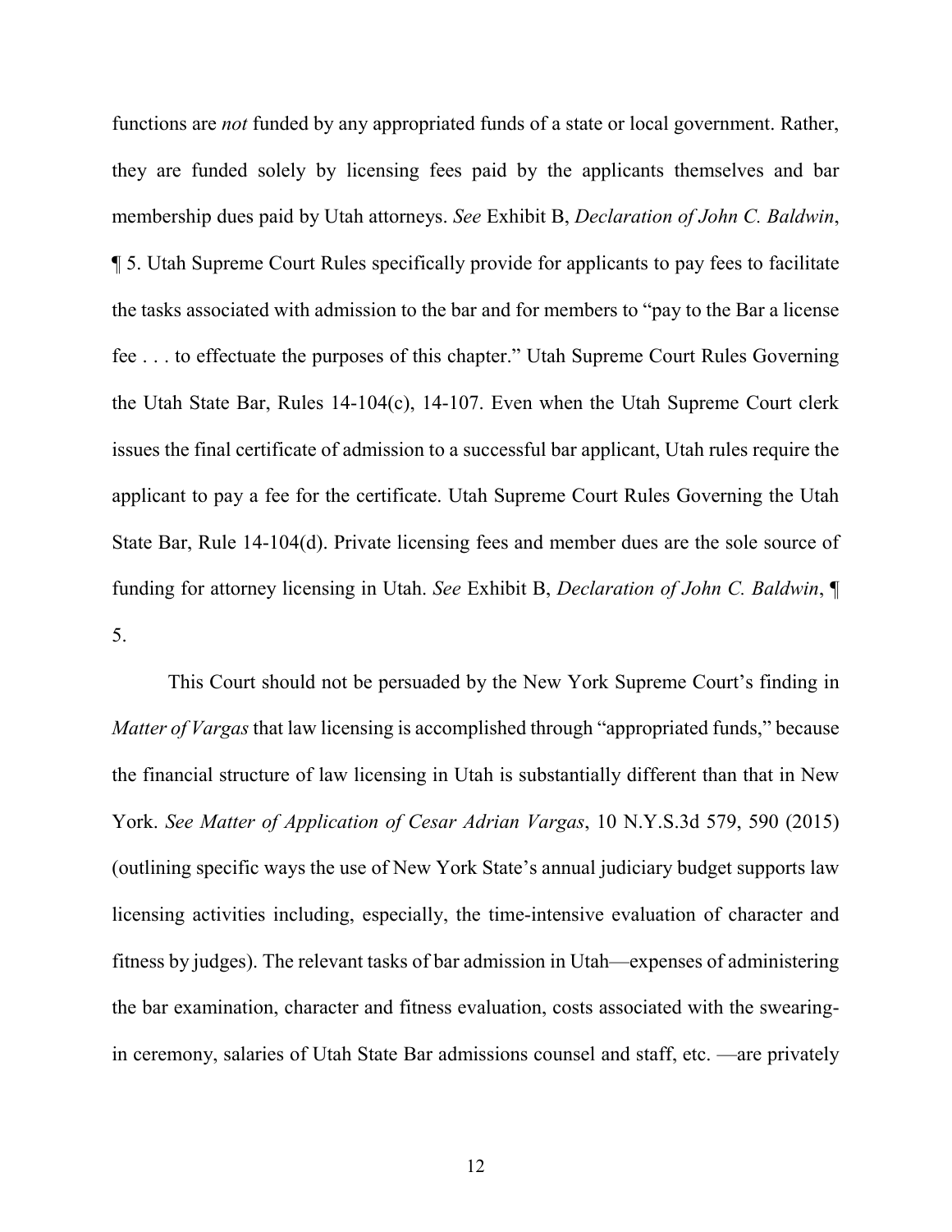functions are *not* funded by any appropriated funds of a state or local government. Rather, they are funded solely by licensing fees paid by the applicants themselves and bar membership dues paid by Utah attorneys. *See* Exhibit B, *Declaration of John C. Baldwin*, ¶ 5. Utah Supreme Court Rules specifically provide for applicants to pay fees to facilitate the tasks associated with admission to the bar and for members to "pay to the Bar a license fee . . . to effectuate the purposes of this chapter." Utah Supreme Court Rules Governing the Utah State Bar, Rules 14-104(c), 14-107. Even when the Utah Supreme Court clerk issues the final certificate of admission to a successful bar applicant, Utah rules require the applicant to pay a fee for the certificate. Utah Supreme Court Rules Governing the Utah State Bar, Rule 14-104(d). Private licensing fees and member dues are the sole source of funding for attorney licensing in Utah. *See* Exhibit B, *Declaration of John C. Baldwin*, ¶ 5.

This Court should not be persuaded by the New York Supreme Court's finding in *Matter of Vargas* that law licensing is accomplished through "appropriated funds," because the financial structure of law licensing in Utah is substantially different than that in New York. *See Matter of Application of Cesar Adrian Vargas*, 10 N.Y.S.3d 579, 590 (2015) (outlining specific ways the use of New York State's annual judiciary budget supports law licensing activities including, especially, the time-intensive evaluation of character and fitness by judges). The relevant tasks of bar admission in Utah—expenses of administering the bar examination, character and fitness evaluation, costs associated with the swearing-in ceremony, salaries of Utah State Bar admissions counsel and staff, etc. —are privately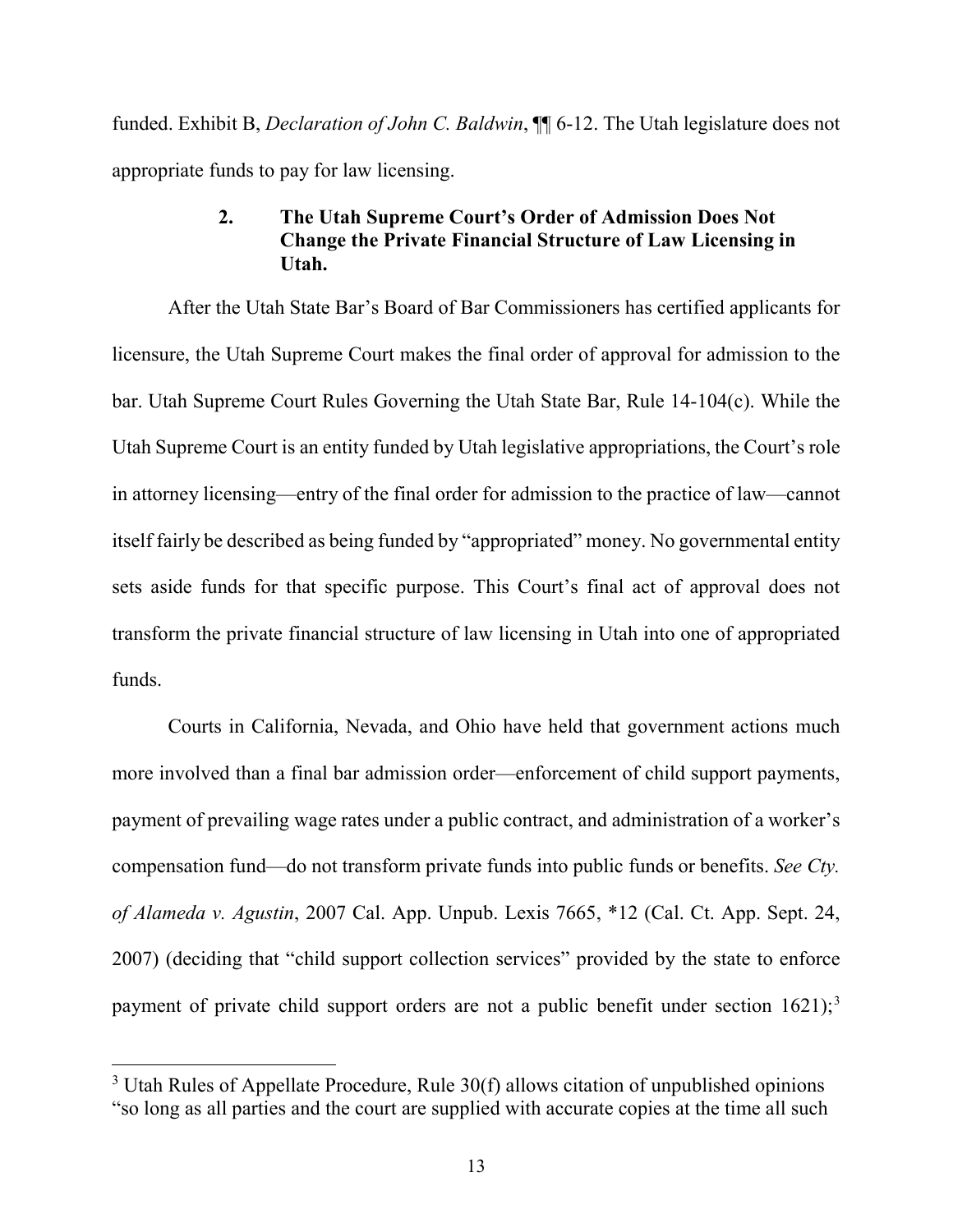funded. Exhibit B, *Declaration of John C. Baldwin*, ¶¶ 6-12. The Utah legislature does not appropriate funds to pay for law licensing.

### 2. The Utah Supreme Court's Order of Admission Does Not Change the Private Financial Structure of Law Licensing in Utah.

After the Utah State Bar's Board of Bar Commissioners has certified applicants for licensure, the Utah Supreme Court makes the final order of approval for admission to the bar. Utah Supreme Court Rules Governing the Utah State Bar, Rule 14-104(c). While the Utah Supreme Court is an entity funded by Utah legislative appropriations, the Court's role in attorney licensing—entry of the final order for admission to the practice of law—cannot itself fairly be described as being funded by "appropriated" money. No governmental entity sets aside funds for that specific purpose. This Court's final act of approval does not transform the private financial structure of law licensing in Utah into one of appropriated funds.

Courts in California, Nevada, and Ohio have held that government actions much more involved than a final bar admission order—enforcement of child support payments, payment of prevailing wage rates under a public contract, and administration of a worker's compensation fund—do not transform private funds into public funds or benefits. *See Cty. of Alameda v. Agustin*, 2007 Cal. App. Unpub. Lexis 7665, *12 (Cal. Ct. App. Sept. 24, 2007) (deciding that "child support collection services" provided by the state to enforce payment of private child support orders are not a public benefit under section 1621);[3]

[3] Utah Rules of Appellate Procedure, Rule 30(f) allows citation of unpublished opinions "so long as all parties and the court are supplied with accurate copies at the time all such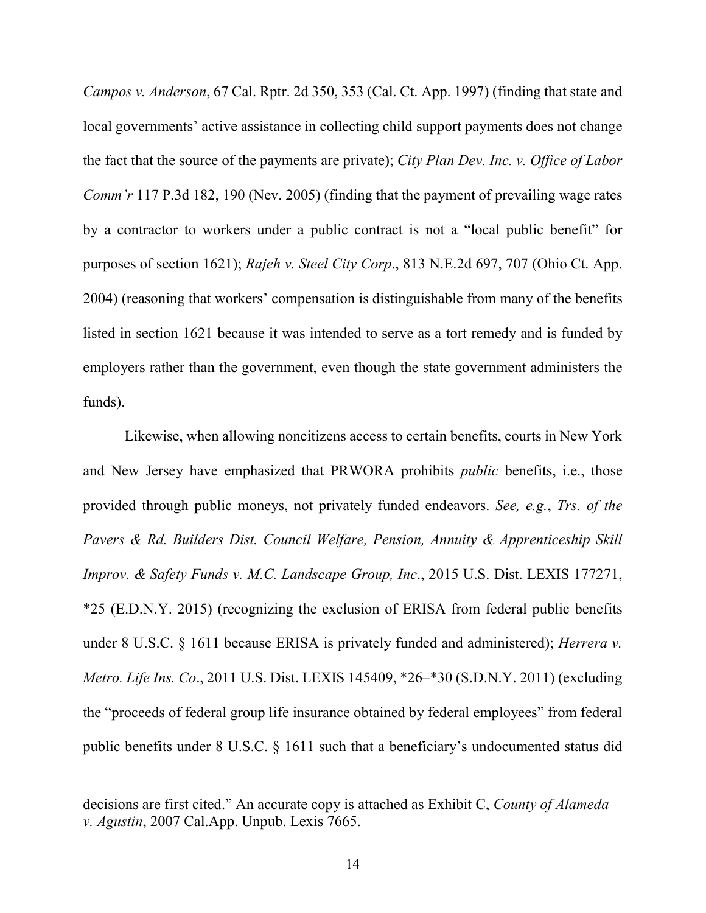*Campos v. Anderson*, 67 Cal. Rptr. 2d 350, 353 (Cal. Ct. App. 1997) (finding that state and local governments' active assistance in collecting child support payments does not change the fact that the source of the payments are private); *City Plan Dev. Inc. v. Office of Labor Comm'r* 117 P.3d 182, 190 (Nev. 2005) (finding that the payment of prevailing wage rates by a contractor to workers under a public contract is not a "local public benefit" for purposes of section 1621); *Rajeh v. Steel City Corp*., 813 N.E.2d 697, 707 (Ohio Ct. App. 2004) (reasoning that workers' compensation is distinguishable from many of the benefits listed in section 1621 because it was intended to serve as a tort remedy and is funded by employers rather than the government, even though the state government administers the funds).

Likewise, when allowing noncitizens access to certain benefits, courts in New York and New Jersey have emphasized that PRWORA prohibits *public* benefits, i.e., those provided through public moneys, not privately funded endeavors. *See, e.g.*, *Trs. of the Pavers & Rd. Builders Dist. Council Welfare, Pension, Annuity & Apprenticeship Skill Improv. & Safety Funds v. M.C. Landscape Group, Inc*., 2015 U.S. Dist. LEXIS 177271, *25 (E.D.N.Y. 2015) (recognizing the exclusion of ERISA from federal public benefits under 8 U.S.C. § 1611 because ERISA is privately funded and administered); *Herrera v. Metro. Life Ins. Co*., 2011 U.S. Dist. LEXIS 145409, *26–*30 (S.D.N.Y. 2011) (excluding the "proceeds of federal group life insurance obtained by federal employees" from federal public benefits under 8 U.S.C. § 1611 such that a beneficiary's undocumented status did

---

decisions are first cited." An accurate copy is attached as Exhibit C, *County of Alameda v. Agustin*, 2007 Cal.App. Unpub. Lexis 7665.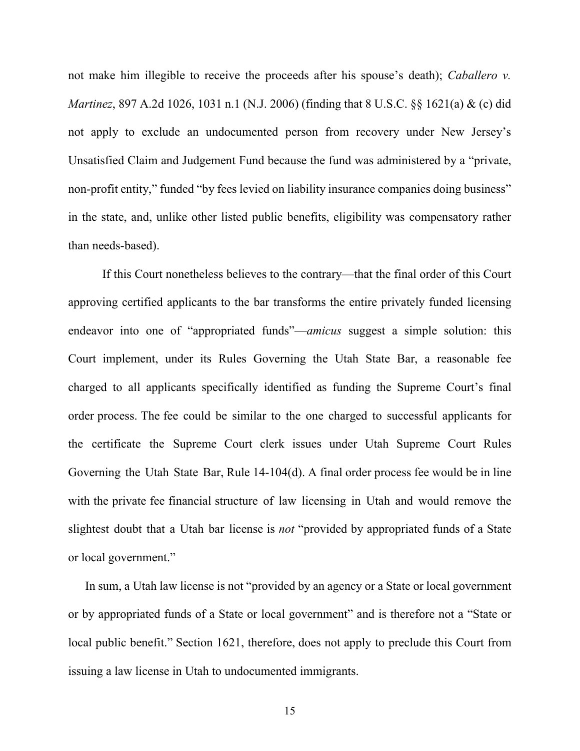not make him illegible to receive the proceeds after his spouse's death); *Caballero v. Martinez*, 897 A.2d 1026, 1031 n.1 (N.J. 2006) (finding that 8 U.S.C. §§ 1621(a) & (c) did not apply to exclude an undocumented person from recovery under New Jersey's Unsatisfied Claim and Judgement Fund because the fund was administered by a "private, non-profit entity," funded "by fees levied on liability insurance companies doing business" in the state, and, unlike other listed public benefits, eligibility was compensatory rather than needs-based).

If this Court nonetheless believes to the contrary—that the final order of this Court approving certified applicants to the bar transforms the entire privately funded licensing endeavor into one of "appropriated funds"—*amicus* suggest a simple solution: this Court implement, under its Rules Governing the Utah State Bar, a reasonable fee charged to all applicants specifically identified as funding the Supreme Court's final order process. The fee could be similar to the one charged to successful applicants for the certificate the Supreme Court clerk issues under Utah Supreme Court Rules Governing the Utah State Bar, Rule 14-104(d). A final order process fee would be in line with the private fee financial structure of law licensing in Utah and would remove the slightest doubt that a Utah bar license is *not* "provided by appropriated funds of a State or local government."

In sum, a Utah law license is not "provided by an agency or a State or local government or by appropriated funds of a State or local government" and is therefore not a "State or local public benefit." Section 1621, therefore, does not apply to preclude this Court from issuing a law license in Utah to undocumented immigrants.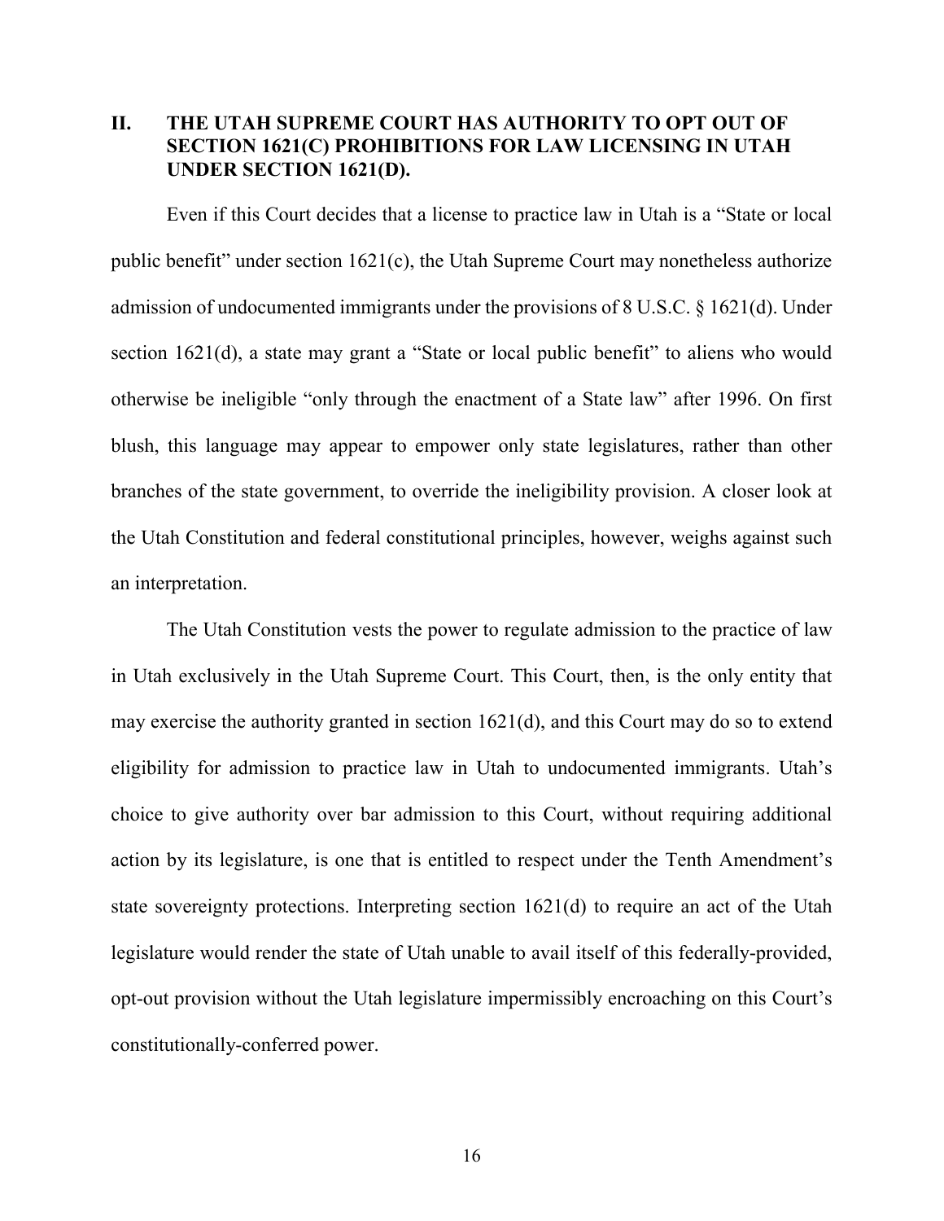## II. THE UTAH SUPREME COURT HAS AUTHORITY TO OPT OUT OF SECTION 1621(C) PROHIBITIONS FOR LAW LICENSING IN UTAH UNDER SECTION 1621(D).

Even if this Court decides that a license to practice law in Utah is a "State or local public benefit" under section 1621(c), the Utah Supreme Court may nonetheless authorize admission of undocumented immigrants under the provisions of 8 U.S.C. § 1621(d). Under section 1621(d), a state may grant a "State or local public benefit" to aliens who would otherwise be ineligible "only through the enactment of a State law" after 1996. On first blush, this language may appear to empower only state legislatures, rather than other branches of the state government, to override the ineligibility provision. A closer look at the Utah Constitution and federal constitutional principles, however, weighs against such an interpretation.

The Utah Constitution vests the power to regulate admission to the practice of law in Utah exclusively in the Utah Supreme Court. This Court, then, is the only entity that may exercise the authority granted in section 1621(d), and this Court may do so to extend eligibility for admission to practice law in Utah to undocumented immigrants. Utah's choice to give authority over bar admission to this Court, without requiring additional action by its legislature, is one that is entitled to respect under the Tenth Amendment's state sovereignty protections. Interpreting section 1621(d) to require an act of the Utah legislature would render the state of Utah unable to avail itself of this federally-provided, opt-out provision without the Utah legislature impermissibly encroaching on this Court's constitutionally-conferred power.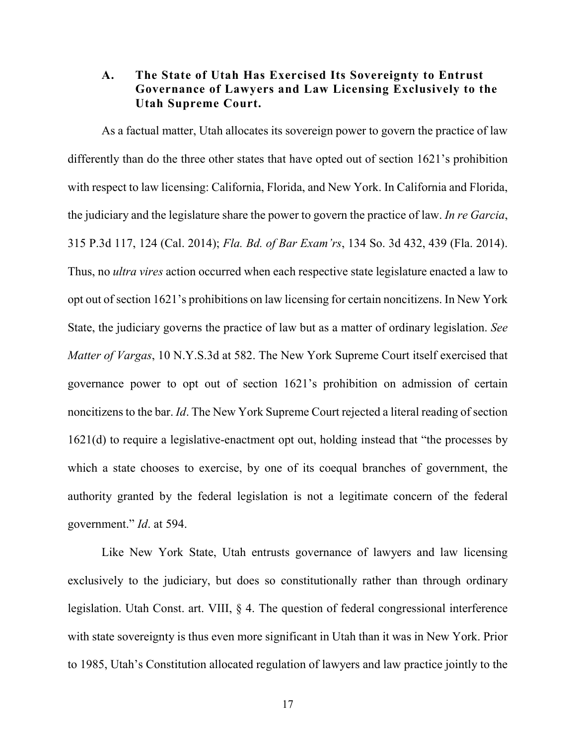### A. The State of Utah Has Exercised Its Sovereignty to Entrust Governance of Lawyers and Law Licensing Exclusively to the Utah Supreme Court.

As a factual matter, Utah allocates its sovereign power to govern the practice of law differently than do the three other states that have opted out of section 1621's prohibition with respect to law licensing: California, Florida, and New York. In California and Florida, the judiciary and the legislature share the power to govern the practice of law. *In re Garcia*, 315 P.3d 117, 124 (Cal. 2014); *Fla. Bd. of Bar Exam'rs*, 134 So. 3d 432, 439 (Fla. 2014). Thus, no *ultra vires* action occurred when each respective state legislature enacted a law to opt out of section 1621's prohibitions on law licensing for certain noncitizens. In New York State, the judiciary governs the practice of law but as a matter of ordinary legislation. *See Matter of Vargas*, 10 N.Y.S.3d at 582. The New York Supreme Court itself exercised that governance power to opt out of section 1621's prohibition on admission of certain noncitizens to the bar. *Id*. The New York Supreme Court rejected a literal reading of section 1621(d) to require a legislative-enactment opt out, holding instead that "the processes by which a state chooses to exercise, by one of its coequal branches of government, the authority granted by the federal legislation is not a legitimate concern of the federal government." *Id*. at 594.

Like New York State, Utah entrusts governance of lawyers and law licensing exclusively to the judiciary, but does so constitutionally rather than through ordinary legislation. Utah Const. art. VIII, § 4. The question of federal congressional interference with state sovereignty is thus even more significant in Utah than it was in New York. Prior to 1985, Utah's Constitution allocated regulation of lawyers and law practice jointly to the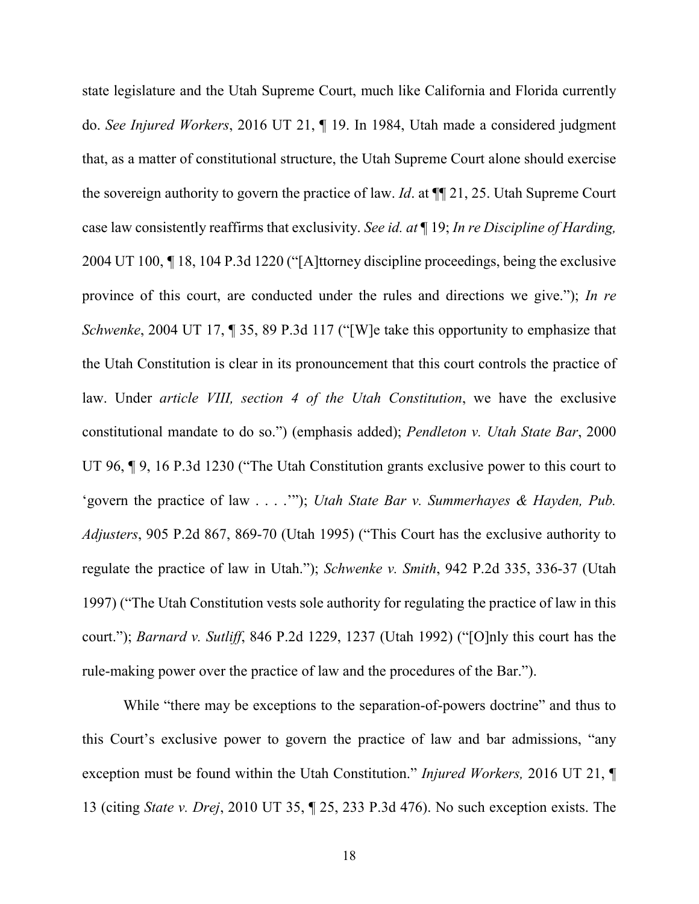state legislature and the Utah Supreme Court, much like California and Florida currently do. *See Injured Workers*, 2016 UT 21, ¶ 19. In 1984, Utah made a considered judgment that, as a matter of constitutional structure, the Utah Supreme Court alone should exercise the sovereign authority to govern the practice of law. *Id*. at ¶¶ 21, 25. Utah Supreme Court case law consistently reaffirms that exclusivity. *See id. at* ¶ 19; *In re Discipline of Harding,* 2004 UT 100, ¶ 18, 104 P.3d 1220 ("[A]ttorney discipline proceedings, being the exclusive province of this court, are conducted under the rules and directions we give."); *In re Schwenke*, 2004 UT 17, ¶ 35, 89 P.3d 117 ("[W]e take this opportunity to emphasize that the Utah Constitution is clear in its pronouncement that this court controls the practice of law. Under *article VIII, section 4 of the Utah Constitution*, we have the exclusive constitutional mandate to do so.") (emphasis added); *Pendleton v. Utah State Bar*, 2000 UT 96, ¶ 9, 16 P.3d 1230 ("The Utah Constitution grants exclusive power to this court to 'govern the practice of law . . . .'"); *Utah State Bar v. Summerhayes & Hayden, Pub. Adjusters*, 905 P.2d 867, 869-70 (Utah 1995) ("This Court has the exclusive authority to regulate the practice of law in Utah."); *Schwenke v. Smith*, 942 P.2d 335, 336-37 (Utah 1997) ("The Utah Constitution vests sole authority for regulating the practice of law in this court."); *Barnard v. Sutliff*, 846 P.2d 1229, 1237 (Utah 1992) ("[O]nly this court has the rule-making power over the practice of law and the procedures of the Bar.").

While "there may be exceptions to the separation-of-powers doctrine" and thus to this Court's exclusive power to govern the practice of law and bar admissions, "any exception must be found within the Utah Constitution." *Injured Workers,* 2016 UT 21, ¶ 13 (citing *State v. Drej*, 2010 UT 35, ¶ 25, 233 P.3d 476). No such exception exists. The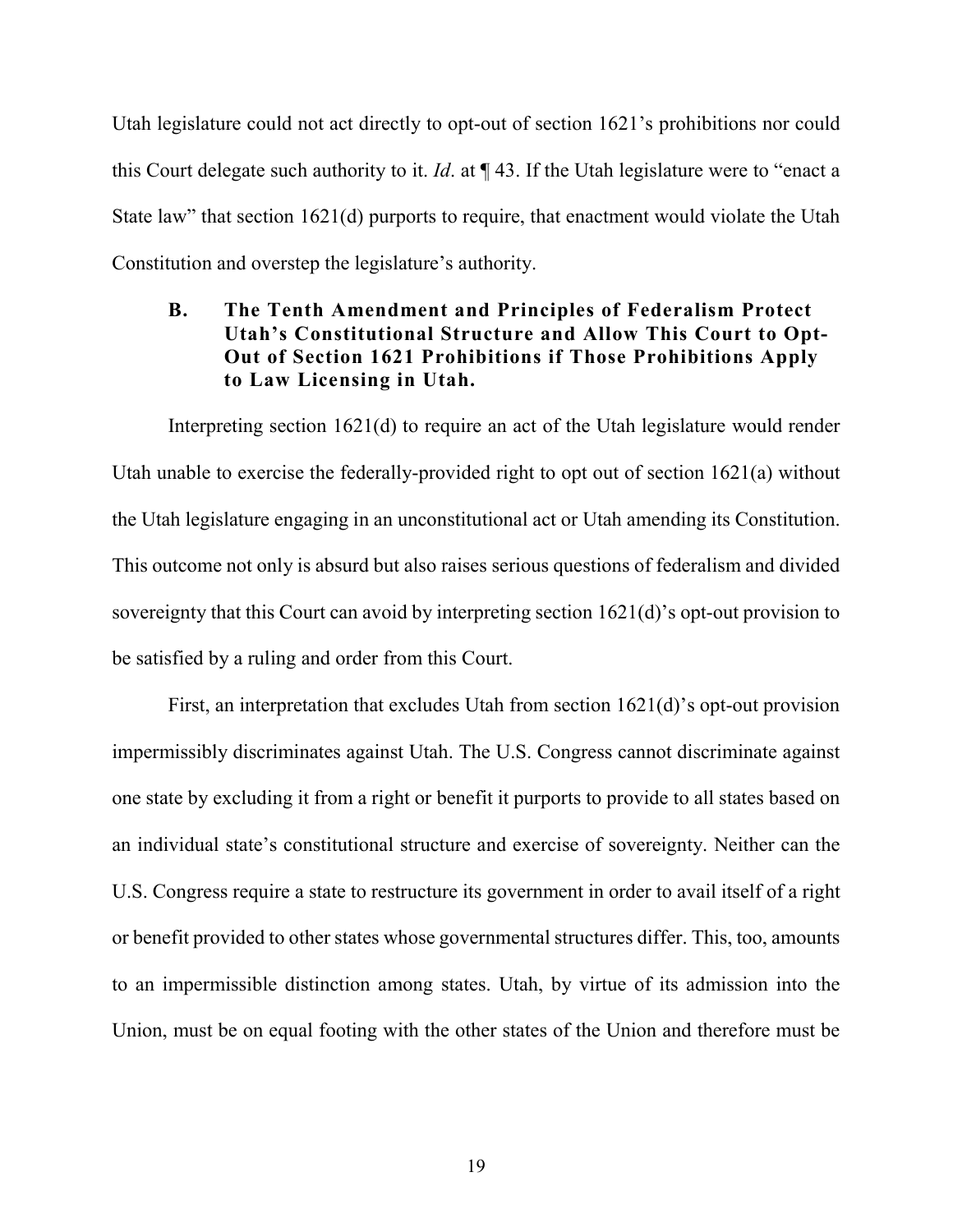Utah legislature could not act directly to opt-out of section 1621's prohibitions nor could this Court delegate such authority to it. *Id*. at ¶ 43. If the Utah legislature were to "enact a State law" that section 1621(d) purports to require, that enactment would violate the Utah Constitution and overstep the legislature's authority.

### B. The Tenth Amendment and Principles of Federalism Protect Utah's Constitutional Structure and Allow This Court to Opt-Out of Section 1621 Prohibitions if Those Prohibitions Apply to Law Licensing in Utah.

Interpreting section 1621(d) to require an act of the Utah legislature would render Utah unable to exercise the federally-provided right to opt out of section 1621(a) without the Utah legislature engaging in an unconstitutional act or Utah amending its Constitution. This outcome not only is absurd but also raises serious questions of federalism and divided sovereignty that this Court can avoid by interpreting section 1621(d)'s opt-out provision to be satisfied by a ruling and order from this Court.

First, an interpretation that excludes Utah from section 1621(d)'s opt-out provision impermissibly discriminates against Utah. The U.S. Congress cannot discriminate against one state by excluding it from a right or benefit it purports to provide to all states based on an individual state's constitutional structure and exercise of sovereignty. Neither can the U.S. Congress require a state to restructure its government in order to avail itself of a right or benefit provided to other states whose governmental structures differ. This, too, amounts to an impermissible distinction among states. Utah, by virtue of its admission into the Union, must be on equal footing with the other states of the Union and therefore must be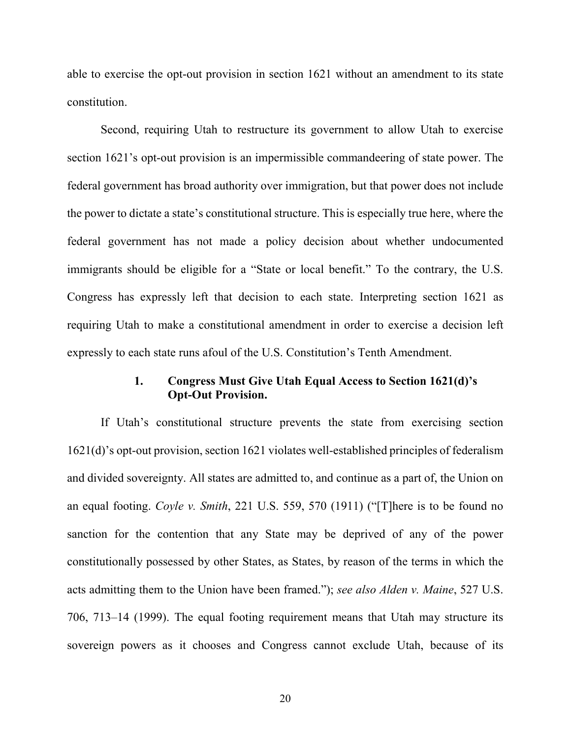able to exercise the opt-out provision in section 1621 without an amendment to its state constitution.

Second, requiring Utah to restructure its government to allow Utah to exercise section 1621's opt-out provision is an impermissible commandeering of state power. The federal government has broad authority over immigration, but that power does not include the power to dictate a state's constitutional structure. This is especially true here, where the federal government has not made a policy decision about whether undocumented immigrants should be eligible for a "State or local benefit." To the contrary, the U.S. Congress has expressly left that decision to each state. Interpreting section 1621 as requiring Utah to make a constitutional amendment in order to exercise a decision left expressly to each state runs afoul of the U.S. Constitution's Tenth Amendment.

### 1. Congress Must Give Utah Equal Access to Section 1621(d)'s Opt-Out Provision.

If Utah's constitutional structure prevents the state from exercising section 1621(d)'s opt-out provision, section 1621 violates well-established principles of federalism and divided sovereignty. All states are admitted to, and continue as a part of, the Union on an equal footing. *Coyle v. Smith*, 221 U.S. 559, 570 (1911) ("[T]here is to be found no sanction for the contention that any State may be deprived of any of the power constitutionally possessed by other States, as States, by reason of the terms in which the acts admitting them to the Union have been framed."); *see also Alden v. Maine*, 527 U.S. 706, 713–14 (1999). The equal footing requirement means that Utah may structure its sovereign powers as it chooses and Congress cannot exclude Utah, because of its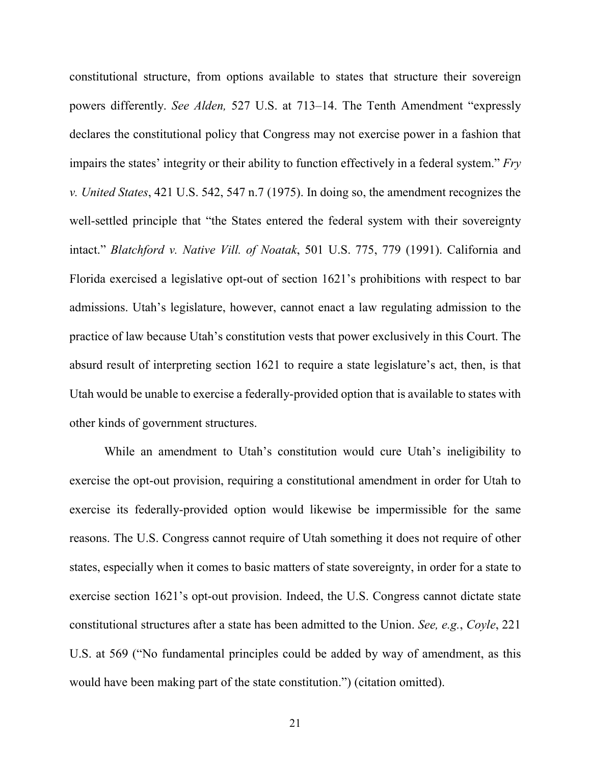constitutional structure, from options available to states that structure their sovereign powers differently. *See Alden,* 527 U.S. at 713–14. The Tenth Amendment "expressly declares the constitutional policy that Congress may not exercise power in a fashion that impairs the states' integrity or their ability to function effectively in a federal system." *Fry v. United States*, 421 U.S. 542, 547 n.7 (1975). In doing so, the amendment recognizes the well-settled principle that "the States entered the federal system with their sovereignty intact." *Blatchford v. Native Vill. of Noatak*, 501 U.S. 775, 779 (1991). California and Florida exercised a legislative opt-out of section 1621's prohibitions with respect to bar admissions. Utah's legislature, however, cannot enact a law regulating admission to the practice of law because Utah's constitution vests that power exclusively in this Court. The absurd result of interpreting section 1621 to require a state legislature's act, then, is that Utah would be unable to exercise a federally-provided option that is available to states with other kinds of government structures.

While an amendment to Utah's constitution would cure Utah's ineligibility to exercise the opt-out provision, requiring a constitutional amendment in order for Utah to exercise its federally-provided option would likewise be impermissible for the same reasons. The U.S. Congress cannot require of Utah something it does not require of other states, especially when it comes to basic matters of state sovereignty, in order for a state to exercise section 1621's opt-out provision. Indeed, the U.S. Congress cannot dictate state constitutional structures after a state has been admitted to the Union. *See, e.g.*, *Coyle*, 221 U.S. at 569 ("No fundamental principles could be added by way of amendment, as this would have been making part of the state constitution.") (citation omitted).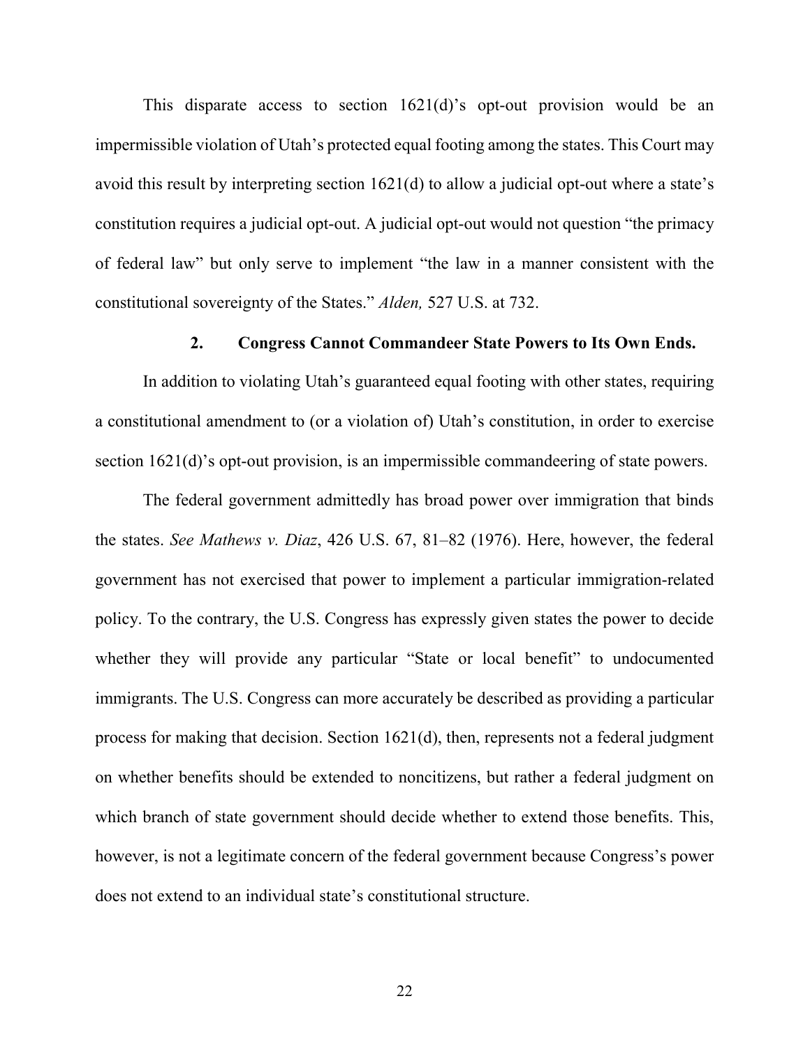This disparate access to section 1621(d)'s opt-out provision would be an impermissible violation of Utah's protected equal footing among the states. This Court may avoid this result by interpreting section 1621(d) to allow a judicial opt-out where a state's constitution requires a judicial opt-out. A judicial opt-out would not question "the primacy of federal law" but only serve to implement "the law in a manner consistent with the constitutional sovereignty of the States." *Alden,* 527 U.S. at 732.

### 2. Congress Cannot Commandeer State Powers to Its Own Ends.

In addition to violating Utah's guaranteed equal footing with other states, requiring a constitutional amendment to (or a violation of) Utah's constitution, in order to exercise section 1621(d)'s opt-out provision, is an impermissible commandeering of state powers.

The federal government admittedly has broad power over immigration that binds the states. *See Mathews v. Diaz*, 426 U.S. 67, 81–82 (1976). Here, however, the federal government has not exercised that power to implement a particular immigration-related policy. To the contrary, the U.S. Congress has expressly given states the power to decide whether they will provide any particular "State or local benefit" to undocumented immigrants. The U.S. Congress can more accurately be described as providing a particular process for making that decision. Section 1621(d), then, represents not a federal judgment on whether benefits should be extended to noncitizens, but rather a federal judgment on which branch of state government should decide whether to extend those benefits. This, however, is not a legitimate concern of the federal government because Congress's power does not extend to an individual state's constitutional structure.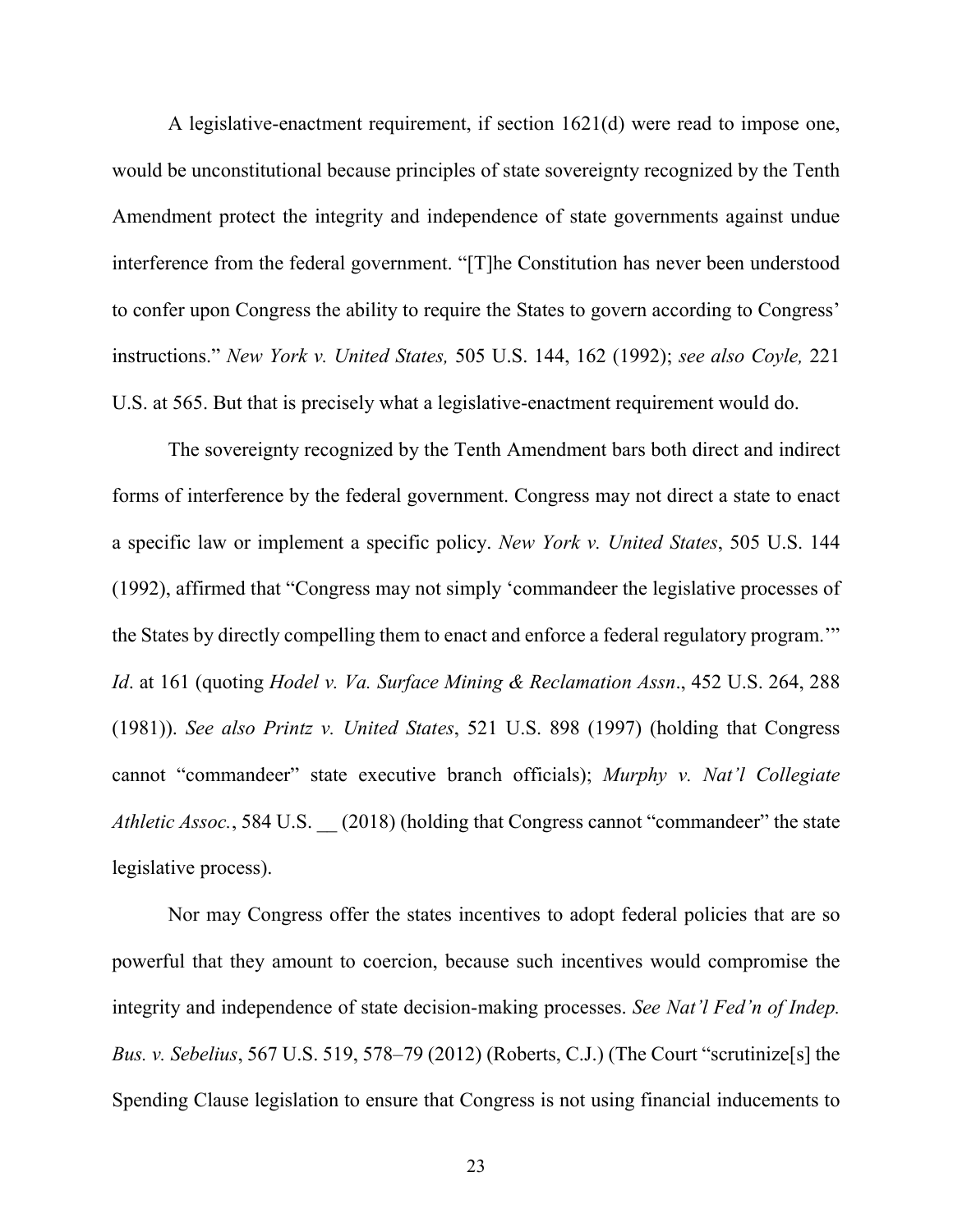A legislative-enactment requirement, if section 1621(d) were read to impose one, would be unconstitutional because principles of state sovereignty recognized by the Tenth Amendment protect the integrity and independence of state governments against undue interference from the federal government. "[T]he Constitution has never been understood to confer upon Congress the ability to require the States to govern according to Congress' instructions." *New York v. United States,* 505 U.S. 144, 162 (1992); *see also Coyle,* 221 U.S. at 565. But that is precisely what a legislative-enactment requirement would do.

The sovereignty recognized by the Tenth Amendment bars both direct and indirect forms of interference by the federal government. Congress may not direct a state to enact a specific law or implement a specific policy. *New York v. United States*, 505 U.S. 144 (1992), affirmed that "Congress may not simply 'commandeer the legislative processes of the States by directly compelling them to enact and enforce a federal regulatory program.'" *Id*. at 161 (quoting *Hodel v. Va. Surface Mining & Reclamation Assn*., 452 U.S. 264, 288 (1981)). *See also Printz v. United States*, 521 U.S. 898 (1997) (holding that Congress cannot "commandeer" state executive branch officials); *Murphy v. Nat'l Collegiate Athletic Assoc.*, 584 U.S. __ (2018) (holding that Congress cannot "commandeer" the state legislative process).

Nor may Congress offer the states incentives to adopt federal policies that are so powerful that they amount to coercion, because such incentives would compromise the integrity and independence of state decision-making processes. *See Nat'l Fed'n of Indep. Bus. v. Sebelius*, 567 U.S. 519, 578–79 (2012) (Roberts, C.J.) (The Court "scrutinize[s] the Spending Clause legislation to ensure that Congress is not using financial inducements to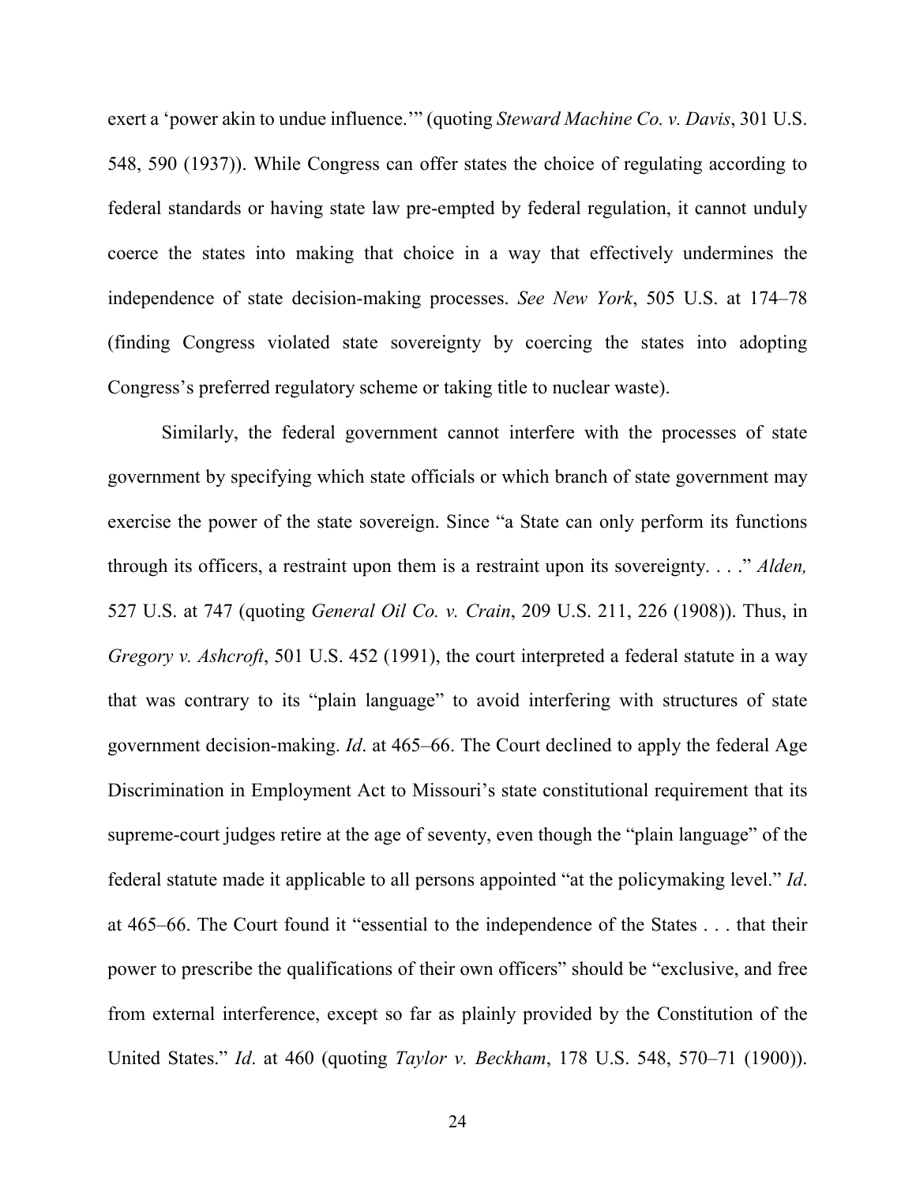exert a 'power akin to undue influence.'" (quoting *Steward Machine Co. v. Davis*, 301 U.S. 548, 590 (1937)). While Congress can offer states the choice of regulating according to federal standards or having state law pre-empted by federal regulation, it cannot unduly coerce the states into making that choice in a way that effectively undermines the independence of state decision-making processes. *See New York*, 505 U.S. at 174–78 (finding Congress violated state sovereignty by coercing the states into adopting Congress's preferred regulatory scheme or taking title to nuclear waste).

Similarly, the federal government cannot interfere with the processes of state government by specifying which state officials or which branch of state government may exercise the power of the state sovereign. Since "a State can only perform its functions through its officers, a restraint upon them is a restraint upon its sovereignty. . . ." *Alden,* 527 U.S. at 747 (quoting *General Oil Co. v. Crain*, 209 U.S. 211, 226 (1908)). Thus, in *Gregory v. Ashcroft*, 501 U.S. 452 (1991), the court interpreted a federal statute in a way that was contrary to its "plain language" to avoid interfering with structures of state government decision-making. *Id*. at 465–66. The Court declined to apply the federal Age Discrimination in Employment Act to Missouri's state constitutional requirement that its supreme-court judges retire at the age of seventy, even though the "plain language" of the federal statute made it applicable to all persons appointed "at the policymaking level." *Id*. at 465–66. The Court found it "essential to the independence of the States . . . that their power to prescribe the qualifications of their own officers" should be "exclusive, and free from external interference, except so far as plainly provided by the Constitution of the United States." *Id*. at 460 (quoting *Taylor v. Beckham*, 178 U.S. 548, 570–71 (1900)).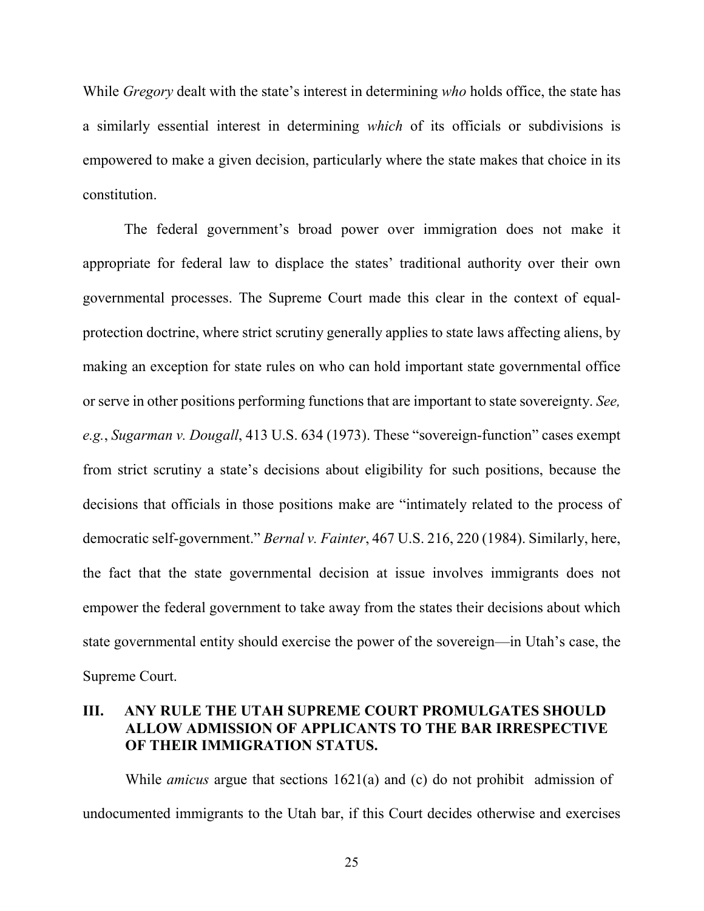While *Gregory* dealt with the state's interest in determining *who* holds office, the state has a similarly essential interest in determining *which* of its officials or subdivisions is empowered to make a given decision, particularly where the state makes that choice in its constitution.

The federal government's broad power over immigration does not make it appropriate for federal law to displace the states' traditional authority over their own governmental processes. The Supreme Court made this clear in the context of equal-protection doctrine, where strict scrutiny generally applies to state laws affecting aliens, by making an exception for state rules on who can hold important state governmental office or serve in other positions performing functions that are important to state sovereignty. *See, e.g.*, *Sugarman v. Dougall*, 413 U.S. 634 (1973). These "sovereign-function" cases exempt from strict scrutiny a state's decisions about eligibility for such positions, because the decisions that officials in those positions make are "intimately related to the process of democratic self-government." *Bernal v. Fainter*, 467 U.S. 216, 220 (1984). Similarly, here, the fact that the state governmental decision at issue involves immigrants does not empower the federal government to take away from the states their decisions about which state governmental entity should exercise the power of the sovereign—in Utah's case, the Supreme Court.

## III. ANY RULE THE UTAH SUPREME COURT PROMULGATES SHOULD ALLOW ADMISSION OF APPLICANTS TO THE BAR IRRESPECTIVE OF THEIR IMMIGRATION STATUS.

While *amicus* argue that sections 1621(a) and (c) do not prohibit admission of undocumented immigrants to the Utah bar, if this Court decides otherwise and exercises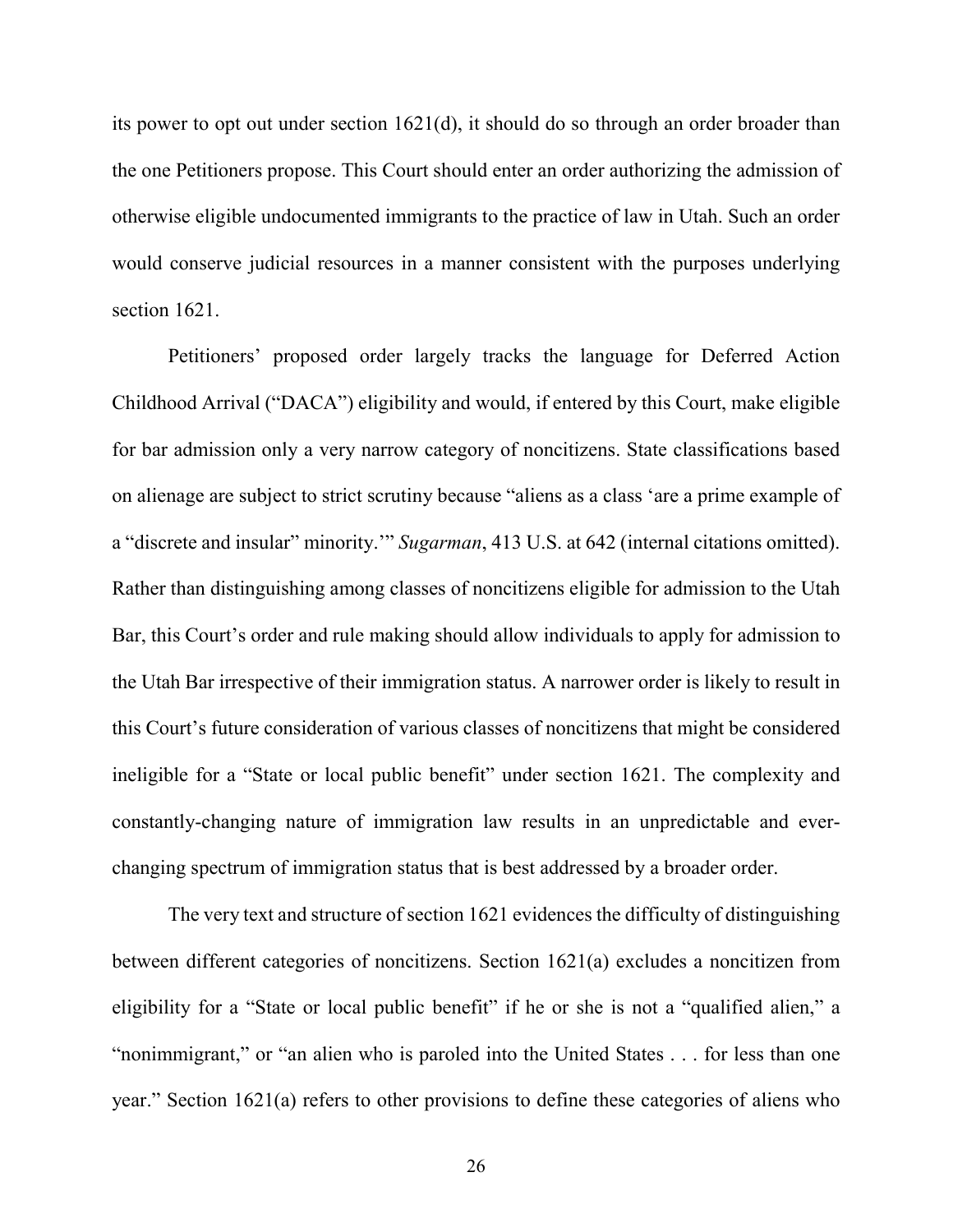its power to opt out under section 1621(d), it should do so through an order broader than the one Petitioners propose. This Court should enter an order authorizing the admission of otherwise eligible undocumented immigrants to the practice of law in Utah. Such an order would conserve judicial resources in a manner consistent with the purposes underlying section 1621.

Petitioners' proposed order largely tracks the language for Deferred Action Childhood Arrival ("DACA") eligibility and would, if entered by this Court, make eligible for bar admission only a very narrow category of noncitizens. State classifications based on alienage are subject to strict scrutiny because "aliens as a class 'are a prime example of a "discrete and insular" minority.'" *Sugarman*, 413 U.S. at 642 (internal citations omitted). Rather than distinguishing among classes of noncitizens eligible for admission to the Utah Bar, this Court's order and rule making should allow individuals to apply for admission to the Utah Bar irrespective of their immigration status. A narrower order is likely to result in this Court's future consideration of various classes of noncitizens that might be considered ineligible for a "State or local public benefit" under section 1621. The complexity and constantly-changing nature of immigration law results in an unpredictable and ever-changing spectrum of immigration status that is best addressed by a broader order.

The very text and structure of section 1621 evidences the difficulty of distinguishing between different categories of noncitizens. Section 1621(a) excludes a noncitizen from eligibility for a "State or local public benefit" if he or she is not a "qualified alien," a "nonimmigrant," or "an alien who is paroled into the United States . . . for less than one year." Section 1621(a) refers to other provisions to define these categories of aliens who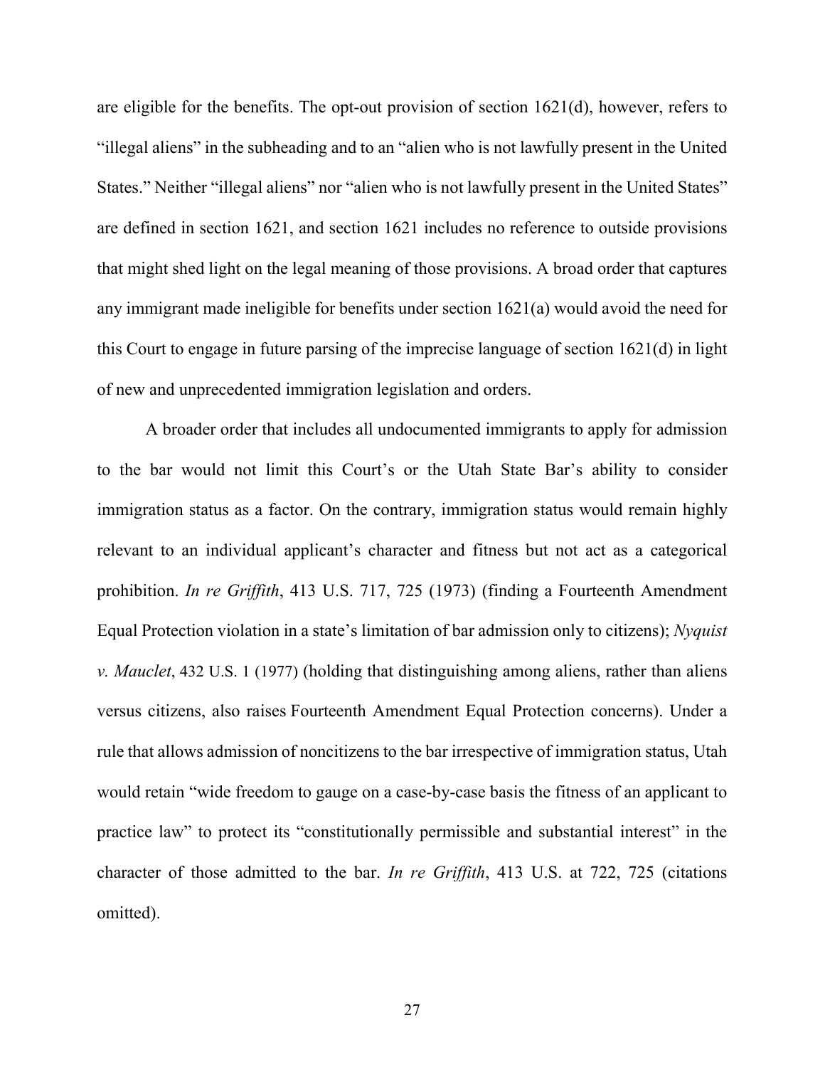are eligible for the benefits. The opt-out provision of section 1621(d), however, refers to "illegal aliens" in the subheading and to an "alien who is not lawfully present in the United States." Neither "illegal aliens" nor "alien who is not lawfully present in the United States" are defined in section 1621, and section 1621 includes no reference to outside provisions that might shed light on the legal meaning of those provisions. A broad order that captures any immigrant made ineligible for benefits under section 1621(a) would avoid the need for this Court to engage in future parsing of the imprecise language of section 1621(d) in light of new and unprecedented immigration legislation and orders.

A broader order that includes all undocumented immigrants to apply for admission to the bar would not limit this Court's or the Utah State Bar's ability to consider immigration status as a factor. On the contrary, immigration status would remain highly relevant to an individual applicant's character and fitness but not act as a categorical prohibition. *In re Griffith*, 413 U.S. 717, 725 (1973) (finding a Fourteenth Amendment Equal Protection violation in a state's limitation of bar admission only to citizens); *Nyquist v. Mauclet*, 432 U.S. 1 (1977) (holding that distinguishing among aliens, rather than aliens versus citizens, also raises Fourteenth Amendment Equal Protection concerns). Under a rule that allows admission of noncitizens to the bar irrespective of immigration status, Utah would retain "wide freedom to gauge on a case-by-case basis the fitness of an applicant to practice law" to protect its "constitutionally permissible and substantial interest" in the character of those admitted to the bar. *In re Griffith*, 413 U.S. at 722, 725 (citations omitted).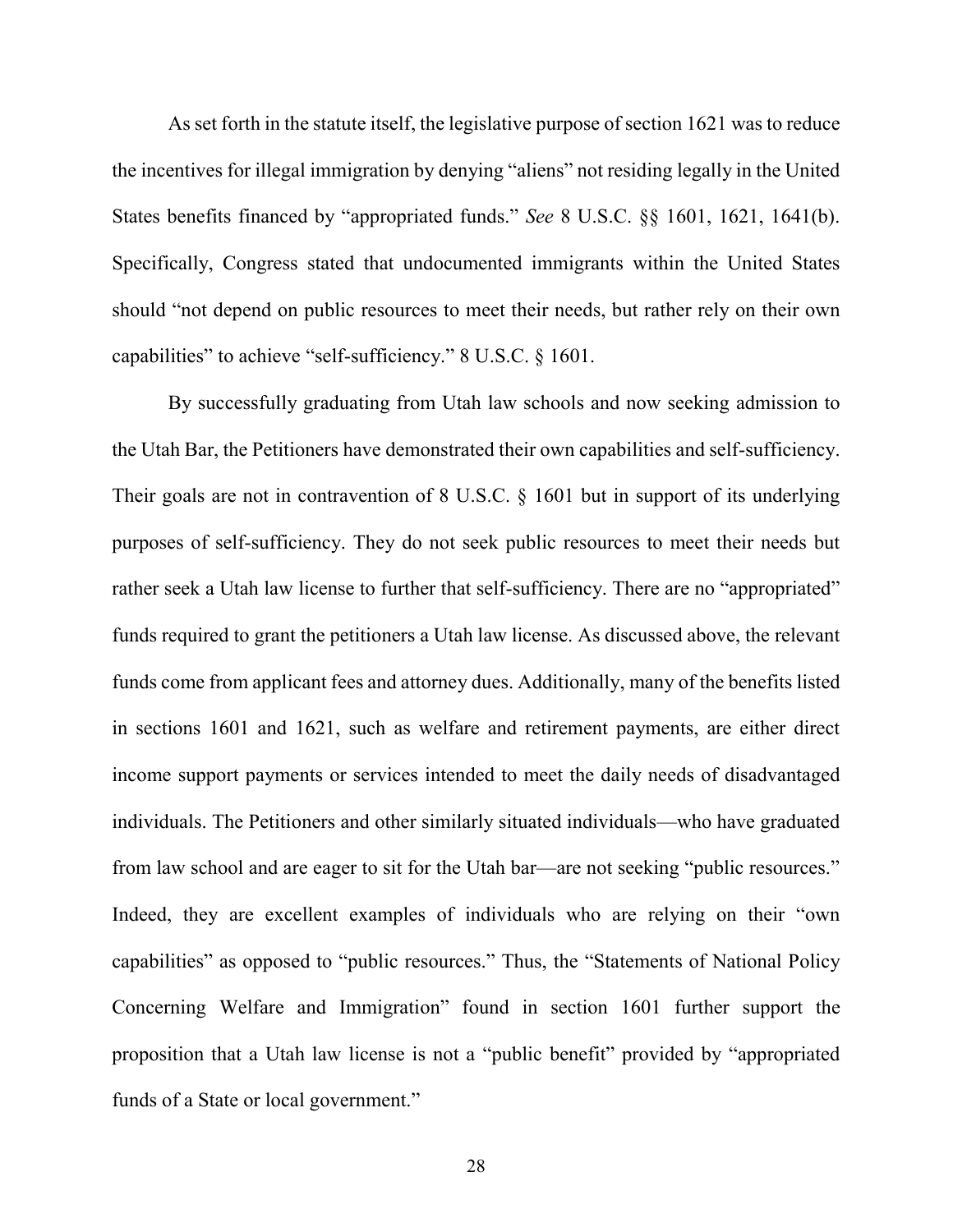As set forth in the statute itself, the legislative purpose of section 1621 was to reduce the incentives for illegal immigration by denying "aliens" not residing legally in the United States benefits financed by "appropriated funds." *See* 8 U.S.C. §§ 1601, 1621, 1641(b). Specifically, Congress stated that undocumented immigrants within the United States should "not depend on public resources to meet their needs, but rather rely on their own capabilities" to achieve "self-sufficiency." 8 U.S.C. § 1601.

By successfully graduating from Utah law schools and now seeking admission to the Utah Bar, the Petitioners have demonstrated their own capabilities and self-sufficiency. Their goals are not in contravention of 8 U.S.C. § 1601 but in support of its underlying purposes of self-sufficiency. They do not seek public resources to meet their needs but rather seek a Utah law license to further that self-sufficiency. There are no "appropriated" funds required to grant the petitioners a Utah law license. As discussed above, the relevant funds come from applicant fees and attorney dues. Additionally, many of the benefits listed in sections 1601 and 1621, such as welfare and retirement payments, are either direct income support payments or services intended to meet the daily needs of disadvantaged individuals. The Petitioners and other similarly situated individuals—who have graduated from law school and are eager to sit for the Utah bar—are not seeking "public resources." Indeed, they are excellent examples of individuals who are relying on their "own capabilities" as opposed to "public resources." Thus, the "Statements of National Policy Concerning Welfare and Immigration" found in section 1601 further support the proposition that a Utah law license is not a "public benefit" provided by "appropriated funds of a State or local government."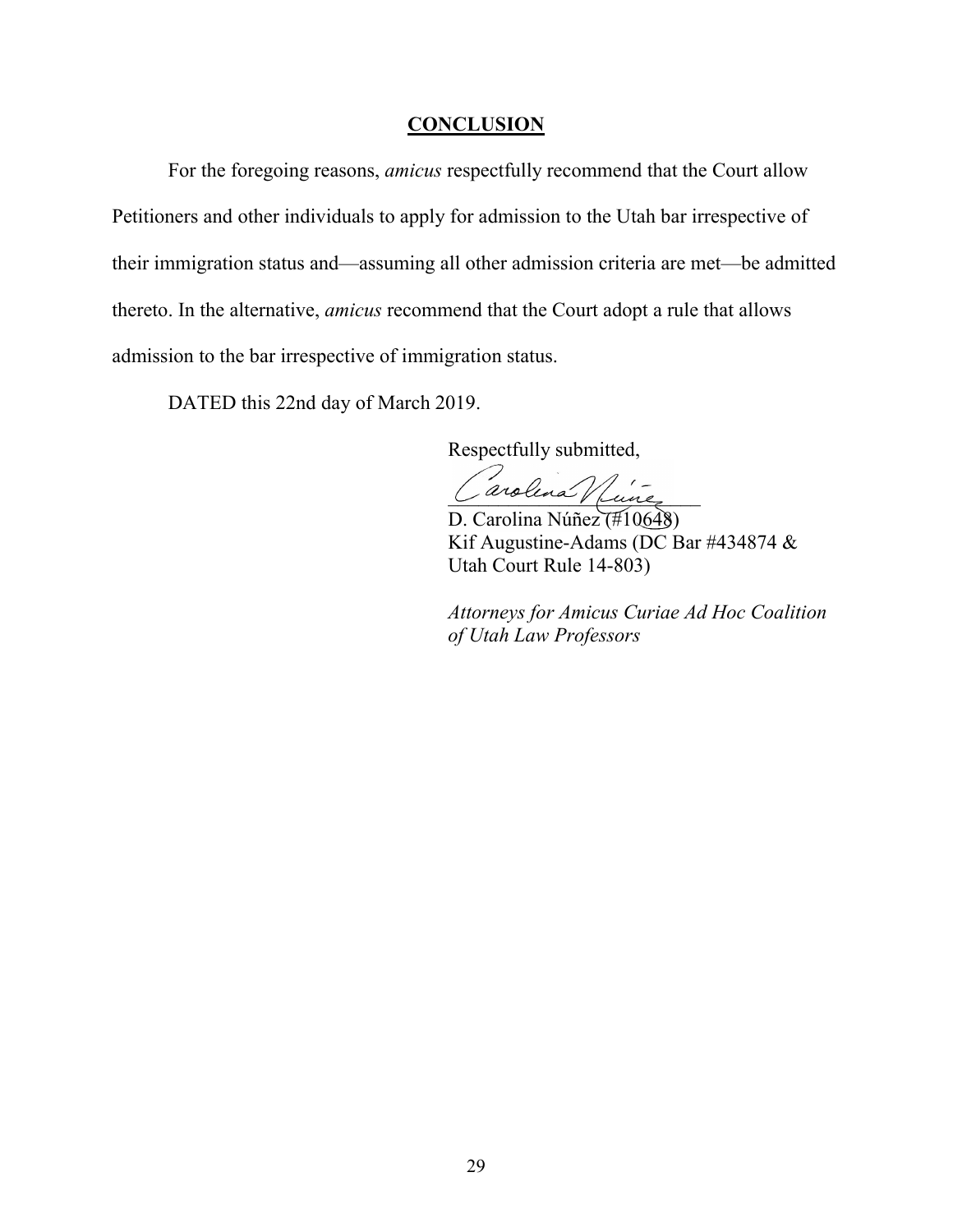## CONCLUSION

For the foregoing reasons, *amicus* respectfully recommend that the Court allow Petitioners and other individuals to apply for admission to the Utah bar irrespective of their immigration status and—assuming all other admission criteria are met—be admitted thereto. In the alternative, *amicus* recommend that the Court adopt a rule that allows admission to the bar irrespective of immigration status.

DATED this 22nd day of March 2019.

Respectfully submitted,

D. Carolina Núñez (#10648)
Kif Augustine-Adams (DC Bar #434874 & Utah Court Rule 14-803)

*Attorneys for Amicus Curiae Ad Hoc Coalition of Utah Law Professors*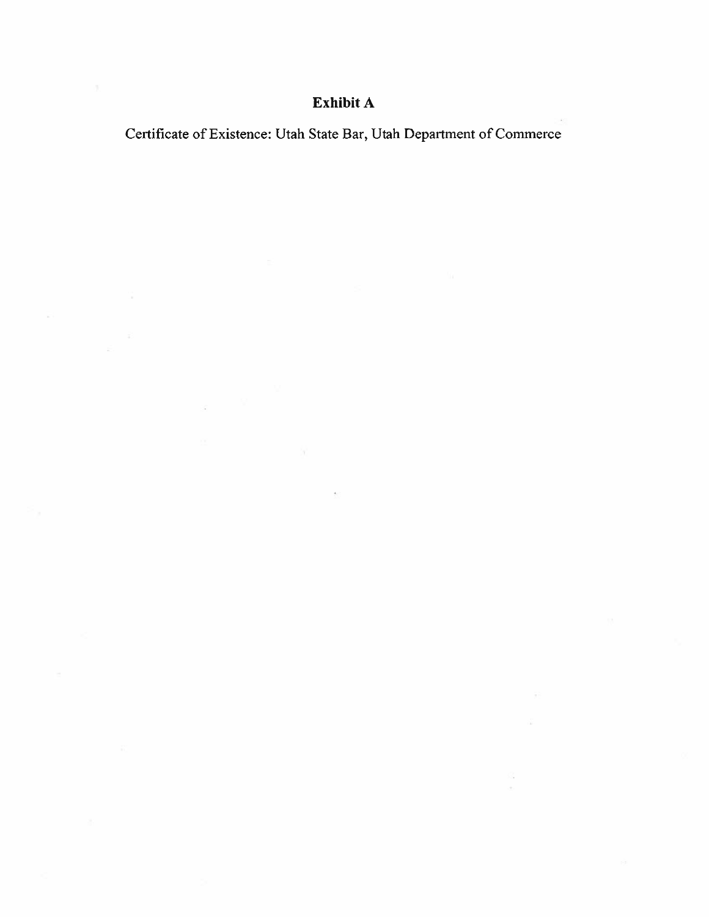# Exhibit A

Certificate of Existence: Utah State Bar, Utah Department of Commerce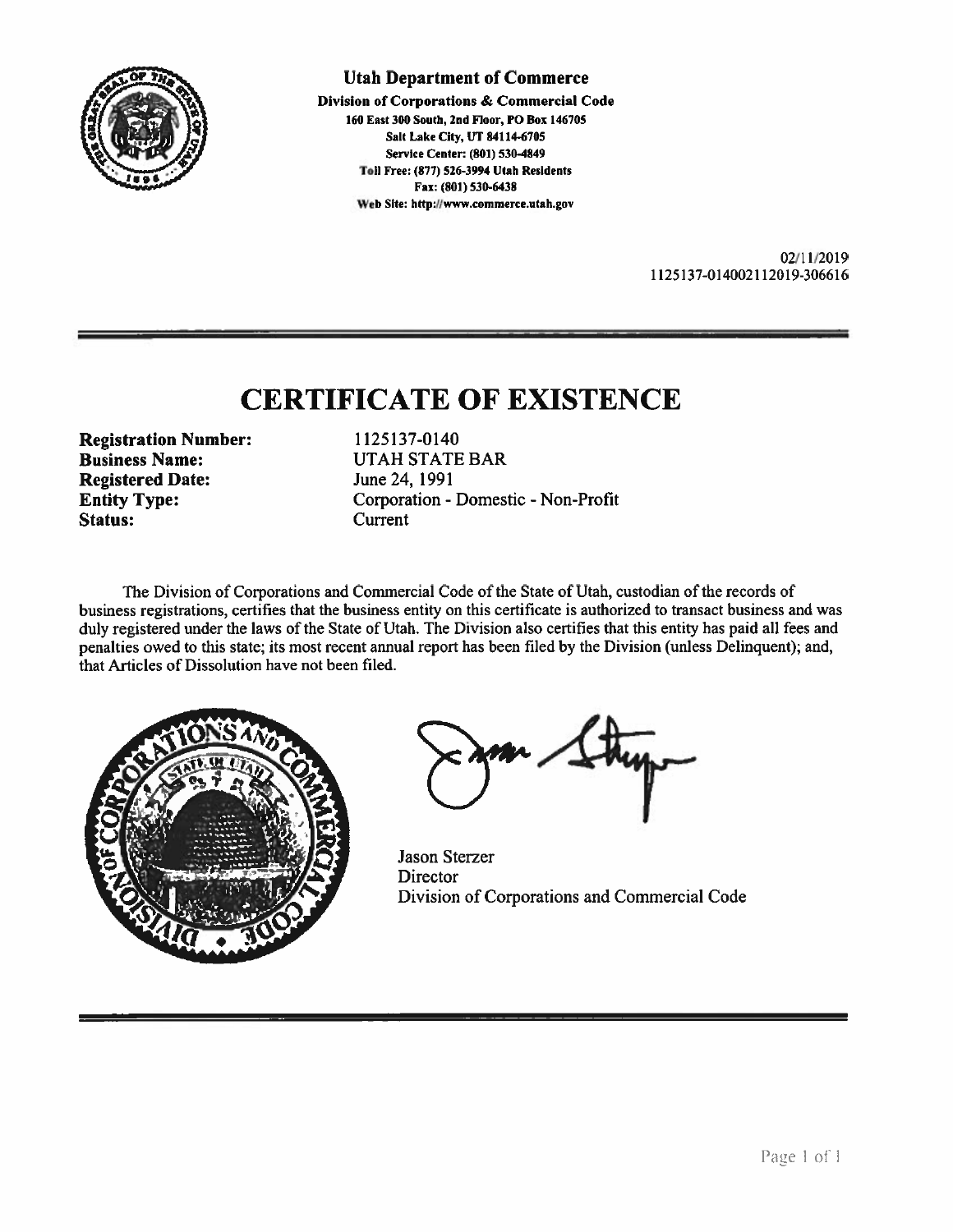**Utah Department of Commerce**

**Division of Corporations & Commercial Code**
**160 East 300 South, 2nd Floor, PO Box 146705**
**Salt Lake City, UT 84114-6705**
**Service Center: (801) 530-4849**
**Toll Free: (877) 526-3994 Utah Residents**
**Fax: (801) 530-6438**
**Web Site: http://www.commerce.utah.gov**

02/11/2019
1125137-014002112019-306616

# CERTIFICATE OF EXISTENCE

| | |
|---|---|
| **Registration Number:** | 1125137-0140 |
| **Business Name:** | UTAH STATE BAR |
| **Registered Date:** | June 24, 1991 |
| **Entity Type:** | Corporation - Domestic - Non-Profit |
| **Status:** | Current |

The Division of Corporations and Commercial Code of the State of Utah, custodian of the records of business registrations, certifies that the business entity on this certificate is authorized to transact business and was duly registered under the laws of the State of Utah. The Division also certifies that this entity has paid all fees and penalties owed to this state; its most recent annual report has been filed by the Division (unless Delinquent); and, that Articles of Dissolution have not been filed.

Jason Sterzer
Director
Division of Corporations and Commercial Code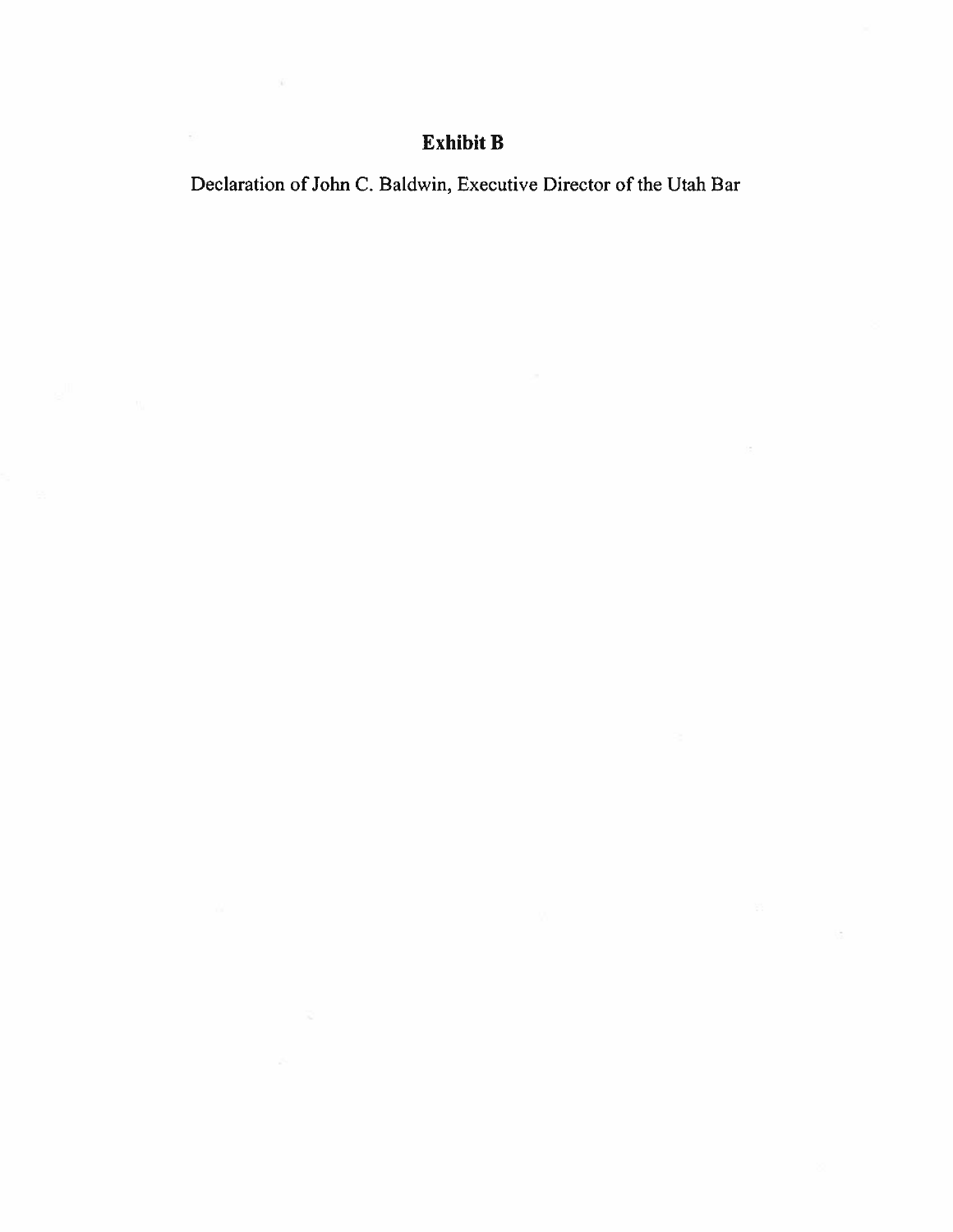# Exhibit B

Declaration of John C. Baldwin, Executive Director of the Utah Bar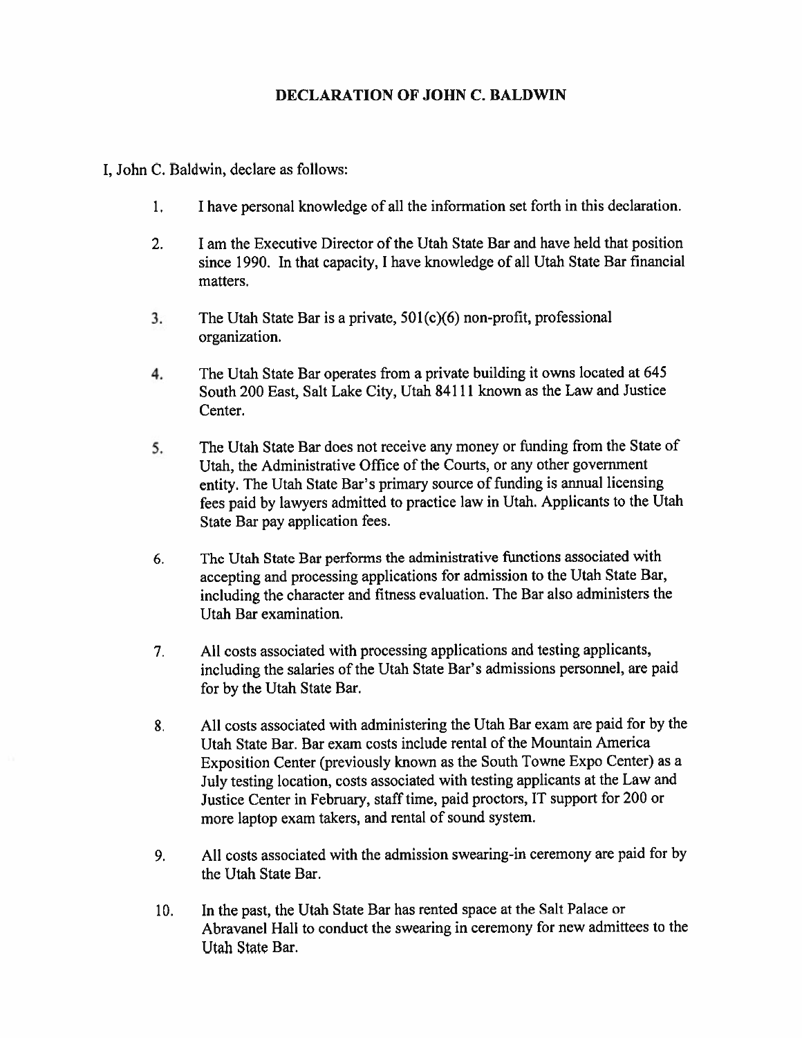# DECLARATION OF JOHN C. BALDWIN

I, John C. Baldwin, declare as follows:

1. I have personal knowledge of all the information set forth in this declaration.

2. I am the Executive Director of the Utah State Bar and have held that position since 1990. In that capacity, I have knowledge of all Utah State Bar financial matters.

3. The Utah State Bar is a private, 501(c)(6) non-profit, professional organization.

4. The Utah State Bar operates from a private building it owns located at 645 South 200 East, Salt Lake City, Utah 84111 known as the Law and Justice Center.

5. The Utah State Bar does not receive any money or funding from the State of Utah, the Administrative Office of the Courts, or any other government entity. The Utah State Bar's primary source of funding is annual licensing fees paid by lawyers admitted to practice law in Utah. Applicants to the Utah State Bar pay application fees.

6. The Utah State Bar performs the administrative functions associated with accepting and processing applications for admission to the Utah State Bar, including the character and fitness evaluation. The Bar also administers the Utah Bar examination.

7. All costs associated with processing applications and testing applicants, including the salaries of the Utah State Bar's admissions personnel, are paid for by the Utah State Bar.

8. All costs associated with administering the Utah Bar exam are paid for by the Utah State Bar. Bar exam costs include rental of the Mountain America Exposition Center (previously known as the South Towne Expo Center) as a July testing location, costs associated with testing applicants at the Law and Justice Center in February, staff time, paid proctors, IT support for 200 or more laptop exam takers, and rental of sound system.

9. All costs associated with the admission swearing-in ceremony are paid for by the Utah State Bar.

10. In the past, the Utah State Bar has rented space at the Salt Palace or Abravanel Hall to conduct the swearing in ceremony for new admittees to the Utah State Bar.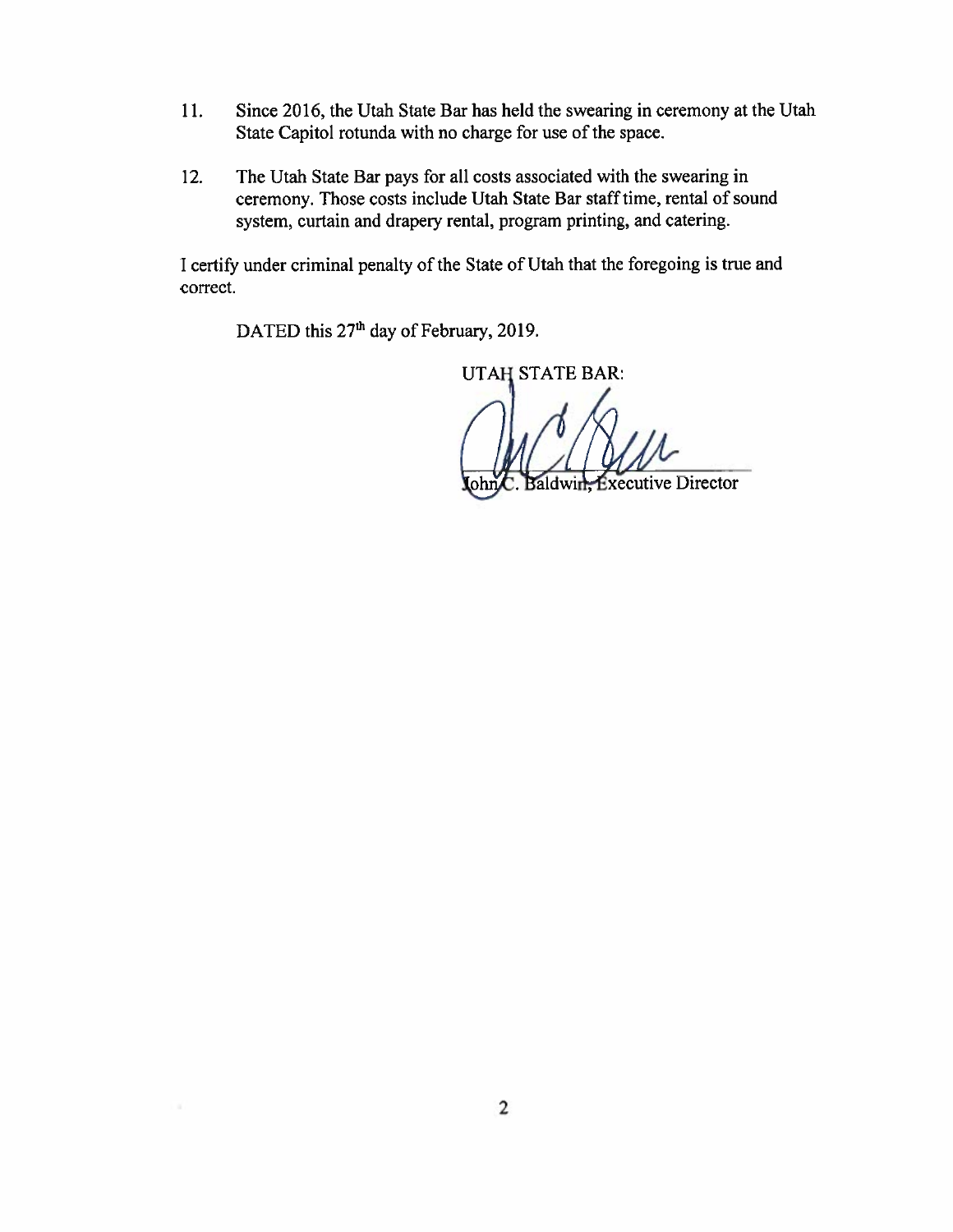11. Since 2016, the Utah State Bar has held the swearing in ceremony at the Utah State Capitol rotunda with no charge for use of the space.

12. The Utah State Bar pays for all costs associated with the swearing in ceremony. Those costs include Utah State Bar staff time, rental of sound system, curtain and drapery rental, program printing, and catering.

I certify under criminal penalty of the State of Utah that the foregoing is true and correct.

DATED this 27th day of February, 2019.

UTAH STATE BAR:

John C. Baldwin, Executive Director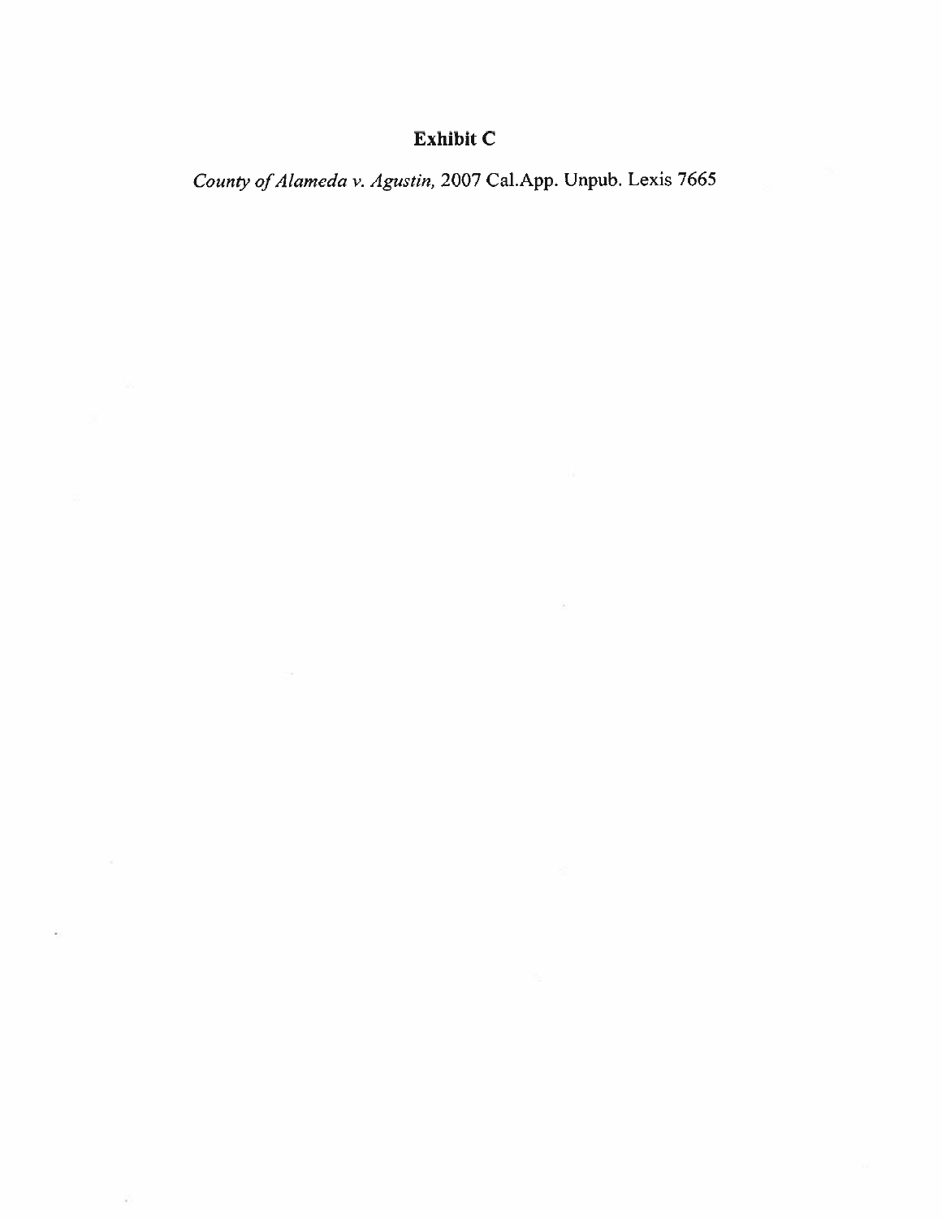**Exhibit C**

*County of Alameda v. Agustin*, 2007 Cal.App. Unpub. Lexis 7665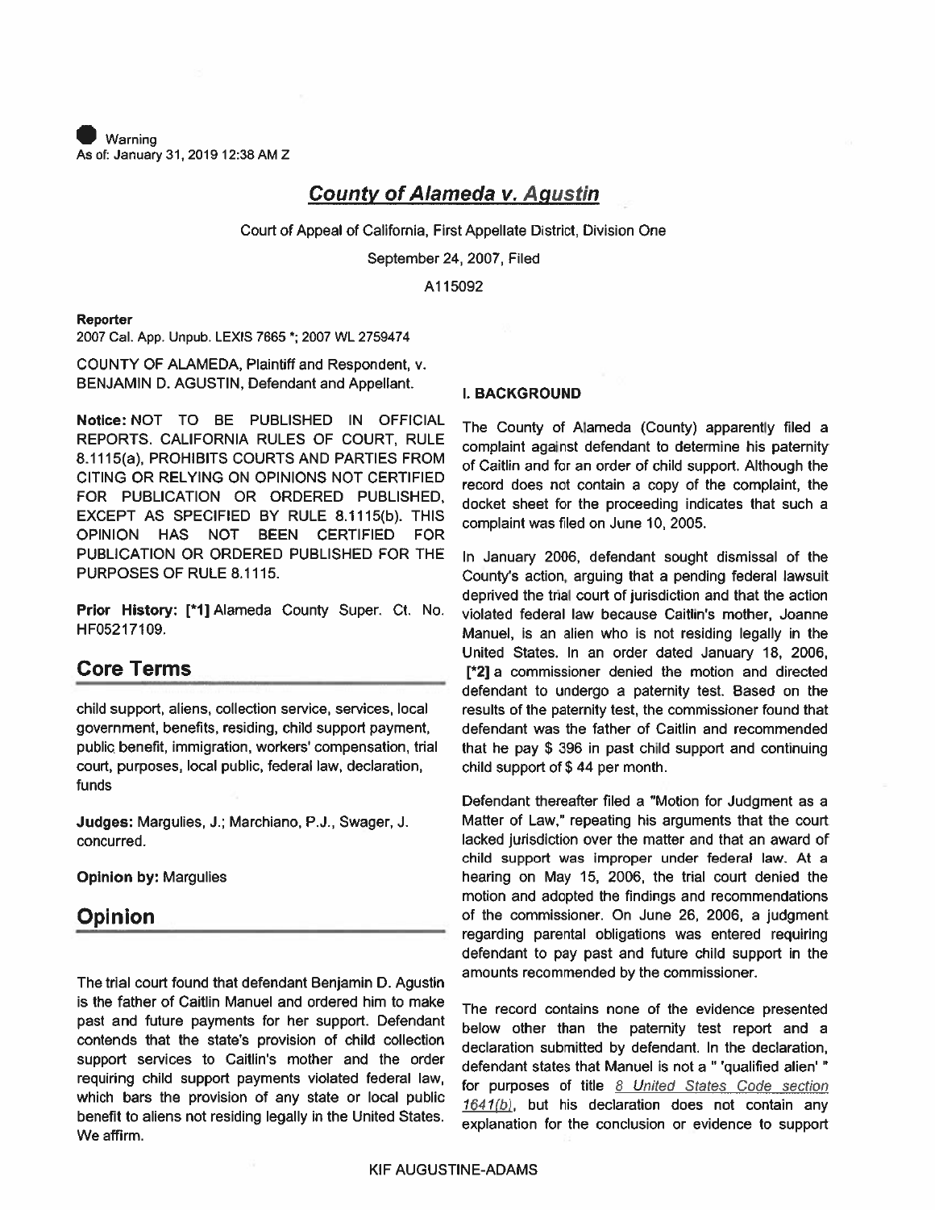Warning
As of: January 31, 2019 12:38 AM Z

# *County of Alameda v. Agustin*

Court of Appeal of California, First Appellate District, Division One

September 24, 2007, Filed

A115092

**Reporter**

2007 Cal. App. Unpub. LEXIS 7665 *; 2007 WL 2759474

COUNTY OF ALAMEDA, Plaintiff and Respondent, v. BENJAMIN D. AGUSTIN, Defendant and Appellant.

**Notice:** NOT TO BE PUBLISHED IN OFFICIAL REPORTS. CALIFORNIA RULES OF COURT, RULE 8.1115(a), PROHIBITS COURTS AND PARTIES FROM CITING OR RELYING ON OPINIONS NOT CERTIFIED FOR PUBLICATION OR ORDERED PUBLISHED, EXCEPT AS SPECIFIED BY RULE 8.1115(b). THIS OPINION HAS NOT BEEN CERTIFIED FOR PUBLICATION OR ORDERED PUBLISHED FOR THE PURPOSES OF RULE 8.1115.

**Prior History:** [*1] Alameda County Super. Ct. No. HF05217109.

## Core Terms

child support, aliens, collection service, services, local government, benefits, residing, child support payment, public benefit, immigration, workers' compensation, trial court, purposes, local public, federal law, declaration, funds

**Judges:** Margulies, J.; Marchiano, P.J., Swager, J. concurred.

**Opinion by:** Margulies

## Opinion

The trial court found that defendant Benjamin D. Agustin is the father of Caitlin Manuel and ordered him to make past and future payments for her support. Defendant contends that the state's provision of child collection support services to Caitlin's mother and the order requiring child support payments violated federal law, which bars the provision of any state or local public benefit to aliens not residing legally in the United States. We affirm.

### I. BACKGROUND

The County of Alameda (County) apparently filed a complaint against defendant to determine his paternity of Caitlin and for an order of child support. Although the record does not contain a copy of the complaint, the docket sheet for the proceeding indicates that such a complaint was filed on June 10, 2005.

In January 2006, defendant sought dismissal of the County's action, arguing that a pending federal lawsuit deprived the trial court of jurisdiction and that the action violated federal law because Caitlin's mother, Joanne Manuel, is an alien who is not residing legally in the United States. In an order dated January 18, 2006, [*2] a commissioner denied the motion and directed defendant to undergo a paternity test. Based on the results of the paternity test, the commissioner found that defendant was the father of Caitlin and recommended that he pay $ 396 in past child support and continuing child support of $ 44 per month.

Defendant thereafter filed a "Motion for Judgment as a Matter of Law," repeating his arguments that the court lacked jurisdiction over the matter and that an award of child support was improper under federal law. At a hearing on May 15, 2006, the trial court denied the motion and adopted the findings and recommendations of the commissioner. On June 26, 2006, a judgment regarding parental obligations was entered requiring defendant to pay past and future child support in the amounts recommended by the commissioner.

The record contains none of the evidence presented below other than the paternity test report and a declaration submitted by defendant. In the declaration, defendant states that Manuel is not a " 'qualified alien' " for purposes of title 8 United States Code section 1641(b), but his declaration does not contain any explanation for the conclusion or evidence to support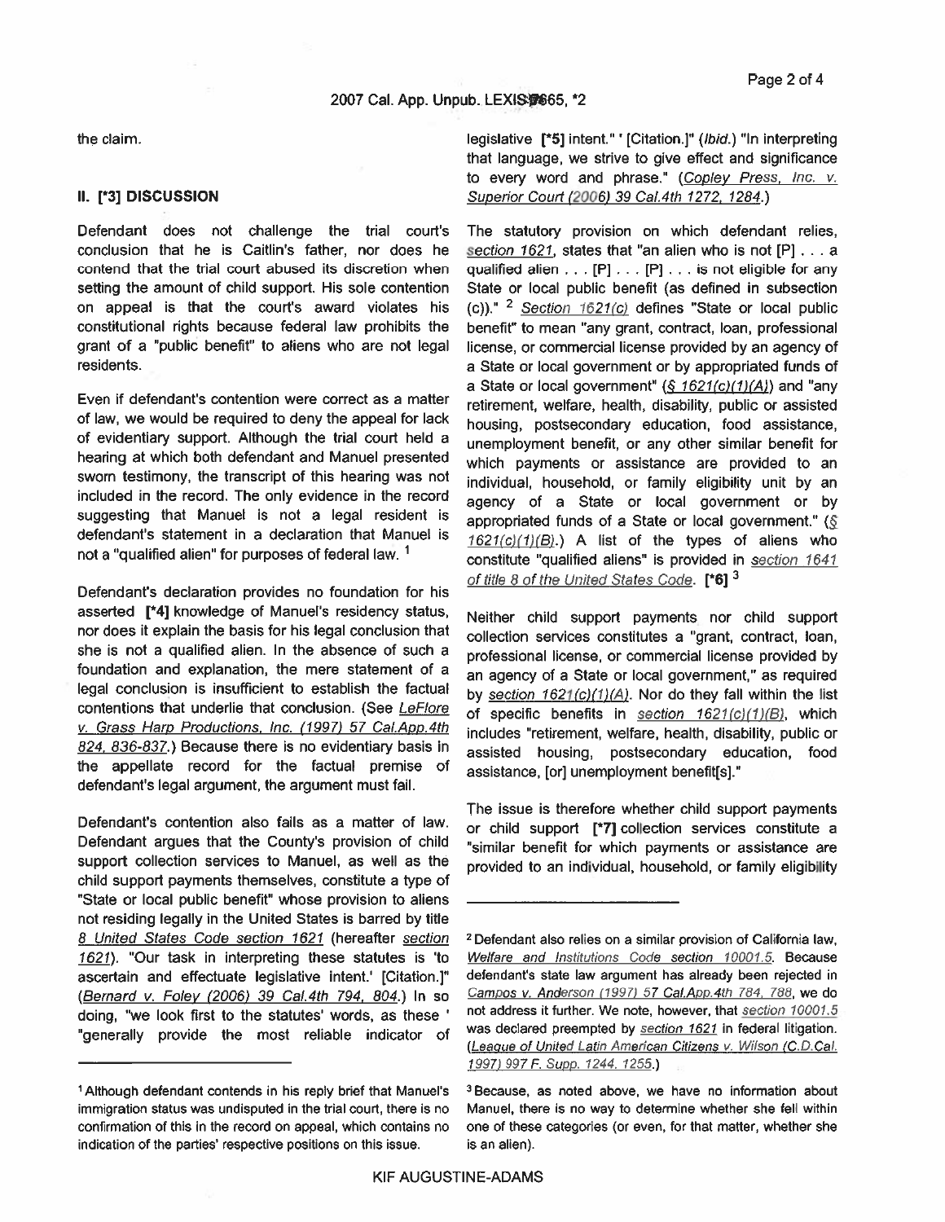the claim.

## II. [*3] DISCUSSION

Defendant does not challenge the trial court's conclusion that he is Caitlin's father, nor does he contend that the trial court abused its discretion when setting the amount of child support. His sole contention on appeal is that the court's award violates his constitutional rights because federal law prohibits the grant of a "public benefit" to aliens who are not legal residents.

Even if defendant's contention were correct as a matter of law, we would be required to deny the appeal for lack of evidentiary support. Although the trial court held a hearing at which both defendant and Manuel presented sworn testimony, the transcript of this hearing was not included in the record. The only evidence in the record suggesting that Manuel is not a legal resident is defendant's statement in a declaration that Manuel is not a "qualified alien" for purposes of federal law. [1]

Defendant's declaration provides no foundation for his asserted [*4] knowledge of Manuel's residency status, nor does it explain the basis for his legal conclusion that she is not a qualified alien. In the absence of such a foundation and explanation, the mere statement of a legal conclusion is insufficient to establish the factual contentions that underlie that conclusion. (See LeFlore v. Grass Harp Productions, Inc. (1997) 57 Cal.App.4th 824, 836-837.) Because there is no evidentiary basis in the appellate record for the factual premise of defendant's legal argument, the argument must fail.

Defendant's contention also fails as a matter of law. Defendant argues that the County's provision of child support collection services to Manuel, as well as the child support payments themselves, constitute a type of "State or local public benefit" whose provision to aliens not residing legally in the United States is barred by title 8 United States Code section 1621 (hereafter section 1621). "Our task in interpreting these statutes is 'to ascertain and effectuate legislative intent.' [Citation.]" (Bernard v. Foley (2006) 39 Cal.4th 794, 804.) In so doing, "we look first to the statutes' words, as these ' "generally provide the most reliable indicator of legislative [*5] intent." ' [Citation.]" (Ibid.) "In interpreting that language, we strive to give effect and significance to every word and phrase." (Copley Press, Inc. v. Superior Court (2006) 39 Cal.4th 1272, 1284.)

The statutory provision on which defendant relies, section 1621, states that "an alien who is not [P] . . . a qualified alien . . . [P] . . . [P] . . . is not eligible for any State or local public benefit (as defined in subsection (c))." [2] Section 1621(c) defines "State or local public benefit" to mean "any grant, contract, loan, professional license, or commercial license provided by an agency of a State or local government or by appropriated funds of a State or local government" (§ 1621(c)(1)(A)) and "any retirement, welfare, health, disability, public or assisted housing, postsecondary education, food assistance, unemployment benefit, or any other similar benefit for which payments or assistance are provided to an individual, household, or family eligibility unit by an agency of a State or local government or by appropriated funds of a State or local government." (§ 1621(c)(1)(B).) A list of the types of aliens who constitute "qualified aliens" is provided in section 1641 of title 8 of the United States Code. [*6] [3]

Neither child support payments nor child support collection services constitutes a "grant, contract, loan, professional license, or commercial license provided by an agency of a State or local government," as required by section 1621(c)(1)(A). Nor do they fall within the list of specific benefits in section 1621(c)(1)(B), which includes "retirement, welfare, health, disability, public or assisted housing, postsecondary education, food assistance, [or] unemployment benefit[s]."

The issue is therefore whether child support payments or child support [*7] collection services constitute a "similar benefit for which payments or assistance are provided to an individual, household, or family eligibility

---

[1] Although defendant contends in his reply brief that Manuel's immigration status was undisputed in the trial court, there is no confirmation of this in the record on appeal, which contains no indication of the parties' respective positions on this issue.

[2] Defendant also relies on a similar provision of California law, Welfare and Institutions Code section 10001.5. Because defendant's state law argument has already been rejected in Campos v. Anderson (1997) 57 Cal.App.4th 784, 788, we do not address it further. We note, however, that section 10001.5 was declared preempted by section 1621 in federal litigation. (League of United Latin American Citizens v. Wilson (C.D.Cal. 1997) 997 F. Supp. 1244, 1255.)

[3] Because, as noted above, we have no information about Manuel, there is no way to determine whether she fell within one of these categories (or even, for that matter, whether she is an alien).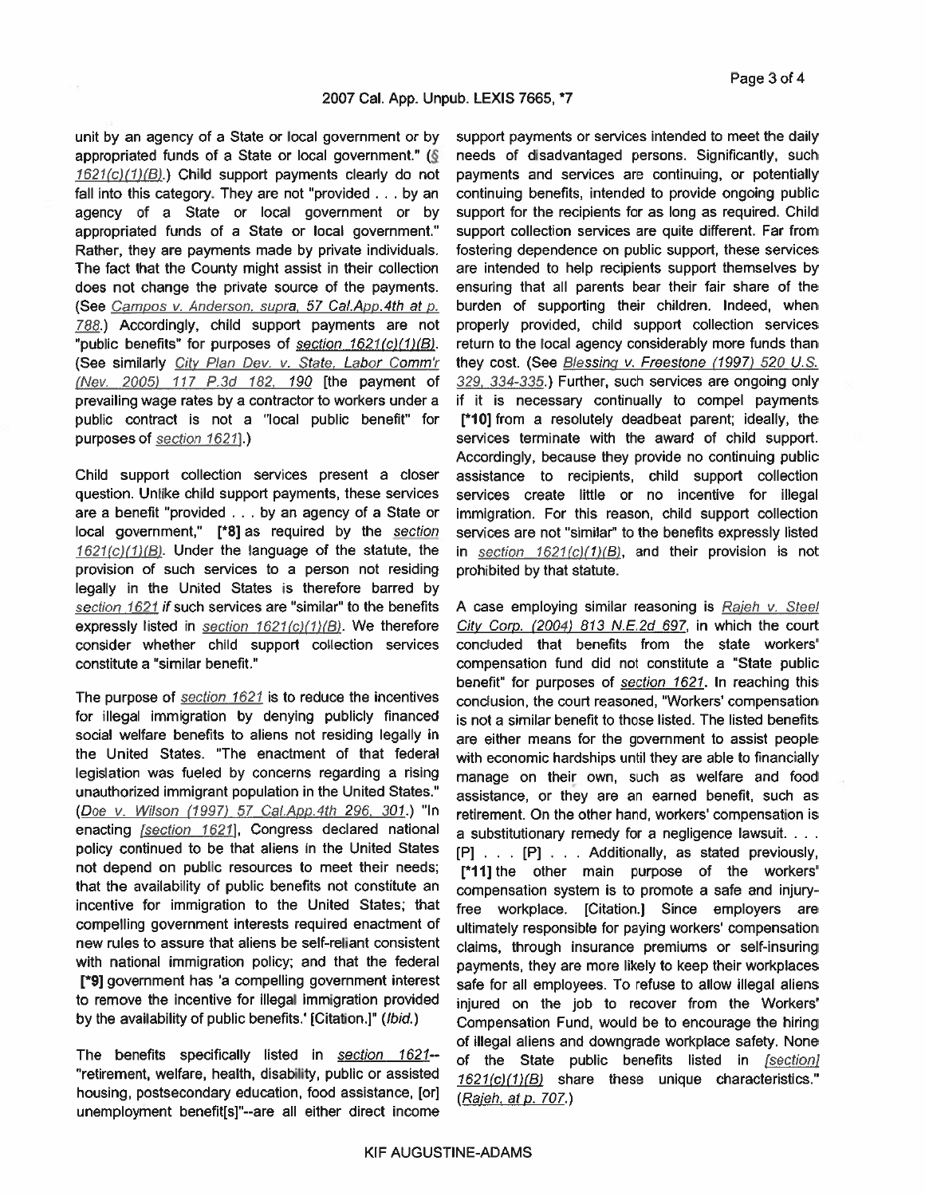unit by an agency of a State or local government or by appropriated funds of a State or local government." (§ 1621(c)(1)(B).) Child support payments clearly do not fall into this category. They are not "provided . . . by an agency of a State or local government or by appropriated funds of a State or local government." Rather, they are payments made by private individuals. The fact that the County might assist in their collection does not change the private source of the payments. (See Campos v. Anderson, supra, 57 Cal.App.4th at p. 788.) Accordingly, child support payments are not "public benefits" for purposes of section 1621(c)(1)(B). (See similarly City Plan Dev. v. State, Labor Comm'r (Nev. 2005) 117 P.3d 182, 190 [the payment of prevailing wage rates by a contractor to workers under a public contract is not a "local public benefit" for purposes of section 1621].)

Child support collection services present a closer question. Unlike child support payments, these services are a benefit "provided . . . by an agency of a State or local government," [*8] as required by the section 1621(c)(1)(B). Under the language of the statute, the provision of such services to a person not residing legally in the United States is therefore barred by section 1621 *if* such services are "similar" to the benefits expressly listed in section 1621(c)(1)(B). We therefore consider whether child support collection services constitute a "similar benefit."

The purpose of section 1621 is to reduce the incentives for illegal immigration by denying publicly financed social welfare benefits to aliens not residing legally in the United States. "The enactment of that federal legislation was fueled by concerns regarding a rising unauthorized immigrant population in the United States." (Doe v. Wilson (1997) 57 Cal.App.4th 296, 301.) "In enacting [section 1621], Congress declared national policy continued to be that aliens in the United States not depend on public resources to meet their needs; that the availability of public benefits not constitute an incentive for immigration to the United States; that compelling government interests required enactment of new rules to assure that aliens be self-reliant consistent with national immigration policy; and that the federal [*9] government has 'a compelling government interest to remove the incentive for illegal immigration provided by the availability of public benefits.' [Citation.]" (*Ibid.*)

The benefits specifically listed in section 1621--"retirement, welfare, health, disability, public or assisted housing, postsecondary education, food assistance, [or] unemployment benefit[s]"--are all either direct income support payments or services intended to meet the daily needs of disadvantaged persons. Significantly, such payments and services are continuing, or potentially continuing benefits, intended to provide ongoing public support for the recipients for as long as required. Child support collection services are quite different. Far from fostering dependence on public support, these services are intended to help recipients support themselves by ensuring that all parents bear their fair share of the burden of supporting their children. Indeed, when properly provided, child support collection services return to the local agency considerably more funds than they cost. (See Blessing v. Freestone (1997) 520 U.S. 329, 334-335.) Further, such services are ongoing only if it is necessary continually to compel payments [*10] from a resolutely deadbeat parent; ideally, the services terminate with the award of child support. Accordingly, because they provide no continuing public assistance to recipients, child support collection services create little or no incentive for illegal immigration. For this reason, child support collection services are not "similar" to the benefits expressly listed in section 1621(c)(1)(B), and their provision is not prohibited by that statute.

A case employing similar reasoning is Rajeh v. Steel City Corp. (2004) 813 N.E.2d 697, in which the court concluded that benefits from the state workers' compensation fund did not constitute a "State public benefit" for purposes of section 1621. In reaching this conclusion, the court reasoned, "Workers' compensation is not a similar benefit to those listed. The listed benefits are either means for the government to assist people with economic hardships until they are able to financially manage on their own, such as welfare and food assistance, or they are an earned benefit, such as retirement. On the other hand, workers' compensation is a substitutionary remedy for a negligence lawsuit. . . . [P] . . . [P] . . . Additionally, as stated previously, [*11] the other main purpose of the workers' compensation system is to promote a safe and injury-free workplace. [Citation.] Since employers are ultimately responsible for paying workers' compensation claims, through insurance premiums or self-insuring payments, they are more likely to keep their workplaces safe for all employees. To refuse to allow illegal aliens injured on the job to recover from the Workers' Compensation Fund, would be to encourage the hiring of illegal aliens and downgrade workplace safety. None of the State public benefits listed in [section] 1621(c)(1)(B) share these unique characteristics." (Rajeh, at p. 707.)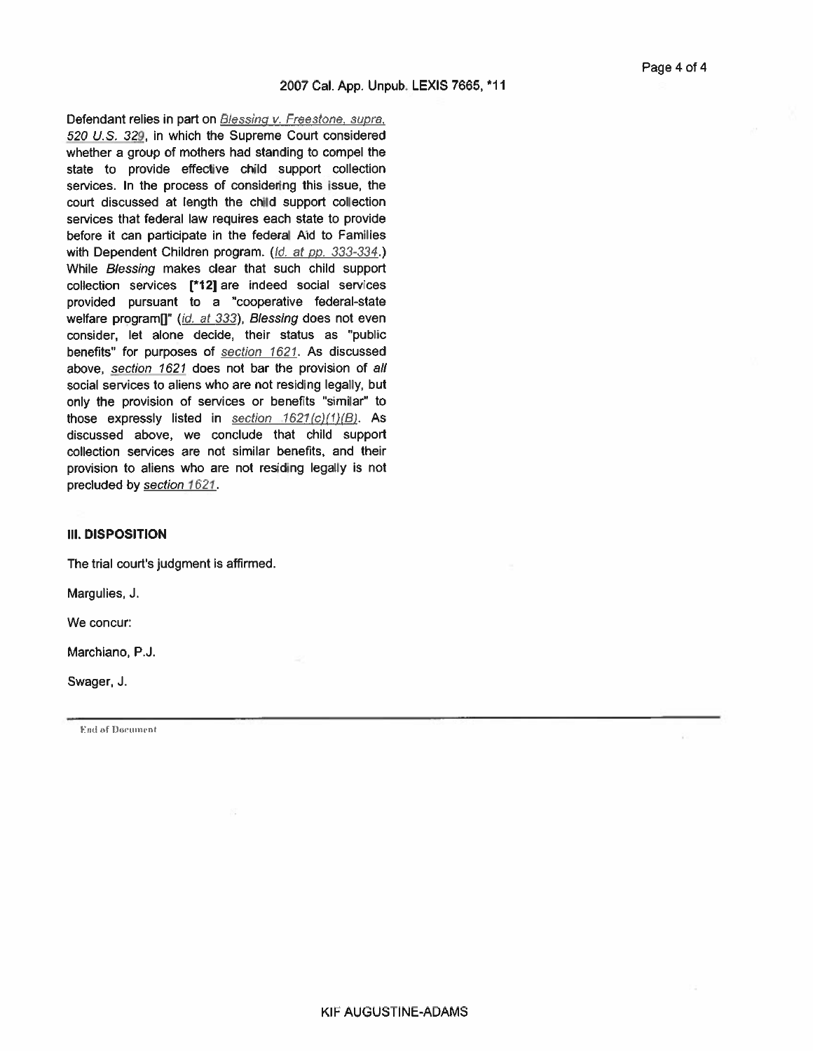Defendant relies in part on *Blessing v. Freestone, supra, 520 U.S. 329*, in which the Supreme Court considered whether a group of mothers had standing to compel the state to provide effective child support collection services. In the process of considering this issue, the court discussed at length the child support collection services that federal law requires each state to provide before it can participate in the federal Aid to Families with Dependent Children program. (*Id. at pp. 333-334*.) While *Blessing* makes clear that such child support collection services **[*12]** are indeed social services provided pursuant to a "cooperative federal-state welfare program[]" (*id. at 333*), *Blessing* does not even consider, let alone decide, their status as "public benefits" for purposes of section 1621. As discussed above, section 1621 does not bar the provision of *all* social services to aliens who are not residing legally, but only the provision of services or benefits "similar" to those expressly listed in section 1621(c)(1)(B). As discussed above, we conclude that child support collection services are not similar benefits, and their provision to aliens who are not residing legally is not precluded by section 1621.

## III. DISPOSITION

The trial court's judgment is affirmed.

Margulies, J.

We concur:

Marchiano, P.J.

Swager, J.

End of Document

KIF AUGUSTINE-ADAMS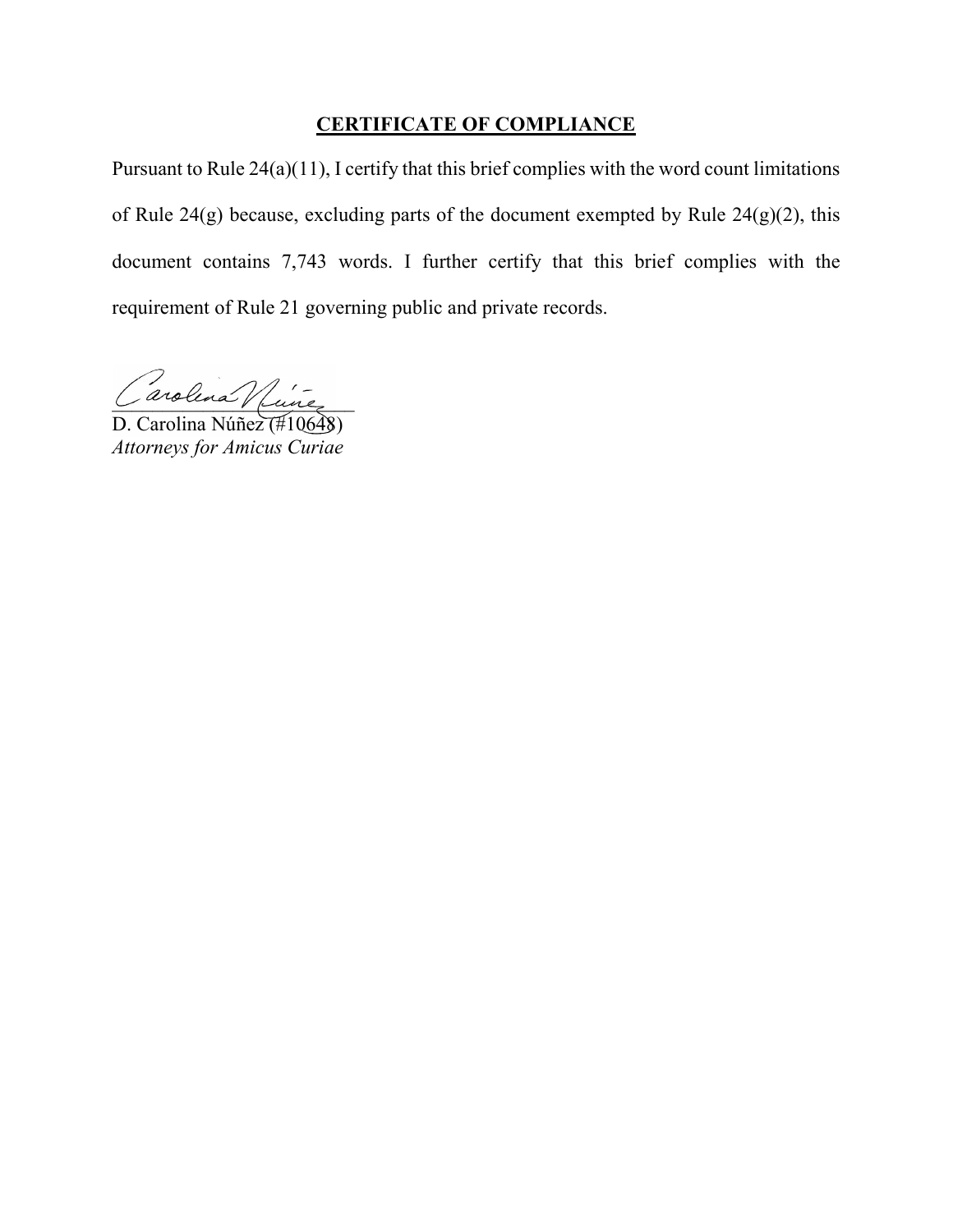## CERTIFICATE OF COMPLIANCE

Pursuant to Rule 24(a)(11), I certify that this brief complies with the word count limitations of Rule 24(g) because, excluding parts of the document exempted by Rule 24(g)(2), this document contains 7,743 words. I further certify that this brief complies with the requirement of Rule 21 governing public and private records.

D. Carolina Núñez (#10648)
*Attorneys for Amicus Curiae*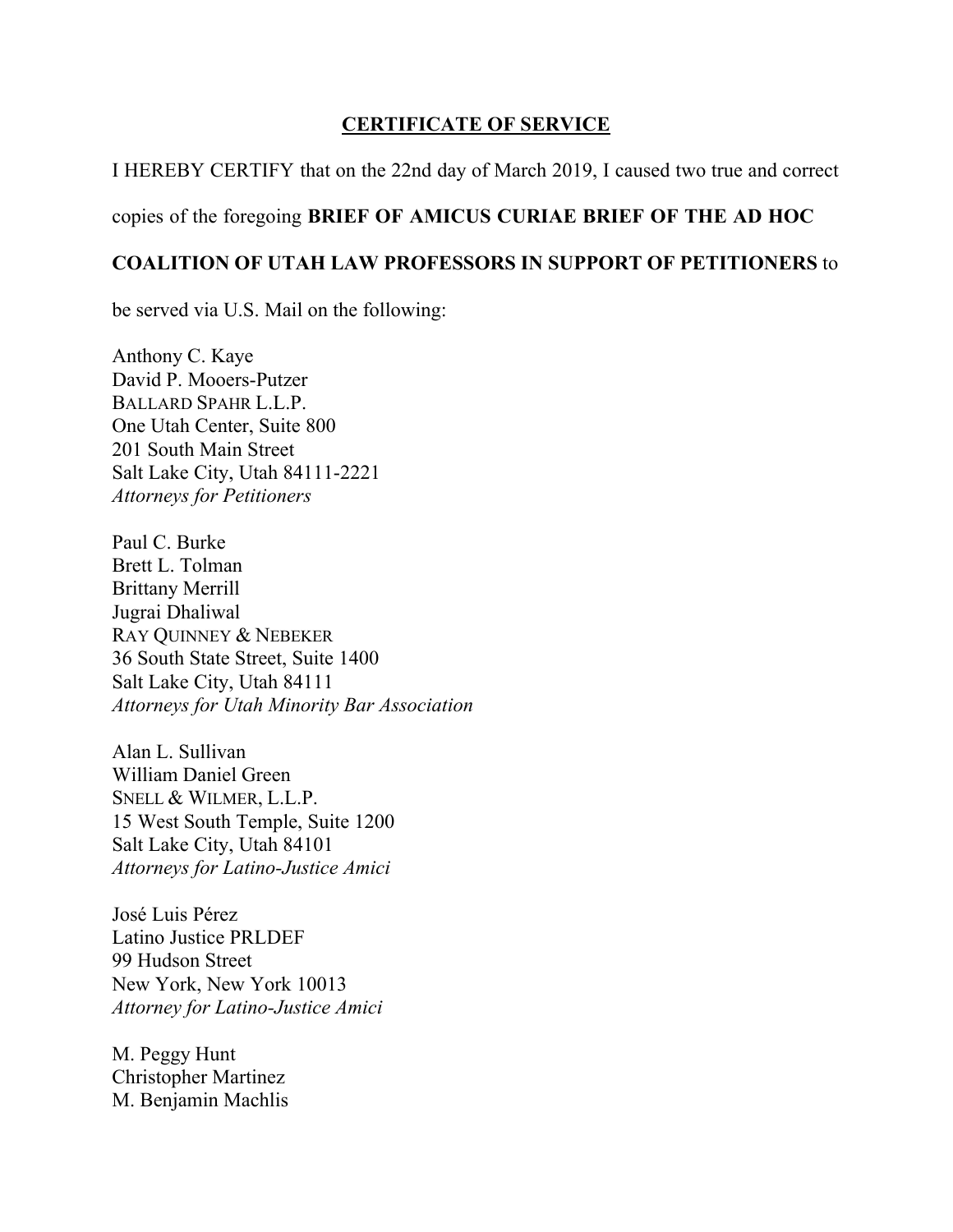## CERTIFICATE OF SERVICE

I HEREBY CERTIFY that on the 22nd day of March 2019, I caused two true and correct copies of the foregoing **BRIEF OF AMICUS CURIAE BRIEF OF THE AD HOC COALITION OF UTAH LAW PROFESSORS IN SUPPORT OF PETITIONERS** to be served via U.S. Mail on the following:

Anthony C. Kaye
David P. Mooers-Putzer
BALLARD SPAHR L.L.P.
One Utah Center, Suite 800
201 South Main Street
Salt Lake City, Utah 84111-2221
*Attorneys for Petitioners*

Paul C. Burke
Brett L. Tolman
Brittany Merrill
Jugrai Dhaliwal
RAY QUINNEY & NEBEKER
36 South State Street, Suite 1400
Salt Lake City, Utah 84111
*Attorneys for Utah Minority Bar Association*

Alan L. Sullivan
William Daniel Green
SNELL & WILMER, L.L.P.
15 West South Temple, Suite 1200
Salt Lake City, Utah 84101
*Attorneys for Latino-Justice Amici*

José Luis Pérez
Latino Justice PRLDEF
99 Hudson Street
New York, New York 10013
*Attorney for Latino-Justice Amici*

M. Peggy Hunt
Christopher Martinez
M. Benjamin Machlis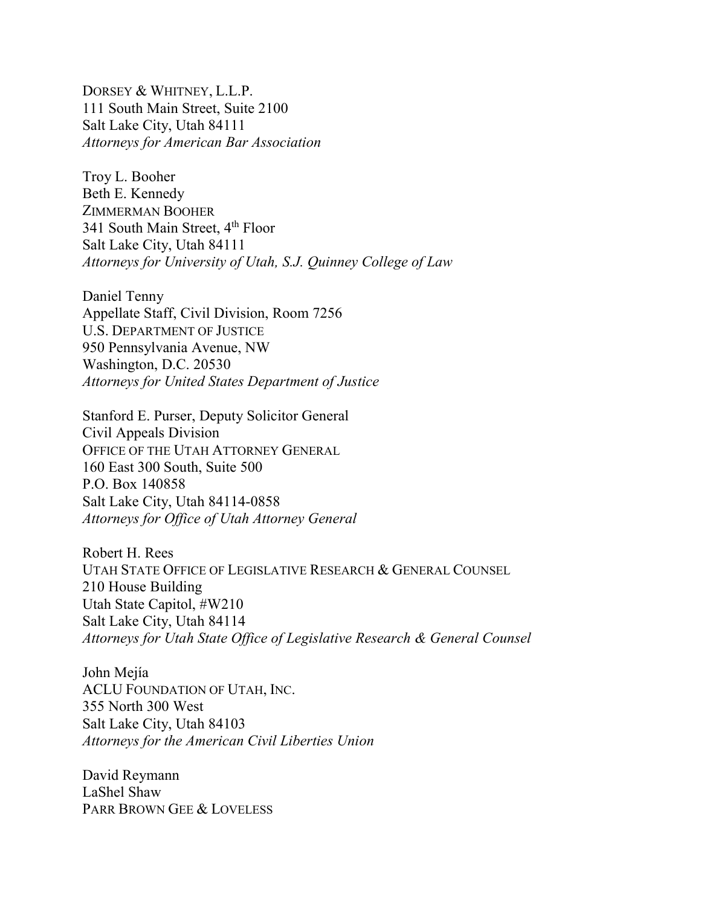DORSEY & WHITNEY, L.L.P.
111 South Main Street, Suite 2100
Salt Lake City, Utah 84111
*Attorneys for American Bar Association*

Troy L. Booher
Beth E. Kennedy
ZIMMERMAN BOOHER
341 South Main Street, 4th Floor
Salt Lake City, Utah 84111
*Attorneys for University of Utah, S.J. Quinney College of Law*

Daniel Tenny
Appellate Staff, Civil Division, Room 7256
U.S. DEPARTMENT OF JUSTICE
950 Pennsylvania Avenue, NW
Washington, D.C. 20530
*Attorneys for United States Department of Justice*

Stanford E. Purser, Deputy Solicitor General
Civil Appeals Division
OFFICE OF THE UTAH ATTORNEY GENERAL
160 East 300 South, Suite 500
P.O. Box 140858
Salt Lake City, Utah 84114-0858
*Attorneys for Office of Utah Attorney General*

Robert H. Rees
UTAH STATE OFFICE OF LEGISLATIVE RESEARCH & GENERAL COUNSEL
210 House Building
Utah State Capitol, #W210
Salt Lake City, Utah 84114
*Attorneys for Utah State Office of Legislative Research & General Counsel*

John Mejía
ACLU FOUNDATION OF UTAH, INC.
355 North 300 West
Salt Lake City, Utah 84103
*Attorneys for the American Civil Liberties Union*

David Reymann
LaShel Shaw
PARR BROWN GEE & LOVELESS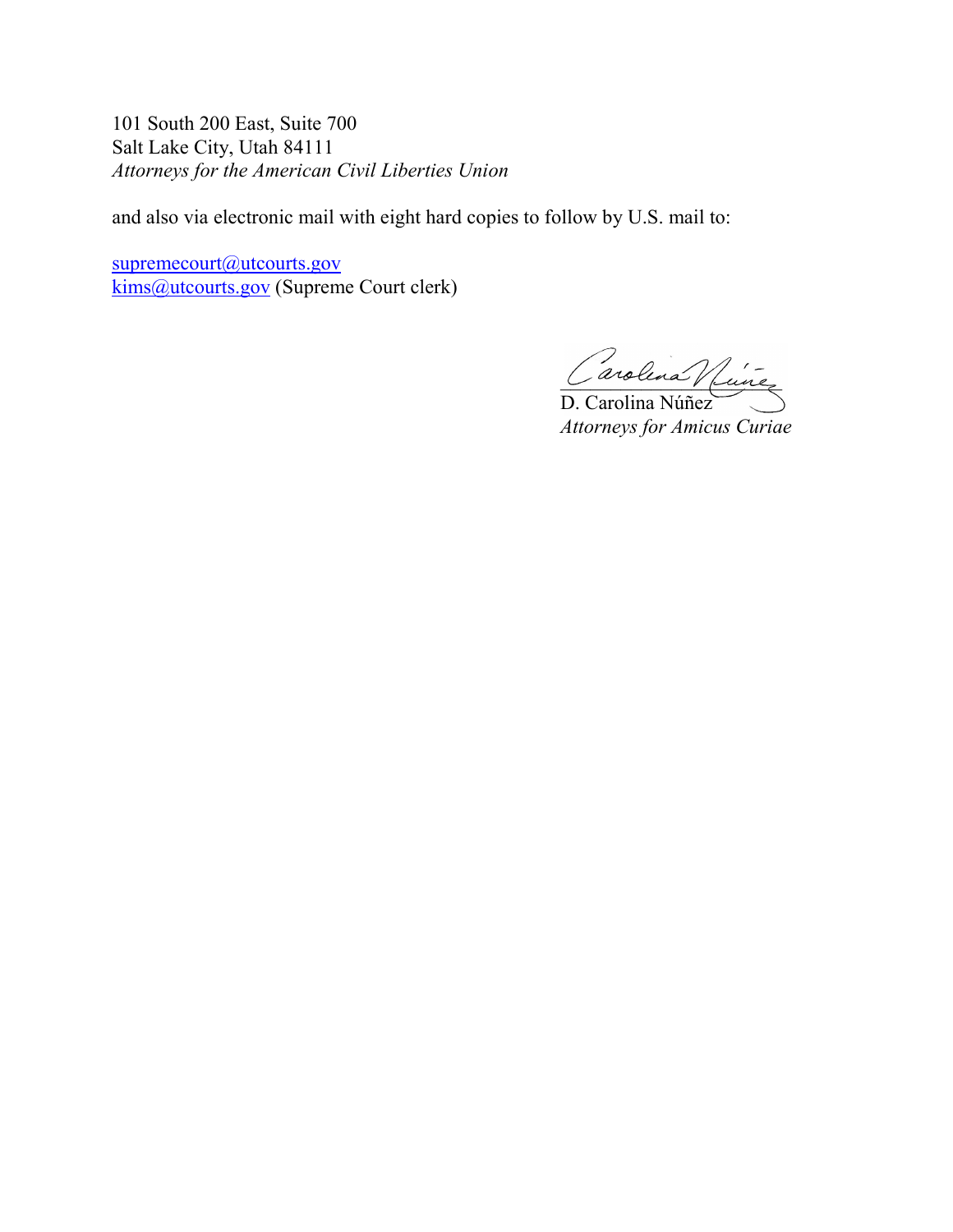101 South 200 East, Suite 700
Salt Lake City, Utah 84111
*Attorneys for the American Civil Liberties Union*

and also via electronic mail with eight hard copies to follow by U.S. mail to:

supremecourt@utcourts.gov
kims@utcourts.gov (Supreme Court clerk)

D. Carolina Núñez
*Attorneys for Amicus Curiae*